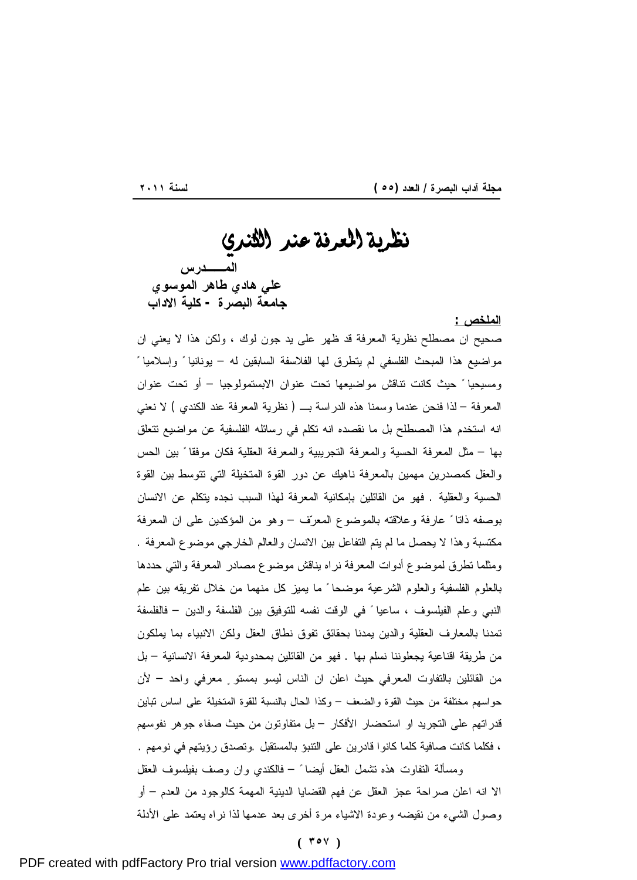# نظرية المعرفة عند الكندي

**المـــــدرس**
**علي هادي طاهر الموسوي**
**جامعة البصرة - كلية الاداب**

**الملخص :**

صحيح ان مصطلح نظرية المعرفة قد ظهر على يد جون لوك ، ولكن هذا لا يعني ان مواضيع هذا المبحث الفلسفي لم يتطرق لها الفلاسفة السابقين له – يونانيا ً وإسلاميا ً ومسيحيا ً حيث كانت تناقش مواضيعها تحت عنوان الابستمولوجيا – أو تحت عنوان المعرفة – لذا فنحن عندما وسمنا هذه الدراسة بـــ ( نظرية المعرفة عند الكندي ) لا نعني انه استخدم هذا المصطلح بل ما نقصده انه تكلم في رسائله الفلسفية عن مواضيع تتعلق بها – مثل المعرفة الحسية والمعرفة التجريبية والمعرفة العقلية فكان موفقا ً بين الحس والعقل كمصدرين مهمين بالمعرفة ناهيك عن دور القوة المتخيلة التي تتوسط بين القوة الحسية والعقلية . فهو من القائلين بإمكانية المعرفة لهذا السبب نجده يتكلم عن الانسان بوصفه ذاتا ً عارفة وعلاقته بالموضوع المعرّف – وهو من المؤكدين على ان المعرفة مكتسبة وهذا لا يحصل ما لم يتم التفاعل بين الانسان والعالم الخارجي موضوع المعرفة . ومثلما تطرق لموضوع أدوات المعرفة نراه يناقش موضوع مصادر المعرفة والتي حددها بالعلوم الفلسفية والعلوم الشرعية موضحا ً ما يميز كل منهما من خلال تفريقه بين علم النبي وعلم الفيلسوف ، ساعيا ً في الوقت نفسه للتوفيق بين الفلسفة والدين – فالفلسفة تمدنا بالمعارف العقلية والدين يمدنا بحقائق تفوق نطاق العقل ولكن الانبياء بما يملكون من طريقة اقناعية يجعلوننا نسلم بها . فهو من القائلين بمحدودية المعرفة الانسانية – بل من القائلين بالتفاوت المعرفي حيث اعلن ان الناس ليسو بمستوٍ معرفي واحد – لأن حواسهم مختلفة من حيث القوة والضعف – وكذا الحال بالنسبة للقوة المتخيلة على اساس تباين قدراتهم على التجريد او استحضار الأفكار – بل متفاوتون من حيث صفاء جوهر نفوسهم ، فكلما كانت صافية كلما كانوا قادرين على التنبؤ بالمستقبل .وتصدق رؤيتهم في نومهم .

ومسألة التفاوت هذه تشمل العقل أيضا ً – فالكندي وان وصف بفيلسوف العقل الا انه اعلن صراحة عجز العقل عن فهم القضايا الدينية المهمة كالوجود من العدم – أو وصول الشيء من نقيضه وعودة الاشياء مرة أخرى بعد عدمها لذا نراه يعتمد على الأدلة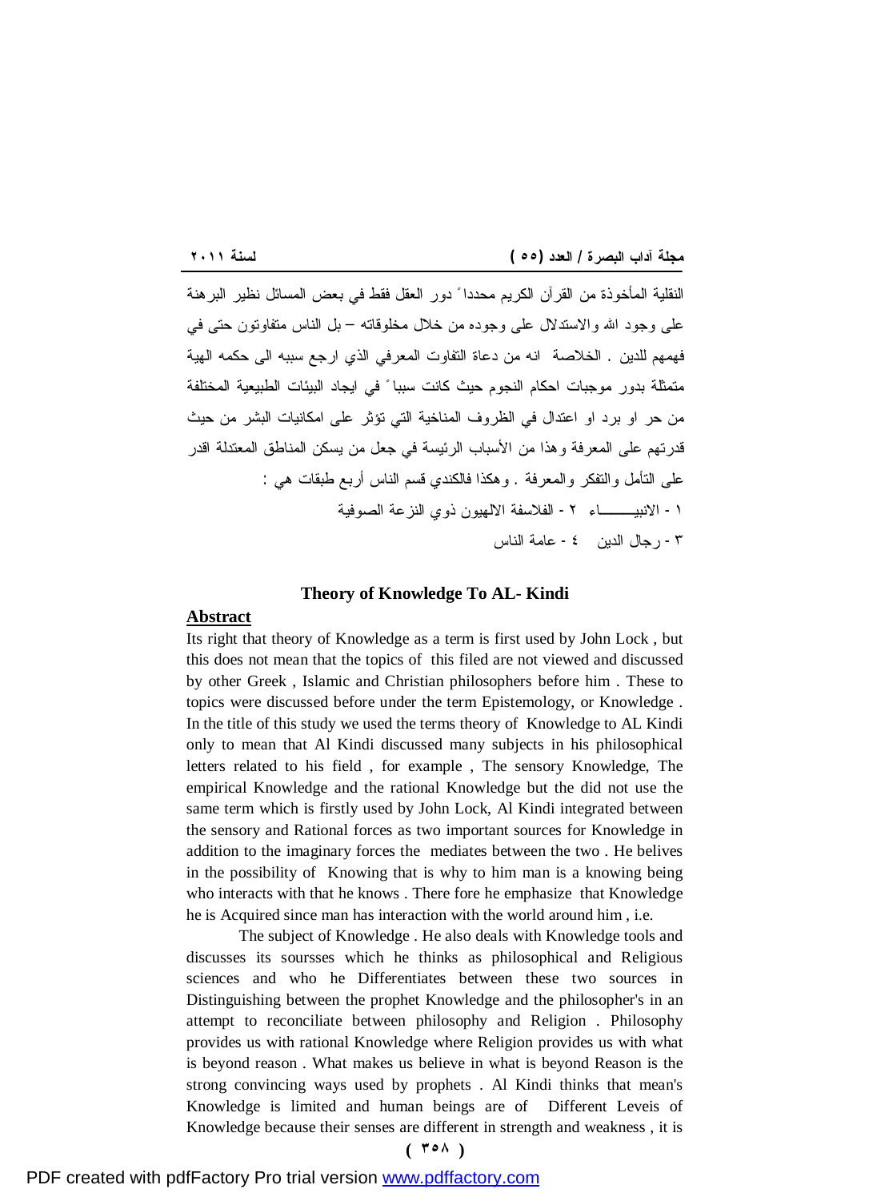النقلية المأخوذة من القرآن الكريم محدداً دور العقل فقط في بعض المسائل نظير البرهنة على وجود الله والاستدلال على وجوده من خلال مخلوقاته – بل الناس متفاوتون حتى في فهمهم للدين . الخلاصة انه من دعاة التفاوت المعرفي الذي ارجع سببه الى حكمه الهية متمثلة بدور موجبات احكام النجوم حيث كانت سبباً في ايجاد البيئات الطبيعية المختلفة من حر او برد او اعتدال في الظروف المناخية التي تؤثر على امكانيات البشر من حيث قدرتهم على المعرفة وهذا من الأسباب الرئيسة في جعل من يسكن المناطق المعتدلة اقدر على التأمل والتفكر والمعرفة . وهكذا فالكندي قسم الناس أربع طبقات هي :

١ - الانبيـــــــاء ٢ - الفلاسفة الالهيون ذوي النزعة الصوفية

٣ - رجال الدين ٤ - عامة الناس

## Theory of Knowledge To AL- Kindi

### Abstract

Its right that theory of Knowledge as a term is first used by John Lock , but this does not mean that the topics of this filed are not viewed and discussed by other Greek , Islamic and Christian philosophers before him . These to topics were discussed before under the term Epistemology, or Knowledge . In the title of this study we used the terms theory of Knowledge to AL Kindi only to mean that Al Kindi discussed many subjects in his philosophical letters related to his field , for example , The sensory Knowledge, The empirical Knowledge and the rational Knowledge but the did not use the same term which is firstly used by John Lock, Al Kindi integrated between the sensory and Rational forces as two important sources for Knowledge in addition to the imaginary forces the mediates between the two . He belives in the possibility of Knowing that is why to him man is a knowing being who interacts with that he knows . There fore he emphasize that Knowledge he is Acquired since man has interaction with the world around him , i.e.

The subject of Knowledge . He also deals with Knowledge tools and discusses its soursses which he thinks as philosophical and Religious sciences and who he Differentiates between these two sources in Distinguishing between the prophet Knowledge and the philosopher's in an attempt to reconciliate between philosophy and Religion . Philosophy provides us with rational Knowledge where Religion provides us with what is beyond reason . What makes us believe in what is beyond Reason is the strong convincing ways used by prophets . Al Kindi thinks that mean's Knowledge is limited and human beings are of Different Leveis of Knowledge because their senses are different in strength and weakness , it is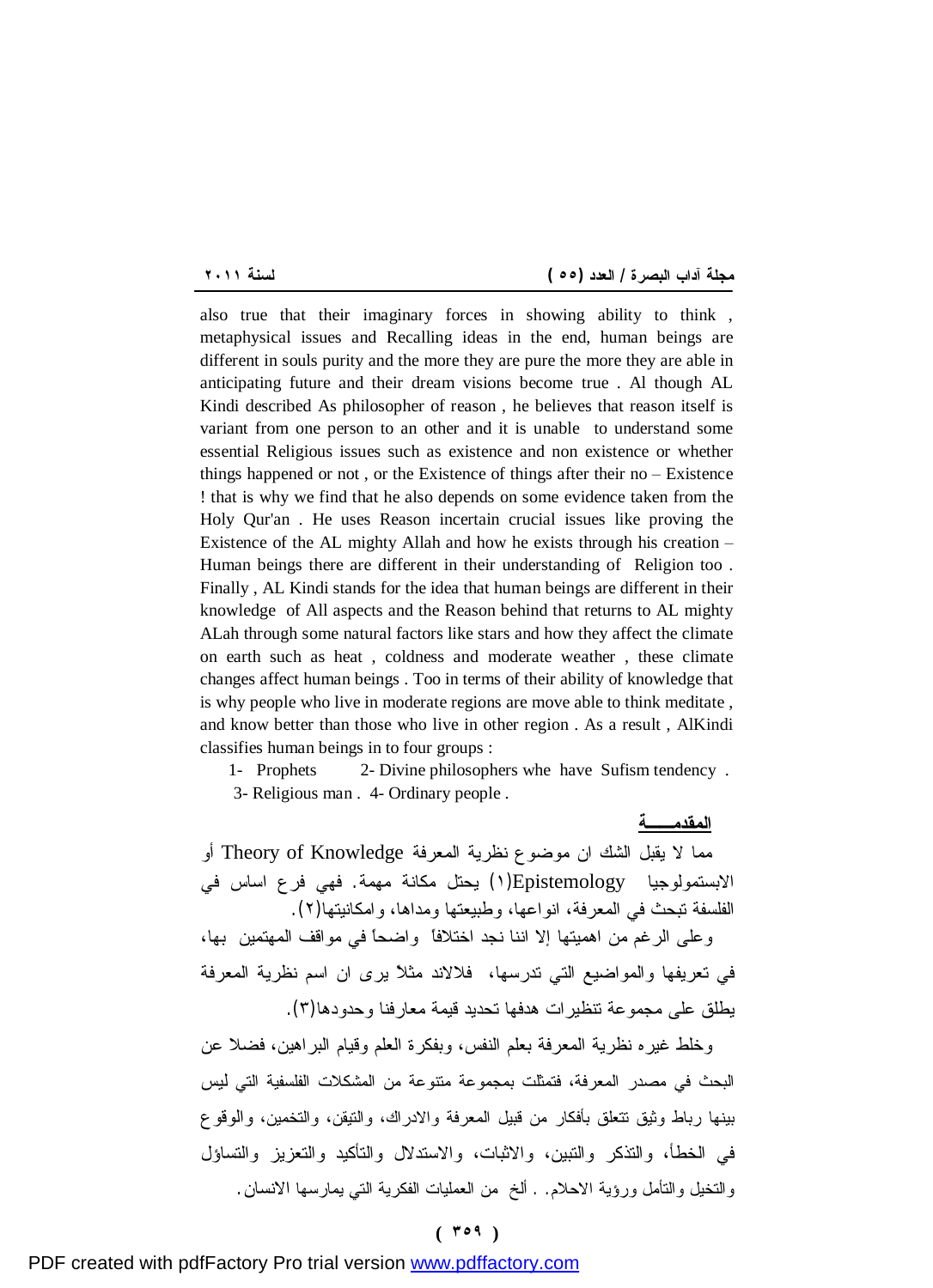also true that their imaginary forces in showing ability to think , metaphysical issues and Recalling ideas in the end, human beings are different in souls purity and the more they are pure the more they are able in anticipating future and their dream visions become true . Al though AL Kindi described As philosopher of reason , he believes that reason itself is variant from one person to an other and it is unable to understand some essential Religious issues such as existence and non existence or whether things happened or not , or the Existence of things after their no – Existence ! that is why we find that he also depends on some evidence taken from the Holy Qur'an . He uses Reason incertain crucial issues like proving the Existence of the AL mighty Allah and how he exists through his creation – Human beings there are different in their understanding of Religion too . Finally , AL Kindi stands for the idea that human beings are different in their knowledge of All aspects and the Reason behind that returns to AL mighty ALah through some natural factors like stars and how they affect the climate on earth such as heat , coldness and moderate weather , these climate changes affect human beings . Too in terms of their ability of knowledge that is why people who live in moderate regions are move able to think meditate , and know better than those who live in other region . As a result , AlKindi classifies human beings in to four groups :

1- Prophets 2- Divine philosophers whe have Sufism tendency .
3- Religious man . 4- Ordinary people .

## المقدمـــــة

مما لا يقبل الشك ان موضوع نظرية المعرفة Theory of Knowledge أو الابستمولوجيا Epistemology(١) يحتل مكانة مهمة. فهي فرع اساس في الفلسفة تبحث في المعرفة، انواعها، وطبيعتها ومداها، وامكانيتها(٢).

وعلى الرغم من اهميتها إلا اننا نجد اختلافاً واضحاً في مواقف المهتمين بها، في تعريفها والمواضيع التي تدرسها، فلالاند مثلاً يرى ان اسم نظرية المعرفة يطلق على مجموعة تنظيرات هدفها تحديد قيمة معارفنا وحدودها(٣).

وخلط غيره نظرية المعرفة بعلم النفس، وبفكرة العلم وقيام البراهين، فضلا عن البحث في مصدر المعرفة، فتمثلت بمجموعة متنوعة من المشكلات الفلسفية التي ليس بينها رباط وثيق تتعلق بأفكار من قبيل المعرفة والادراك، والتيقن، والتخمين، والوقوع في الخطأ، والتذكر والتبين، والاثبات، والاستدلال والتأكيد والتعزيز والتساؤل والتخيل والتأمل ورؤية الاحلام. . ألخ من العمليات الفكرية التي يمارسها الانسان.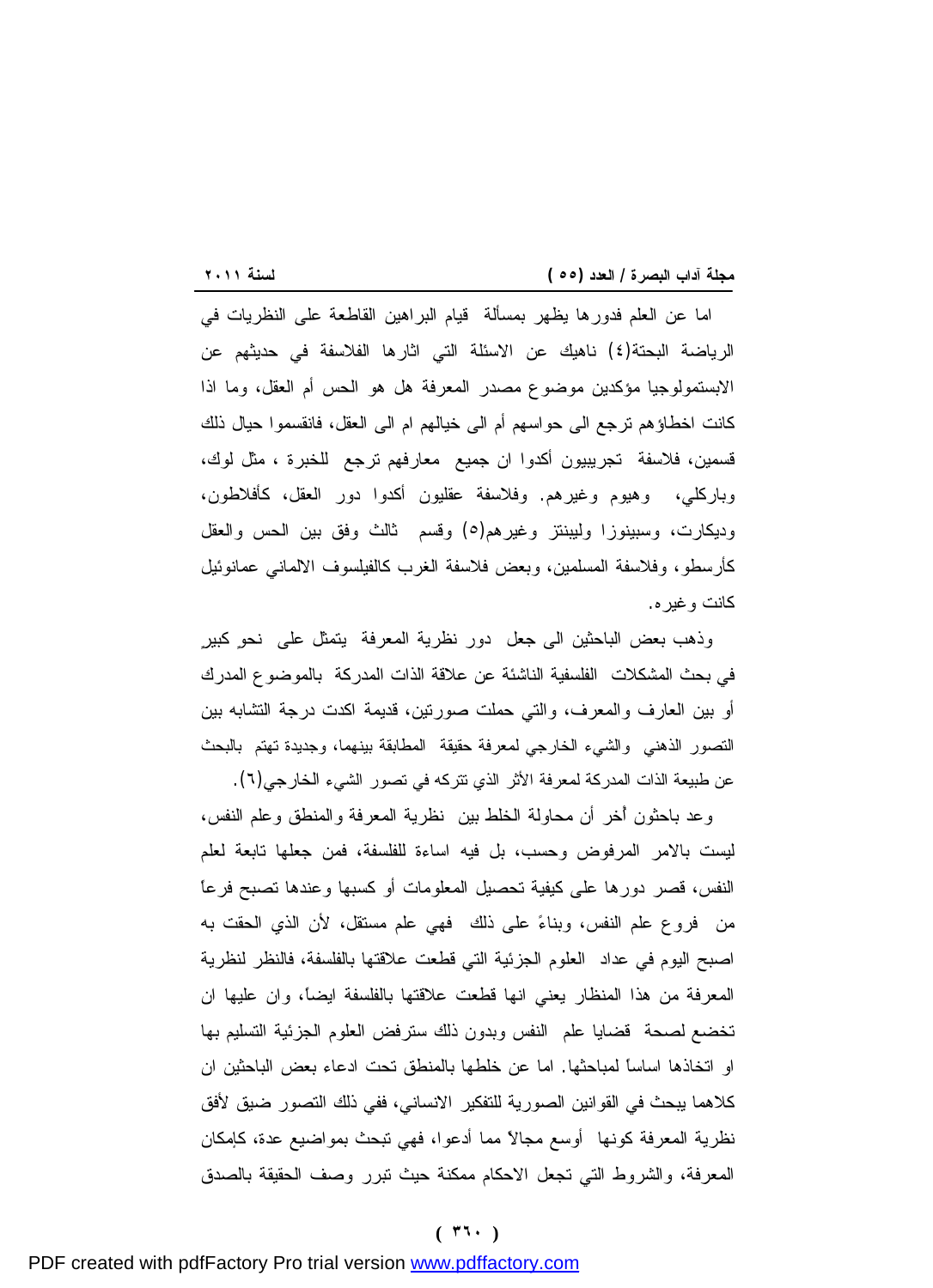اما عن العلم فدورها يظهر بمسألة قيام البراهين القاطعة على النظريات في الرياضة البحتة(٤) ناهيك عن الاسئلة التي اثارها الفلاسفة في حديثهم عن الابستمولوجيا مؤكدين موضوع مصدر المعرفة هل هو الحس أم العقل، وما اذا كانت اخطاؤهم ترجع الى حواسهم أم الى خيالهم ام الى العقل، فانقسموا حيال ذلك قسمين، فلاسفة تجريبيون أكدوا ان جميع معارفهم ترجع للخبرة ، مثل لوك، وباركلي، وهيوم وغيرهم. وفلاسفة عقليون أكدوا دور العقل، كأفلاطون، وديكارت، وسبينوزا وليبنتز وغيرهم(٥) وقسم ثالث وفق بين الحس والعقل كأرسطو، وفلاسفة المسلمين، وبعض فلاسفة الغرب كالفيلسوف الالماني عمانوئيل كانت وغيره.

وذهب بعض الباحثين الى جعل دور نظرية المعرفة يتمثل على نحوٍ كبيرٍ في بحث المشكلات الفلسفية الناشئة عن علاقة الذات المدركة بالموضوع المدرك أو بين العارف والمعرف، والتي حملت صورتين، قديمة اكدت درجة التشابه بين التصور الذهني والشيء الخارجي لمعرفة حقيقة المطابقة بينهما، وجديدة تهتم بالبحث عن طبيعة الذات المدركة لمعرفة الأثر الذي تتركه في تصور الشيء الخارجي(٦).

وعد باحثون أخر أن محاولة الخلط بين نظرية المعرفة والمنطق وعلم النفس، ليست بالامر المرفوض وحسب، بل فيه اساءة للفلسفة، فمن جعلها تابعة لعلم النفس، قصر دورها على كيفية تحصيل المعلومات أو كسبها وعندها تصبح فرعاً من فروع علم النفس، وبناءً على ذلك فهي علم مستقل، لأن الذي الحقت به اصبح اليوم في عداد العلوم الجزئية التي قطعت علاقتها بالفلسفة، فالنظر لنظرية المعرفة من هذا المنظار يعني انها قطعت علاقتها بالفلسفة ايضاً، وان عليها ان تخضع لصحة قضايا علم النفس وبدون ذلك سترفض العلوم الجزئية التسليم بها او اتخاذها اساساً لمباحثها. اما عن خلطها بالمنطق تحت ادعاء بعض الباحثين ان كلاهما يبحث في القوانين الصورية للتفكير الانساني، ففي ذلك التصور ضيق لأفق نظرية المعرفة كونها أوسع مجالاً مما أدعوا، فهي تبحث بمواضيع عدة، كإمكان المعرفة، والشروط التي تجعل الاحكام ممكنة حيث تبرر وصف الحقيقة بالصدق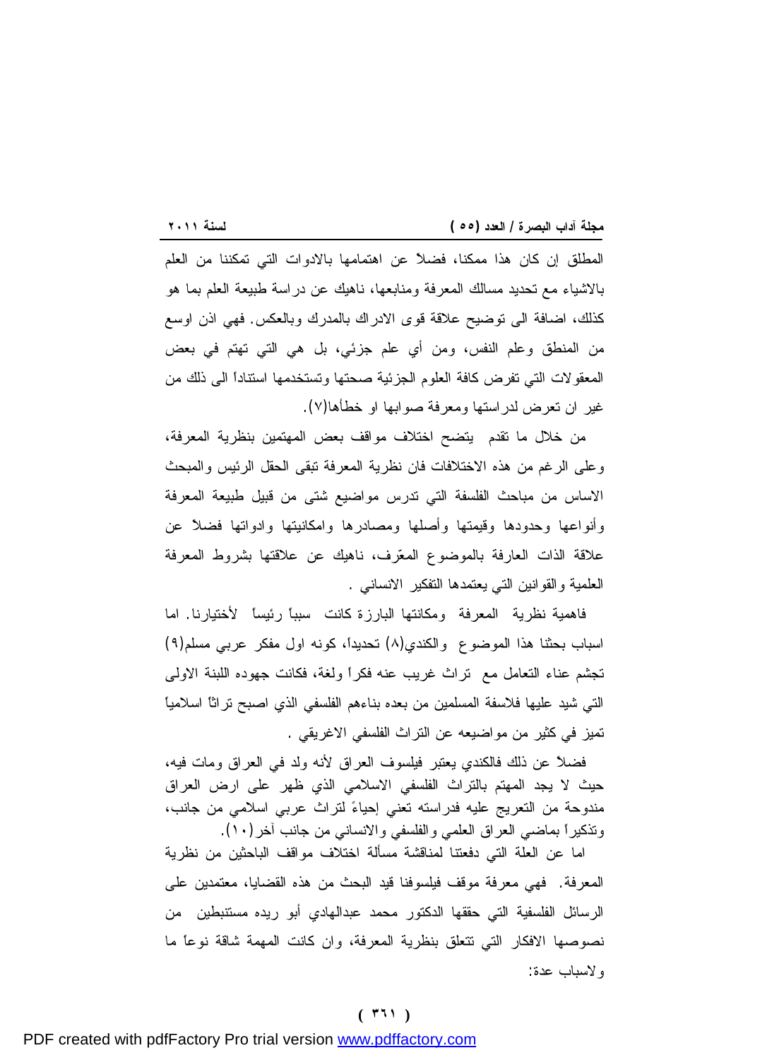المطلق إن كان هذا ممكنا، فضلاً عن اهتمامها بالادوات التي تمكننا من العلم بالاشياء مع تحديد مسالك المعرفة ومنابعها، ناهيك عن دراسة طبيعة العلم بما هو كذلك، اضافة الى توضيح علاقة قوى الادراك بالمدرك وبالعكس. فهي اذن اوسع من المنطق وعلم النفس، ومن أي علم جزئي، بل هي التي تهتم في بعض المعقولات التي تفرض كافة العلوم الجزئية صحتها وتستخدمها استناداً الى ذلك من غير ان تعرض لدراستها ومعرفة صوابها او خطأها(٧).

من خلال ما تقدم يتضح اختلاف مواقف بعض المهتمين بنظرية المعرفة، وعلى الرغم من هذه الاختلافات فان نظرية المعرفة تبقى الحقل الرئيس والمبحث الاساس من مباحث الفلسفة التي تدرس مواضيع شتى من قبيل طبيعة المعرفة وأنواعها وحدودها وقيمتها وأصلها ومصادرها وامكانيتها وادواتها فضلاً عن علاقة الذات العارفة بالموضوع المعرّف، ناهيك عن علاقتها بشروط المعرفة العلمية والقوانين التي يعتمدها التفكير الانساني .

فاهمية نظرية المعرفة ومكانتها البارزة كانت سبباً رئيساً لأختيارنا. اما اسباب بحثنا هذا الموضوع والكندي(٨) تحديداً، كونه اول مفكر عربي مسلم(٩) تجشم عناء التعامل مع تراث غريب عنه فكراً ولغة، فكانت جهوده اللبنة الاولى التي شيد عليها فلاسفة المسلمين من بعده بناءهم الفلسفي الذي اصبح تراثاً اسلامياً تميز في كثير من مواضيعه عن التراث الفلسفي الاغريقي .

فضلاً عن ذلك فالكندي يعتبر فيلسوف العراق لأنه ولد في العراق ومات فيه، حيث لا يجد المهتم بالتراث الفلسفي الاسلامي الذي ظهر على ارض العراق مندوحة من التعريج عليه فدراسته تعني إحياءً لتراث عربي اسلامي من جانب، وتذكيراً بماضي العراق العلمي والفلسفي والانساني من جانب آخر(١٠).

اما عن العلة التي دفعتنا لمناقشة مسألة اختلاف مواقف الباحثين من نظرية المعرفة. فهي معرفة موقف فيلسوفنا قيد البحث من هذه القضايا، معتمدين على الرسائل الفلسفية التي حققها الدكتور محمد عبدالهادي أبو ريده مستنبطين من نصوصها الافكار التي تتعلق بنظرية المعرفة، وان كانت المهمة شاقة نوعاً ما ولاسباب عدة: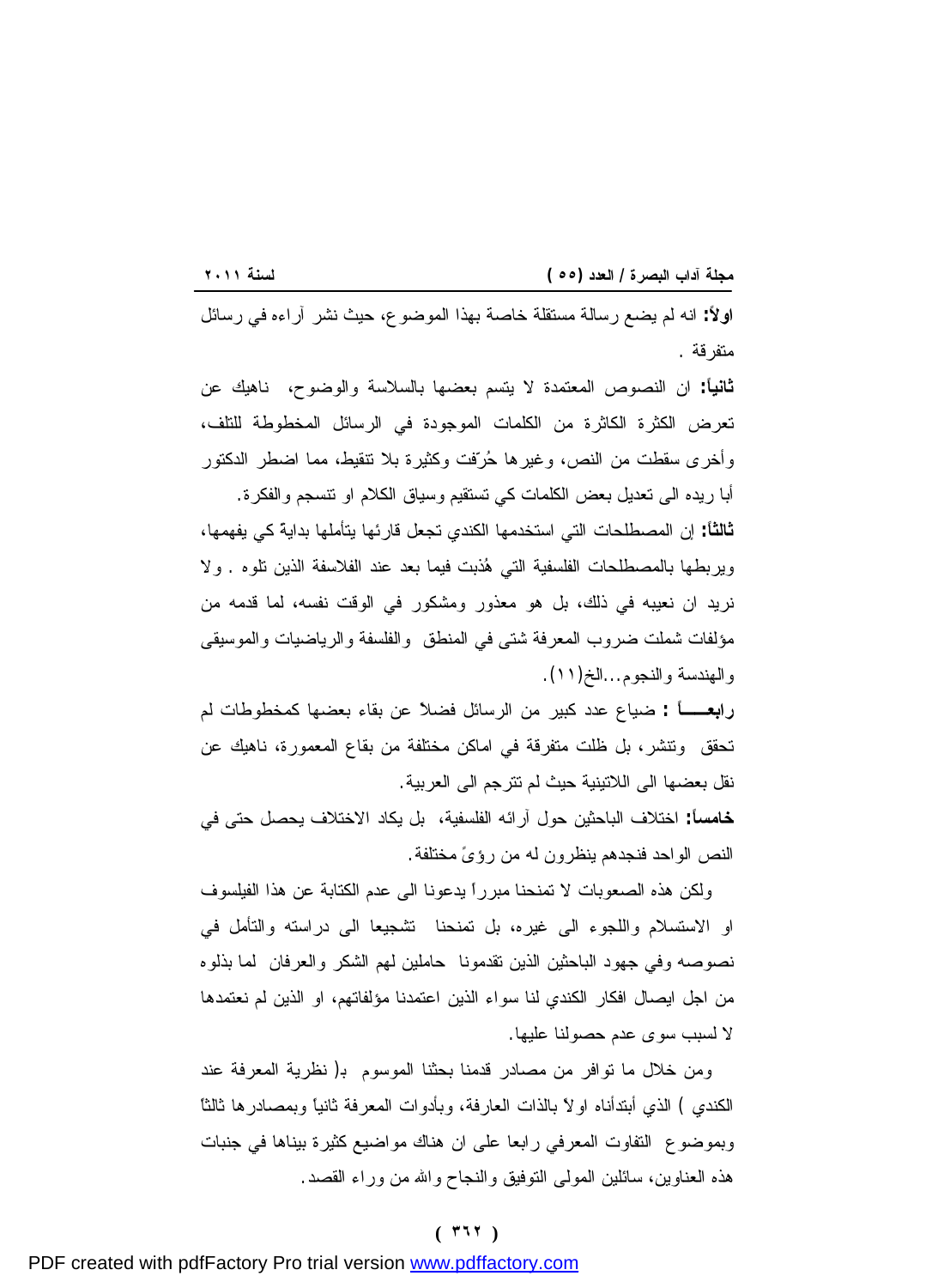**اولاً:** انه لم يضع رسالة مستقلة خاصة بهذا الموضوع، حيث نشر آراءه في رسائل متفرقة .

**ثانياً:** ان النصوص المعتمدة لا يتسم بعضها بالسلاسة والوضوح، ناهيك عن تعرض الكثرة الكاثرة من الكلمات الموجودة في الرسائل المخطوطة للتلف، وأخرى سقطت من النص، وغيرها حُرِّفت وكثيرة بلا تنقيط، مما اضطر الدكتور أبا ريده الى تعديل بعض الكلمات كي تستقيم وسياق الكلام او تنسجم والفكرة.

**ثالثاً:** إن المصطلحات التي استخدمها الكندي تجعل قارئها يتأملها بداية كي يفهمها، ويربطها بالمصطلحات الفلسفية التي هُذبت فيما بعد عند الفلاسفة الذين تلوه . ولا نريد ان نعيبه في ذلك، بل هو معذور ومشكور في الوقت نفسه، لما قدمه من مؤلفات شملت ضروب المعرفة شتى في المنطق والفلسفة والرياضيات والموسيقى والهندسة والنجوم...الخ(١١).

**رابعــاً :** ضياع عدد كبير من الرسائل فضلاً عن بقاء بعضها كمخطوطات لم تحقق وتنشر، بل ظلت متفرقة في اماكن مختلفة من بقاع المعمورة، ناهيك عن نقل بعضها الى اللاتينية حيث لم تترجم الى العربية.

**خامساً:** اختلاف الباحثين حول آرائه الفلسفية، بل يكاد الاختلاف يحصل حتى في النص الواحد فنجدهم ينظرون له من رؤىً مختلفة.

ولكن هذه الصعوبات لا تمنحنا مبرراً يدعونا الى عدم الكتابة عن هذا الفيلسوف او الاستسلام واللجوء الى غيره، بل تمنحنا تشجيعا الى دراسته والتأمل في نصوصه وفي جهود الباحثين الذين تقدمونا حاملين لهم الشكر والعرفان لما بذلوه من اجل ايصال افكار الكندي لنا سواء الذين اعتمدنا مؤلفاتهم، او الذين لم نعتمدها لا لسبب سوى عدم حصولنا عليها.

ومن خلال ما توافر من مصادر قدمنا بحثنا الموسوم بـ( نظرية المعرفة عند الكندي ) الذي أبتدأناه اولاً بالذات العارفة، وبأدوات المعرفة ثانياً وبمصادرها ثالثاً وبموضوع التفاوت المعرفي رابعا على ان هناك مواضيع كثيرة بيناها في جنبات هذه العناوين، سائلين المولى التوفيق والنجاح والله من وراء القصد.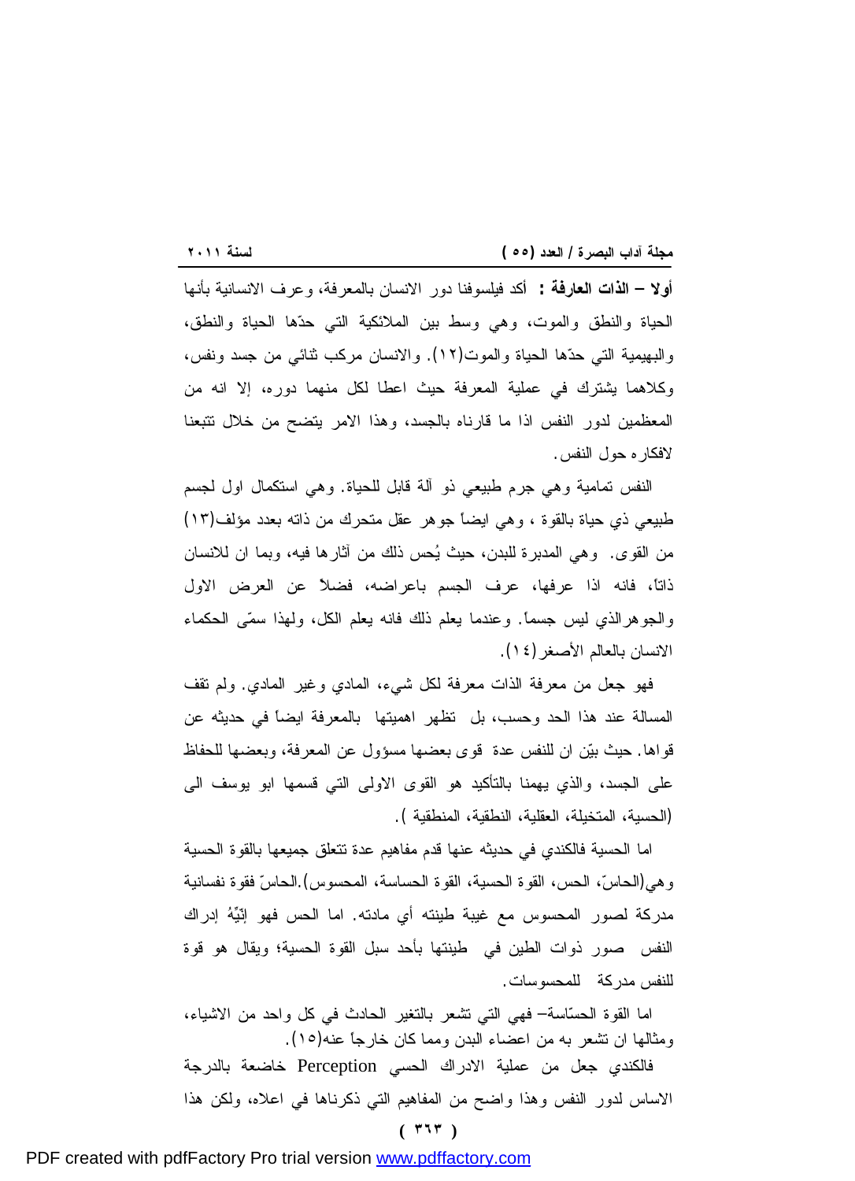**أولا – الذات العارفة :** أكد فيلسوفنا دور الانسان بالمعرفة، وعرف الانسانية بأنها الحياة والنطق والموت، وهي وسط بين الملائكية التي حدّها الحياة والنطق، والبهيمية التي حدّها الحياة والموت(١٢). والانسان مركب ثنائي من جسد ونفس، وكلاهما يشترك في عملية المعرفة حيث اعطا لكل منهما دوره، إلا انه من المعظمين لدور النفس اذا ما قارناه بالجسد، وهذا الامر يتضح من خلال تتبعنا لافكاره حول النفس.

النفس تمامية وهي جرم طبيعي ذو آلة قابل للحياة. وهي استكمال اول لجسم طبيعي ذي حياة بالقوة ، وهي ايضاً جوهر عقل متحرك من ذاته بعدد مؤلف(١٣) من القوى. وهي المدبرة للبدن، حيث يُحس ذلك من آثارها فيه، وبما ان للانسان ذاتاً، فانه اذا عرفها، عرف الجسم باعراضه، فضلاً عن العرض الاول والجوهرالذي ليس جسماً. وعندما يعلم ذلك فانه يعلم الكل، ولهذا سمّى الحكماء الانسان بالعالم الأصغر(١٤).

فهو جعل من معرفة الذات معرفة لكل شيء، المادي وغير المادي. ولم تقف المسالة عند هذا الحد وحسب، بل تظهر اهميتها بالمعرفة ايضاً في حديثه عن قواها. حيث بيّن ان للنفس عدة قوى بعضها مسؤول عن المعرفة، وبعضها للحفاظ على الجسد، والذي يهمنا بالتأكيد هو القوى الاولى التي قسمها ابو يوسف الى (الحسية، المتخيلة، العقلية، النطقية، المنطقية ).

اما الحسية فالكندي في حديثه عنها قدم مفاهيم عدة تتعلق جميعها بالقوة الحسية وهي(الحاسّ، الحس، القوة الحسية، القوة الحساسة، المحسوس).الحاسّ فقوة نفسانية مدركة لصور المحسوس مع غيبة طينته أي مادته. اما الحس فهو إنّيّةُ إدراك النفس صور ذوات الطين في طينتها بأحد سبل القوة الحسية؛ ويقال هو قوة للنفس مدركة للمحسوسات.

اما القوة الحسّاسة– فهي التي تشعر بالتغير الحادث في كل واحد من الاشياء، ومثالها ان تشعر به من اعضاء البدن ومما كان خارجاً عنه(١٥).

فالكندي جعل من عملية الادراك الحسي Perception خاضعة بالدرجة الاساس لدور النفس وهذا واضح من المفاهيم التي ذكرناها في اعلاه، ولكن هذا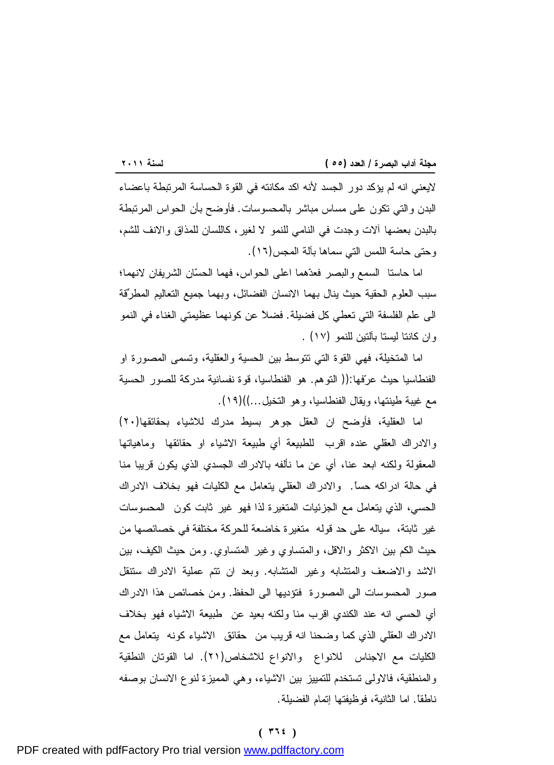لايعني انه لم يؤكد دور الجسد لأنه اكد مكانته في القوة الحساسة المرتبطة باعضاء البدن والتي تكون على مساس مباشر بالمحسوسات. فأوضح بأن الحواس المرتبطة بالبدن بعضها آلات وجدت في النامي للنمو لا لغير، كاللسان للمذاق والانف للشم، وحتى حاسة اللمس التي سماها بآلة المجس(١٦).

اما حاستا السمع والبصر فعدّهما اعلى الحواس، فهما الحسّان الشريفان لانهما؛ سبب العلوم الحقية حيث ينال بهما الانسان الفضائل، وبهما جميع التعاليم المطرّقة الى علم الفلسفة التي تعطي كل فضيلة. فضلاً عن كونهما عظيمتي الغناء في النمو وان كانتا ليستا بآلتين للنمو (١٧) .

اما المتخيلة، فهي القوة التي تتوسط بين الحسية والعقلية، وتسمى المصورة او الفنطاسيا حيث عرّفها:(( التوهم. هو الفنطاسيا، قوة نفسانية مدركة للصور الحسية مع غيبة طينتها، ويقال الفنطاسيا، وهو التخيل...))(١٩).

اما العقلية، فأوضح ان العقل جوهر بسيط مدرك للاشياء بحقائقها(٢٠) والادراك العقلي عنده اقرب للطبيعة أي طبيعة الاشياء او حقائقها وماهياتها المعقولة ولكنه ابعد عنا، أي عن ما نألفه بالادراك الجسدي الذي يكون قريبا منا في حالة ادراكه حساً. والادراك العقلي يتعامل مع الكليات فهو بخلاف الادراك الحسي، الذي يتعامل مع الجزئيات المتغيرة لذا فهو غير ثابت كون المحسوسات غير ثابتة، سياله على حد قوله متغيرة خاضعة للحركة مختلفة في خصائصها من حيث الكم بين الاكثر والاقل، والمتساوي وغير المتساوي. ومن حيث الكيف، بين الاشد والاضعف والمتشابه وغير المتشابه. وبعد ان تتم عملية الادراك ستنقل صور المحسوسات الى المصورة فتؤديها الى الحفظ. ومن خصائص هذا الادراك أي الحسي انه عند الكندي اقرب منا ولكنه بعيد عن طبيعة الاشياء فهو بخلاف الادراك العقلي الذي كما وضحنا انه قريب من حقائق الاشياء كونه يتعامل مع الكليات مع الاجناس للانواع والانواع للاشخاص(٢١). اما القوتان النطقية والمنطقية، فالاولى تستخدم للتمييز بين الاشياء، وهي المميزة لنوع الانسان بوصفه ناطقاً. اما الثانية، فوظيفتها إتمام الفضيلة.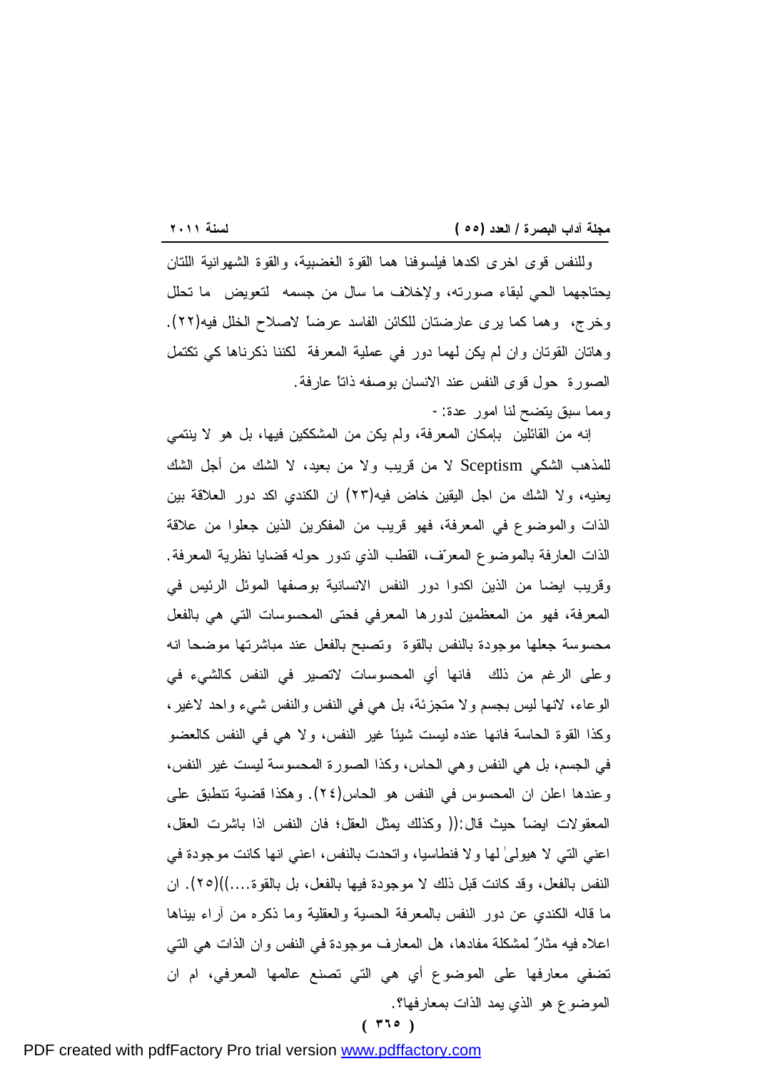وللنفس قوى اخرى اكدها فيلسوفنا هما القوة الغضبية، والقوة الشهوانية اللتان يحتاجهما الحي لبقاء صورته، ولإخلاف ما سال من جسمه لتعويض ما تحلل وخرج، وهما كما يرى عارضتان للكائن الفاسد عرضاً لاصلاح الخلل فيه(٢٢). وهاتان القوتان وان لم يكن لهما دور في عملية المعرفة لكننا ذكرناها كي تكتمل الصورة حول قوى النفس عند الانسان بوصفه ذاتاً عارفة.

ومما سبق يتضح لنا امور عدة: -

إنه من القائلين بإمكان المعرفة، ولم يكن من المشككين فيها، بل هو لا ينتمي للمذهب الشكي Sceptism لا من قريب ولا من بعيد، لا الشك من أجل الشك يعنيه، ولا الشك من اجل اليقين خاض فيه(٢٣) ان الكندي اكد دور العلاقة بين الذات والموضوع في المعرفة، فهو قريب من المفكرين الذين جعلوا من علاقة الذات العارفة بالموضوع المعرّف، القطب الذي تدور حوله قضايا نظرية المعرفة. وقريب ايضا من الذين اكدوا دور النفس الانسانية بوصفها الموئل الرئيس في المعرفة، فهو من المعظمين لدورها المعرفي فحتى المحسوسات التي هي بالفعل محسوسة جعلها موجودة بالنفس بالقوة وتصبح بالفعل عند مباشرتها موضحا انه وعلى الرغم من ذلك فانها أي المحسوسات لاتصير في النفس كالشيء في الوعاء، لانها ليس بجسم ولا متجزئة، بل هي في النفس والنفس شيء واحد لاغير، وكذا القوة الحاسة فانها عنده ليست شيئاً غير النفس، ولا هي في النفس كالعضو في الجسم، بل هي النفس وهي الحاس، وكذا الصورة المحسوسة ليست غير النفس، وعندها اعلن ان المحسوس في النفس هو الحاس(٢٤). وهكذا قضية تنطبق على المعقولات ايضاً حيث قال:(( وكذلك يمثل العقل؛ فان النفس اذا باشرت العقل، اعني التي لا هيولىٰ لها ولا فنطاسيا، واتحدت بالنفس، اعني انها كانت موجودة في النفس بالفعل، وقد كانت قبل ذلك لا موجودة فيها بالفعل، بل بالقوة....))(٢٥). ان ما قاله الكندي عن دور النفس بالمعرفة الحسية والعقلية وما ذكره من آراء بيناها اعلاه فيه مثارٌ لمشكلة مفادها، هل المعارف موجودة في النفس وان الذات هي التي تضفي معارفها على الموضوع أي هي التي تصنع عالمها المعرفي، ام ان الموضوع هو الذي يمد الذات بمعارفها؟.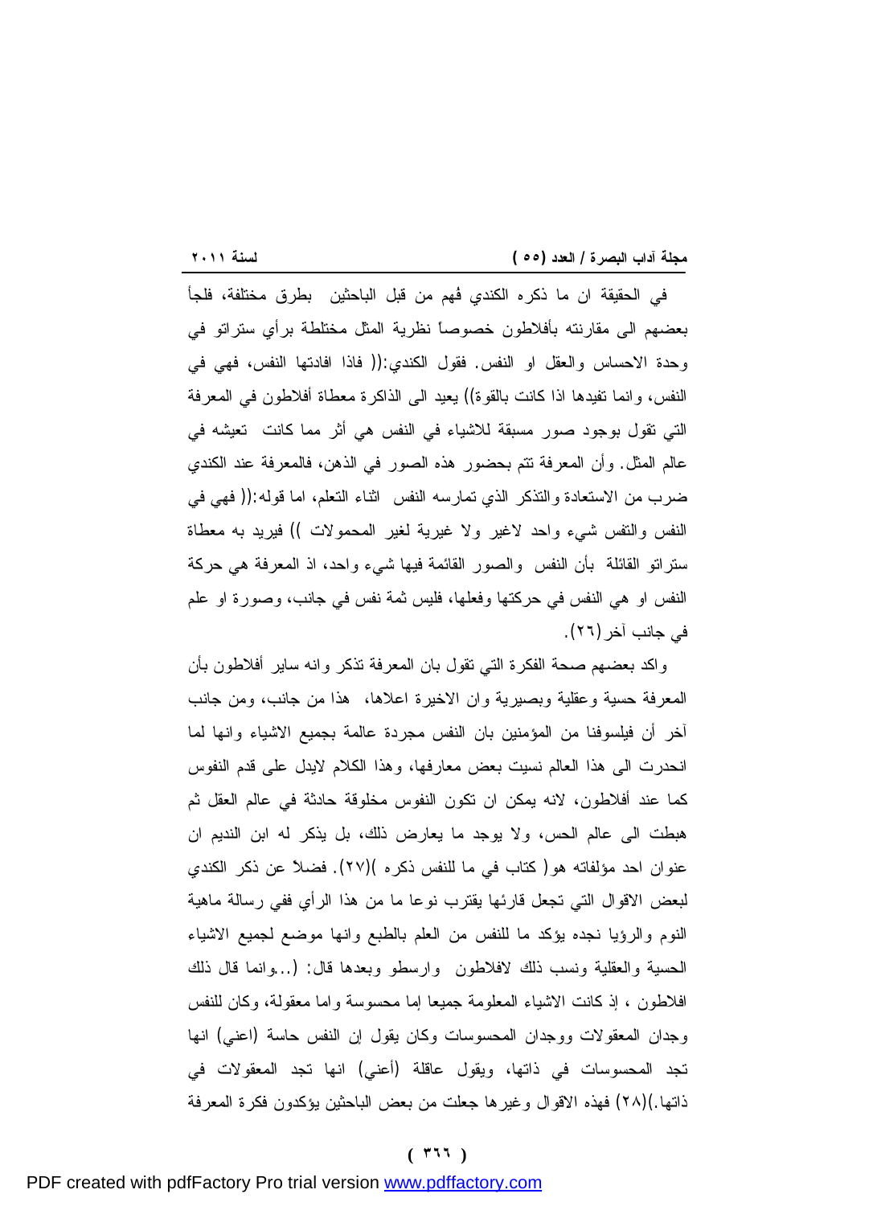في الحقيقة ان ما ذكره الكندي فُهم من قبل الباحثين بطرق مختلفة، فلجأ بعضهم الى مقارنته بأفلاطون خصوصاً نظرية المثل مختلطة برأي ستراتو في وحدة الاحساس والعقل او النفس. فقول الكندي:(( فاذا افادتها النفس، فهي في النفس، وانما تفيدها اذا كانت بالقوة)) يعيد الى الذاكرة معطاة أفلاطون في المعرفة التي تقول بوجود صور مسبقة للاشياء في النفس هي أثر مما كانت تعيشه في عالم المثل. وأن المعرفة تتم بحضور هذه الصور في الذهن، فالمعرفة عند الكندي ضرب من الاستعادة والتذكر الذي تمارسه النفس اثناء التعلم، اما قوله:(( فهي في النفس والنفس شيء واحد لاغير ولا غيرية لغير المحمولات )) فيريد به معطاة ستراتو القائلة بأن النفس والصور القائمة فيها شيء واحد، اذ المعرفة هي حركة النفس او هي النفس في حركتها وفعلها، فليس ثمة نفس في جانب، وصورة او علم في جانب آخر(٢٦).

واكد بعضهم صحة الفكرة التي تقول بان المعرفة تذكر وانه ساير أفلاطون بأن المعرفة حسية وعقلية وبصيرية وان الاخيرة اعلاها، هذا من جانب، ومن جانب آخر أن فيلسوفنا من المؤمنين بان النفس مجردة عالمة بجميع الاشياء وانها لما انحدرت الى هذا العالم نسيت بعض معارفها، وهذا الكلام لايدل على قدم النفوس كما عند أفلاطون، لانه يمكن ان تكون النفوس مخلوقة حادثة في عالم العقل ثم هبطت الى عالم الحس، ولا يوجد ما يعارض ذلك، بل يذكر له ابن النديم ان عنوان احد مؤلفاته هو( كتاب في ما للنفس ذكره )(٢٧). فضلاً عن ذكر الكندي لبعض الاقوال التي تجعل قارئها يقترب نوعا ما من هذا الرأي ففي رسالة ماهية النوم والرؤيا نجده يؤكد ما للنفس من العلم بالطبع وانها موضع لجميع الاشياء الحسية والعقلية ونسب ذلك لافلاطون وارسطو وبعدها قال: (...وانما قال ذلك افلاطون ، إذ كانت الاشياء المعلومة جميعا إما محسوسة واما معقولة، وكان للنفس وجدان المعقولات ووجدان المحسوسات وكان يقول إن النفس حاسة (اعني) انها تجد المحسوسات في ذاتها، ويقول عاقلة (أعني) انها تجد المعقولات في ذاتها.)(٢٨) فهذه الاقوال وغيرها جعلت من بعض الباحثين يؤكدون فكرة المعرفة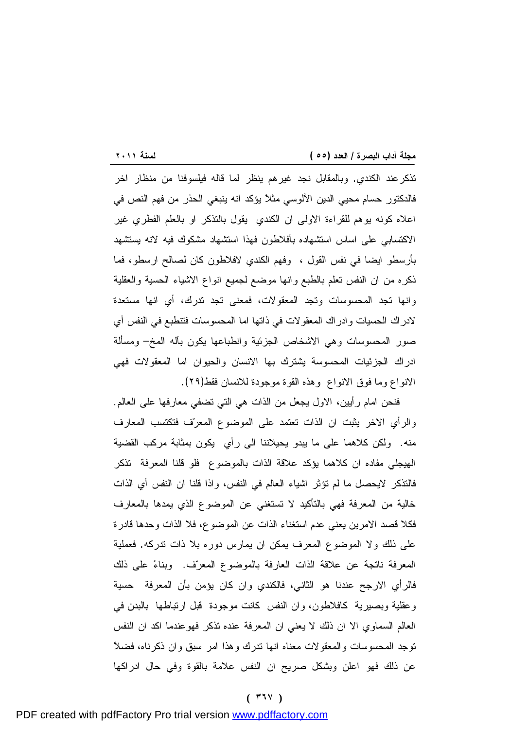تذكر عند الكندي. وبالمقابل نجد غيرهم ينظر لما قاله فيلسوفنا من منظار اخر فالدكتور حسام محيي الدين الآلوسي مثلاً يؤكد انه ينبغي الحذر من فهم النص في اعلاه كونه يوهم للقراءة الاولى ان الكندي يقول بالتذكر او بالعلم الفطري غير الاكتسابي على اساس استشهاده بأفلاطون فهذا استشهاد مشكوك فيه لانه يستشهد بأرسطو ايضا في نفس القول ، وفهم الكندي لافلاطون كان لصالح ارسطو، فما ذكره من ان النفس تعلم بالطبع وانها موضع لجميع انواع الاشياء الحسية والعقلية وانها تجد المحسوسات وتجد المعقولات، فمعنى تجد تدرك، أي انها مستعدة لادراك الحسيات وادراك المعقولات في ذاتها اما المحسوسات فتنطبع في النفس أي صور المحسوسات وهي الاشخاص الجزئية وانطباعها يكون بآله المخ- ومسألة ادراك الجزئيات المحسوسة يشترك بها الانسان والحيوان اما المعقولات فهي الانواع وما فوق الانواع وهذه القوة موجودة للانسان فقط(٢٩).

فنحن امام رأيين، الاول يجعل من الذات هي التي تضفي معارفها على العالم. والرأي الاخر يثبت ان الذات تعتمد على الموضوع المعرّف فتكتسب المعارف منه. ولكن كلاهما على ما يبدو يحيلاننا الى رأي يكون بمثابة مركب القضية الهيجلي مفاده ان كلاهما يؤكد علاقة الذات بالموضوع فلو قلنا المعرفة تذكر فالتذكر لايحصل ما لم تؤثر اشياء العالم في النفس، واذا قلنا ان النفس أي الذات خالية من المعرفة فهي بالتأكيد لا تستغني عن الموضوع الذي يمدها بالمعارف فكلا قصد الامرين يعني عدم استغناء الذات عن الموضوع، فلا الذات وحدها قادرة على ذلك ولا الموضوع المعرف يمكن ان يمارس دوره بلا ذات تدركه. فعملية المعرفة ناتجة عن علاقة الذات العارفة بالموضوع المعرّف. وبناءً على ذلك فالرأي الارجح عندنا هو الثاني، فالكندي وان كان يؤمن بأن المعرفة حسية وعقلية وبصيرية كافلاطون، وان النفس كانت موجودة قبل ارتباطها بالبدن في العالم السماوي الا ان ذلك لا يعني ان المعرفة عنده تذكر فهوعندما اكد ان النفس توجد المحسوسات والمعقولات معناه انها تدرك وهذا امر سبق وان ذكرناه، فضلاً عن ذلك فهو اعلن وبشكل صريح ان النفس علامة بالقوة وفي حال ادراكها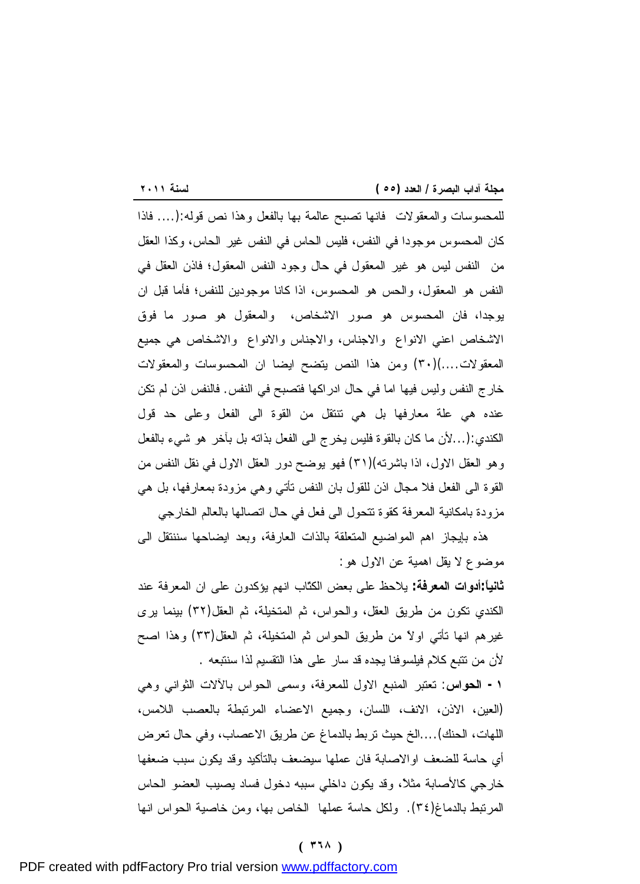للمحسوسات والمعقولات فانها تصبح عالمة بها بالفعل وهذا نص قوله:(.... فاذا كان المحسوس موجودا في النفس، فليس الحاس في النفس غير الحاس، وكذا العقل من النفس ليس هو غير المعقول في حال وجود النفس المعقول؛ فاذن العقل في النفس هو المعقول، والحس هو المحسوس، اذا كانا موجودين للنفس؛ فأما قبل ان يوجدا، فان المحسوس هو صور الاشخاص، والمعقول هو صور ما فوق الاشخاص اعني الانواع والاجناس، والاجناس والانواع والاشخاص هي جميع المعقولات....)(٣٠) ومن هذا النص يتضح ايضا ان المحسوسات والمعقولات خارج النفس وليس فيها اما في حال ادراكها فتصبح في النفس. فالنفس اذن لم تكن عنده هي علة معارفها بل هي تنتقل من القوة الى الفعل وعلى حد قول الكندي:(...لأن ما كان بالقوة فليس يخرج الى الفعل بذاته بل بآخر هو شيء بالفعل وهو العقل الاول، اذا باشرته)(٣١) فهو يوضح دور العقل الاول في نقل النفس من القوة الى الفعل فلا مجال اذن للقول بان النفس تأتي وهي مزودة بمعارفها، بل هي مزودة بامكانية المعرفة كقوة تتحول الى فعل في حال اتصالها بالعالم الخارجي

هذه بايجاز اهم المواضيع المتعلقة بالذات العارفة، وبعد ايضاحها سننتقل الى موضوع لا يقل اهمية عن الاول هو:

**ثانياً:أدوات المعرفة:** يلاحظ على بعض الكتّاب انهم يؤكدون على ان المعرفة عند الكندي تكون من طريق العقل، والحواس، ثم المتخيلة، ثم العقل(٣٢) بينما يرى غيرهم انها تأتي اولاً من طريق الحواس ثم المتخيلة، ثم العقل(٣٣) وهذا اصح لأن من تتبع كلام فيلسوفنا يجده قد سار على هذا التقسيم لذا سنتبعه .

**١ - الحواس**: تعتبر المنبع الاول للمعرفة، وسمى الحواس بالآلات الثواني وهي (العين، الاذن، الانف، اللسان، وجميع الاعضاء المرتبطة بالعصب اللامس، اللهات، الحنك)....الخ حيث تربط بالدماغ عن طريق الاعصاب، وفي حال تعرض أي حاسة للضعف اوالاصابة فان عملها سيضعف بالتأكيد وقد يكون سبب ضعفها خارجي كالأصابة مثلا، وقد يكون داخلي سببه دخول فساد يصيب العضو الحاس المرتبط بالدماغ(٣٤). ولكل حاسة عملها الخاص بها، ومن خاصية الحواس انها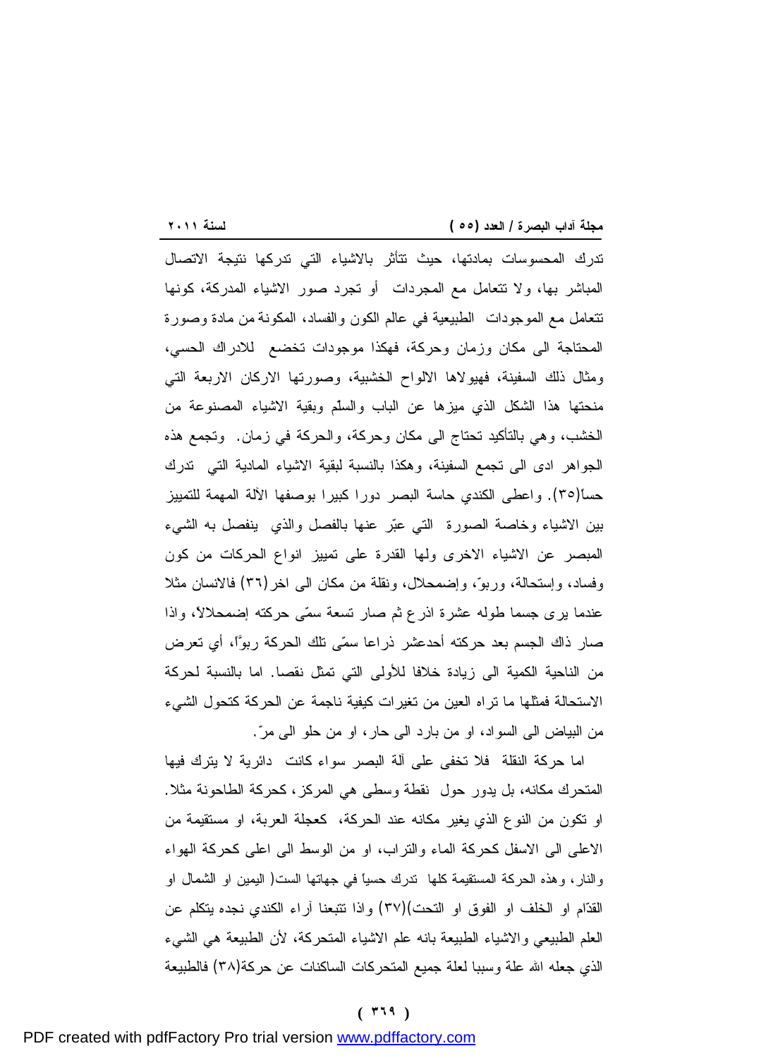تدرك المحسوسات بمادتها، حيث تتأثر بالاشياء التي تدركها نتيجة الاتصال المباشر بها، ولا تتعامل مع المجردات أو تجرد صور الاشياء المدركة، كونها تتعامل مع الموجودات الطبيعية في عالم الكون والفساد، المكونة من مادة وصورة المحتاجة الى مكان وزمان وحركة، فهكذا موجودات تخضع للادراك الحسي، ومثال ذلك السفينة، فهيولاها الالواح الخشبية، وصورتها الاركان الاربعة التي منحتها هذا الشكل الذي ميزها عن الباب والسلّم وبقية الاشياء المصنوعة من الخشب، وهي بالتأكيد تحتاج الى مكان وحركة، والحركة في زمان. وتجمع هذه الجواهر ادى الى تجمع السفينة، وهكذا بالنسبة لبقية الاشياء المادية التي تدرك حساً(٣٥). واعطى الكندي حاسة البصر دورا كبيرا بوصفها الآلة المهمة للتمييز بين الاشياء وخاصة الصورة التي عبّر عنها بالفصل والذي ينفصل به الشيء المبصر عن الاشياء الاخرى ولها القدرة على تمييز انواع الحركات من كون وفساد، وإستحالة، وربوّ، وإضمحلال، ونقلة من مكان الى اخر(٣٦) فالانسان مثلا عندما يرى جسما طوله عشرة اذرع ثم صار تسعة سمّى حركته إضمحلالاً، واذا صار ذاك الجسم بعد حركته أحدعشر ذراعا سمّى تلك الحركة ربوًّا، أي تعرض من الناحية الكمية الى زيادة خلافا للأولى التي تمثل نقصا. اما بالنسبة لحركة الاستحالة فمثلها ما تراه العين من تغيرات كيفية ناجمة عن الحركة كتحول الشيء من البياض الى السواد، او من بارد الى حار، او من حلو الى مرّ.

اما حركة النقلة فلا تخفى على آلة البصر سواء كانت دائرية لا يترك فيها المتحرك مكانه، بل يدور حول نقطة وسطى هي المركز، كحركة الطاحونة مثلا. او تكون من النوع الذي يغير مكانه عند الحركة، كعجلة العربة، او مستقيمة من الاعلى الى الاسفل كحركة الماء والتراب، او من الوسط الى اعلى كحركة الهواء والنار، وهذه الحركة المستقيمة كلها تدرك حسياً في جهاتها الست( اليمين او الشمال او القدّام او الخلف او الفوق او التحت)(٣٧) واذا تتبعنا آراء الكندي نجده يتكلم عن العلم الطبيعي والاشياء الطبيعة بانه علم الاشياء المتحركة، لأن الطبيعة هي الشيء الذي جعله الله علة وسببا لعلة جميع المتحركات الساكنات عن حركة(٣٨) فالطبيعة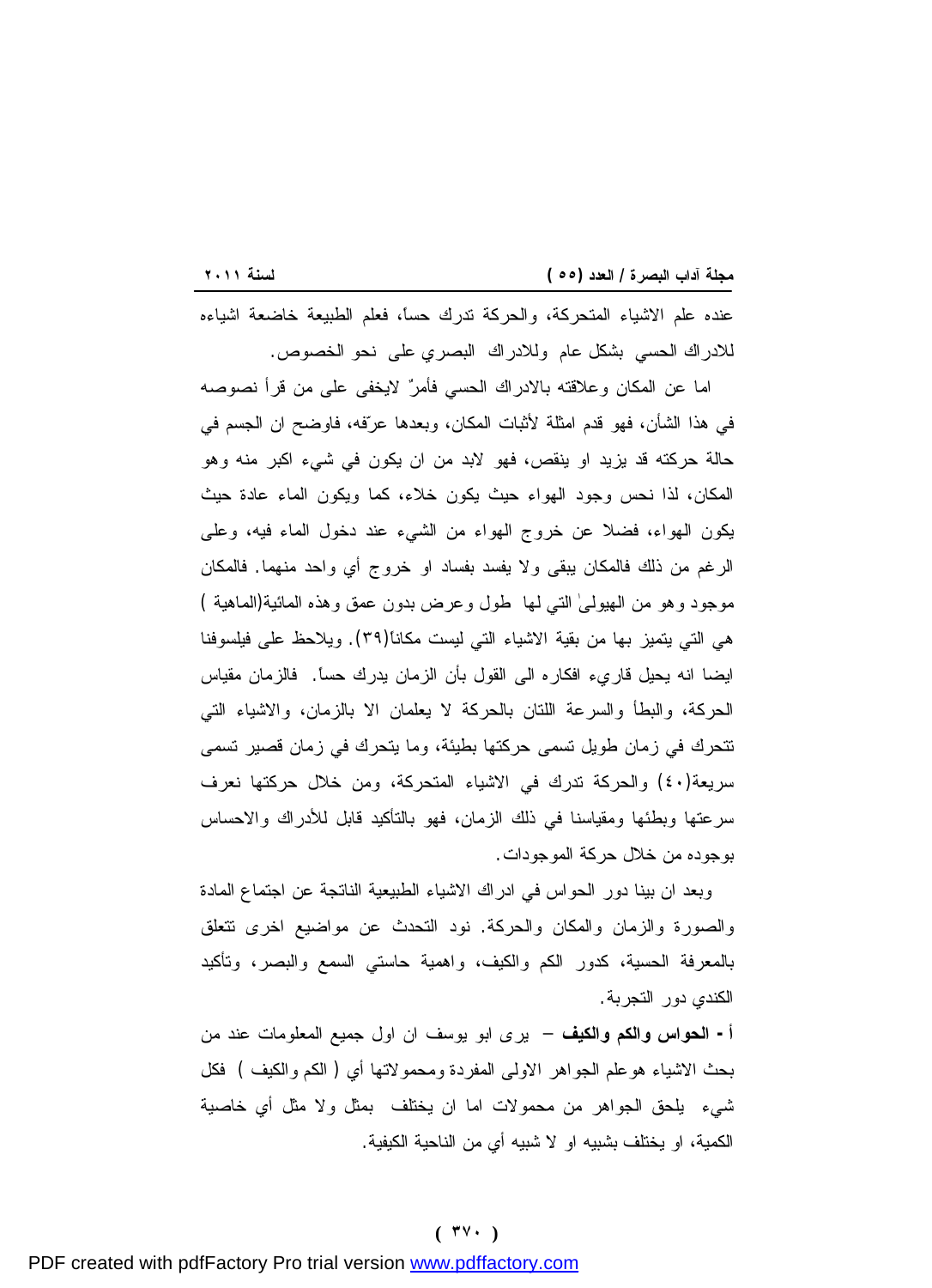عنده علم الاشياء المتحركة، والحركة تدرك حساً، فعلم الطبيعة خاضعة اشياءه للادراك الحسي بشكل عام وللادراك البصري على نحو الخصوص.

اما عن المكان وعلاقته بالادراك الحسي فأمرٌ لايخفى على من قرأ نصوصه في هذا الشأن، فهو قدم امثلة لأثبات المكان، وبعدها عرّفه، فاوضح ان الجسم في حالة حركته قد يزيد او ينقص، فهو لابد من ان يكون في شيء اكبر منه وهو المكان، لذا نحس وجود الهواء حيث يكون خلاء، كما ويكون الماء عادة حيث يكون الهواء، فضلا عن خروج الهواء من الشيء عند دخول الماء فيه، وعلى الرغم من ذلك فالمكان يبقى ولا يفسد بفساد او خروج أي واحد منهما. فالمكان موجود وهو من الهيولىٰ التي لها طول وعرض بدون عمق وهذه المائية(الماهية ) هي التي يتميز بها من بقية الاشياء التي ليست مكاناً(٣٩). ويلاحظ على فيلسوفنا ايضا انه يحيل قاريء افكاره الى القول بأن الزمان يدرك حساً. فالزمان مقياس الحركة، والبطأ والسرعة اللتان بالحركة لا يعلمان الا بالزمان، والاشياء التي تتحرك في زمان طويل تسمى حركتها بطيئة، وما يتحرك في زمان قصير تسمى سريعة(٤٠) والحركة تدرك في الاشياء المتحركة، ومن خلال حركتها نعرف سرعتها وبطئها ومقياسنا في ذلك الزمان، فهو بالتأكيد قابل للأدراك والاحساس بوجوده من خلال حركة الموجودات.

وبعد ان بينا دور الحواس في ادراك الاشياء الطبيعية الناتجة عن اجتماع المادة والصورة والزمان والمكان والحركة. نود التحدث عن مواضيع اخرى تتعلق بالمعرفة الحسية، كدور الكم والكيف، واهمية حاستي السمع والبصر، وتأكيد الكندي دور التجربة.

**أ - الحواس والكم والكيف** – يرى ابو يوسف ان اول جميع المعلومات عند من بحث الاشياء هوعلم الجواهر الاولى المفردة ومحمولاتها أي ( الكم والكيف ) فكل شيء يلحق الجواهر من محمولات اما ان يختلف بمثل ولا مثل أي خاصية الكمية، او يختلف بشبيه او لا شبيه أي من الناحية الكيفية.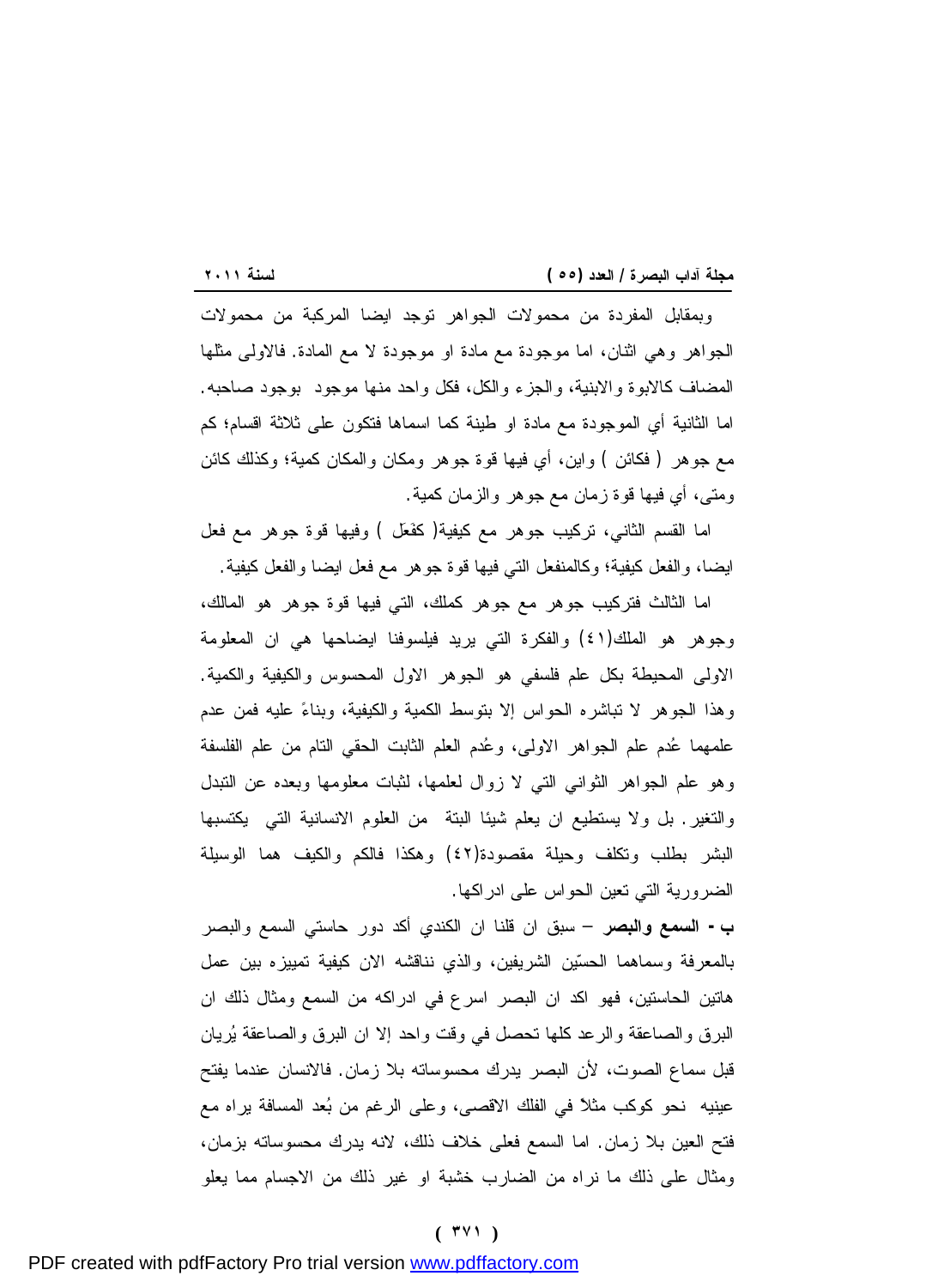وبمقابل المفردة من محمولات الجواهر توجد ايضا المركبة من محمولات الجواهر وهي اثنان، اما موجودة مع مادة او موجودة لا مع المادة. فالاولى مثلها المضاف كالابوة والابنية، والجزء والكل، فكل واحد منها موجود بوجود صاحبه. اما الثانية أي الموجودة مع مادة او طينة كما اسماها فتكون على ثلاثة اقسام؛ كم مع جوهر ( فكائن ) واين، أي فيها قوة جوهر ومكان والمكان كمية؛ وكذلك كائن ومتى، أي فيها قوة زمان مع جوهر والزمان كمية.

اما القسم الثاني، تركيب جوهر مع كيفية( كفَعَل ) وفيها قوة جوهر مع فعل ايضا، والفعل كيفية؛ وكالمنفعل التي فيها قوة جوهر مع فعل ايضا والفعل كيفية.

اما الثالث فتركيب جوهر مع جوهر كملك، التي فيها قوة جوهر هو المالك، وجوهر هو الملك(٤١) والفكرة التي يريد فيلسوفنا ايضاحها هي ان المعلومة الاولى المحيطة بكل علم فلسفي هو الجوهر الاول المحسوس والكيفية والكمية. وهذا الجوهر لا تباشره الحواس إلا بتوسط الكمية والكيفية، وبناءً عليه فمن عدم علمهما عُدم علم الجواهر الاولى، وعُدم العلم الثابت الحقي التام من علم الفلسفة وهو علم الجواهر الثواني التي لا زوال لعلمها، لثبات معلومها وبعده عن التبدل والتغير. بل ولا يستطيع ان يعلم شيئا البتة من العلوم الانسانية التي يكتسبها البشر بطلب وتكلف وحيلة مقصودة(٤٢) وهكذا فالكم والكيف هما الوسيلة الضرورية التي تعين الحواس على ادراكها.

**ب - السمع والبصر** – سبق ان قلنا ان الكندي أكد دور حاستي السمع والبصر بالمعرفة وسماهما الحسّين الشريفين، والذي نناقشه الان كيفية تمييزه بين عمل هاتين الحاستين، فهو اكد ان البصر اسرع في ادراكه من السمع ومثال ذلك ان البرق والصاعقة والرعد كلها تحصل في وقت واحد إلا ان البرق والصاعقة يُريان قبل سماع الصوت، لأن البصر يدرك محسوساته بلا زمان. فالانسان عندما يفتح عينيه نحو كوكب مثلاً في الفلك الاقصى، وعلى الرغم من بُعد المسافة يراه مع فتح العين بلا زمان. اما السمع فعلى خلاف ذلك، لانه يدرك محسوساته بزمان، ومثال على ذلك ما نراه من الضارب خشبة او غير ذلك من الاجسام مما يعلو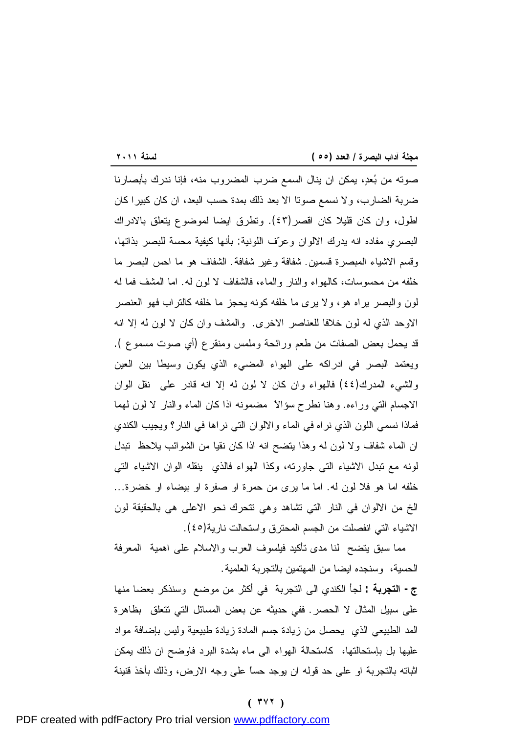صوته من بُعدٍ، يمكن ان ينال السمع ضرب المضروب منه، فإنا ندرك بأبصارنا ضربة الضارب، ولا نسمع صوتا الا بعد ذلك بمدة حسب البعد، ان كان كبيرا كان اطول، وان كان قليلا كان اقصر(٤٣). وتطرق ايضا لموضوع يتعلق بالادراك البصري مفاده انه يدرك الالوان وعرّف اللونية: بأنها كيفية محسة للبصر بذاتها، وقسم الاشياء المبصرة قسمين. شفافة وغير شفافة. الشفاف هو ما احس البصر ما خلفه من محسوسات، كالهواء والنار والماء، فالشفاف لا لون له. اما المشف فما له لون والبصر يراه هو، ولا يرى ما خلفه كونه يحجز ما خلفه كالتراب فهو العنصر الاوحد الذي له لون خلافا للعناصر الاخرى. والمشف وان كان لا لون له إلا انه قد يحمل بعض الصفات من طعم ورائحة وملمس ومنقرع (أي صوت مسموع ). ويعتمد البصر في ادراكه على الهواء المضيء الذي يكون وسيطا بين العين والشيء المدرك(٤٤) فالهواء وان كان لا لون له إلا انه قادر على نقل الوان الاجسام التي وراءه. وهنا نطرح سؤالاً مضمونه اذا كان الماء والنار لا لون لهما فماذا نسمي اللون الذي نراه في الماء والالوان التي نراها في النار؟ ويجيب الكندي ان الماء شفاف ولا لون له وهذا يتضح انه اذا كان نقيا من الشوائب يلاحظ تبدل لونه مع تبدل الاشياء التي جاورته، وكذا الهواء فالذي ينقله الوان الاشياء التي خلفه اما هو فلا لون له. اما ما يرى من حمرة او صفرة او بيضاء او خضرة... الخ من الالوان في النار التي تشاهد وهي تتحرك نحو الاعلى هي بالحقيقة لون الاشياء التي انفصلت من الجسم المحترق واستحالت نارية(٤٥).

مما سبق يتضح لنا مدى تأكيد فيلسوف العرب والاسلام على اهمية المعرفة الحسية، وسنجده ايضا من المهتمين بالتجربة العلمية.

**ج - التجربة :** لجأ الكندي الى التجربة في أكثر من موضع وسنذكر بعضا منها على سبيل المثال لا الحصر. ففي حديثه عن بعض المسائل التي تتعلق بظاهرة المد الطبيعي الذي يحصل من زيادة جسم المادة زيادة طبيعية وليس بإضافة مواد عليها بل بإستحالتها، كاستحالة الهواء الى ماء بشدة البرد فاوضح ان ذلك يمكن اثباته بالتجربة او على حد قوله ان يوجد حساً على وجه الارض، وذلك بأخذ قنينة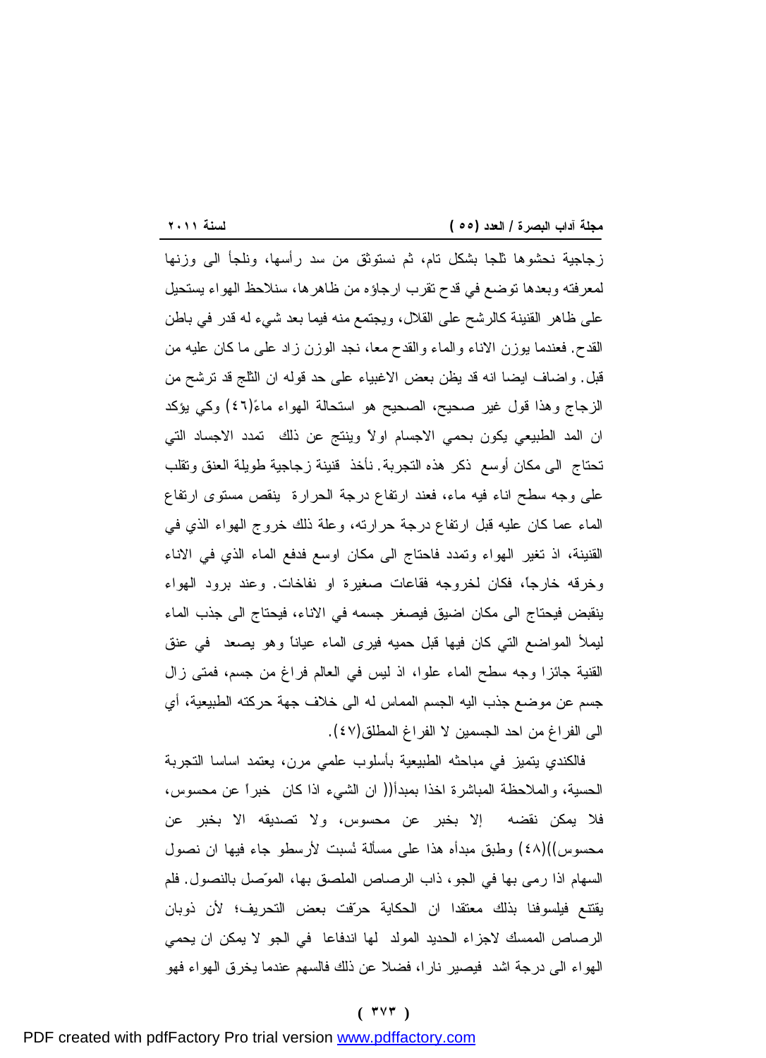زجاجية نحشوها ثلجا بشكل تام، ثم نستوثق من سد رأسها، ونلجأ الى وزنها لمعرفته وبعدها توضع في قدح تقرب ارجاؤه من ظاهرها، سنلاحظ الهواء يستحيل على ظاهر القنينة كالرشح على القلال، ويجتمع منه فيما بعد شيء له قدر في باطن القدح. فعندما يوزن الاناء والماء والقدح معا، نجد الوزن زاد على ما كان عليه من قبل. واضاف ايضا انه قد يظن بعض الاغبياء على حد قوله ان الثلج قد ترشح من الزجاج وهذا قول غير صحيح، الصحيح هو استحالة الهواء ماءً(٤٦) وكي يؤكد ان المد الطبيعي يكون بحمي الاجسام اولاً وينتج عن ذلك تمدد الاجساد التي تحتاج الى مكان أوسع ذكر هذه التجربة. نأخذ قنينة زجاجية طويلة العنق وتقلب على وجه سطح اناء فيه ماء، فعند ارتفاع درجة الحرارة ينقص مستوى ارتفاع الماء عما كان عليه قبل ارتفاع درجة حرارته، وعلة ذلك خروج الهواء الذي في القنينة، اذ تغير الهواء وتمدد فاحتاج الى مكان اوسع فدفع الماء الذي في الاناء وخرقه خارجاً، فكان لخروجه فقاعات صغيرة او نفاخات. وعند برود الهواء ينقبض فيحتاج الى مكان اضيق فيصغر جسمه في الاناء، فيحتاج الى جذب الماء ليملأ المواضع التي كان فيها قبل حميه فيرى الماء عياناً وهو يصعد في عنق القنية جائزا وجه سطح الماء علوا، اذ ليس في العالم فراغ من جسم، فمتى زال جسم عن موضع جذب اليه الجسم المماس له الى خلاف جهة حركته الطبيعية، أي الى الفراغ من احد الجسمين لا الفراغ المطلق(٤٧).

فالكندي يتميز في مباحثه الطبيعية بأسلوب علمي مرن، يعتمد اساسا التجربة الحسية، والملاحظة المباشرة اخذا بمبدأ(( ان الشيء اذا كان خبراً عن محسوس، فلا يمكن نقضه إلا بخبر عن محسوس، ولا تصديقه الا بخبر عن محسوس))(٤٨) وطبق مبدأه هذا على مسألة نُسبت لأرسطو جاء فيها ان نصول السهام اذا رمى بها في الجو، ذاب الرصاص الملصق بها، الموّصل بالنصول. فلم يقتنع فيلسوفنا بذلك معتقدا ان الحكاية حرّفت بعض التحريف؛ لأن ذوبان الرصاص الممسك لاجزاء الحديد المولد لها اندفاعا في الجو لا يمكن ان يحمي الهواء الى درجة اشد فيصير نارا، فضلا عن ذلك فالسهم عندما يخرق الهواء فهو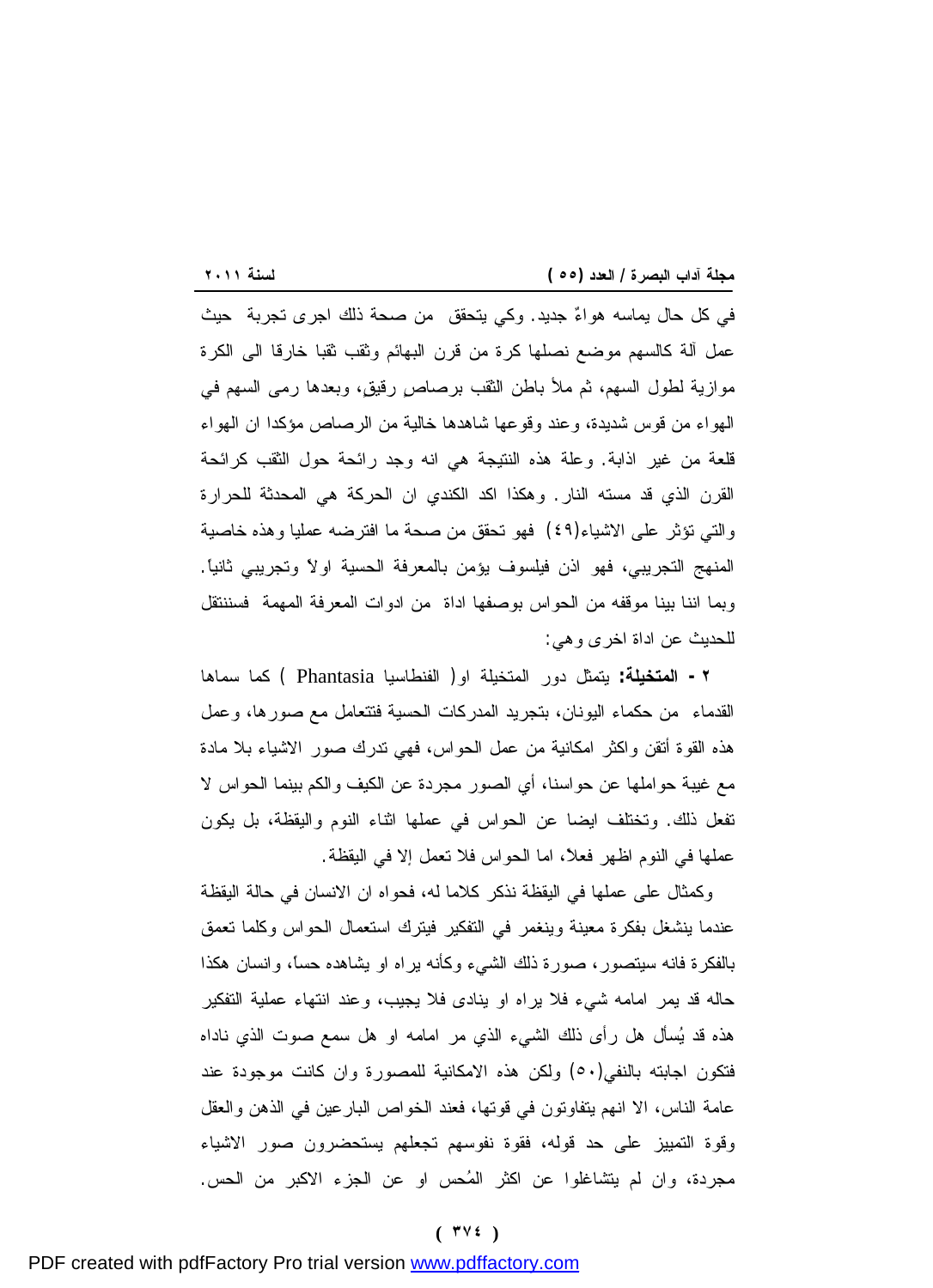في كل حال يماسه هواءٌ جديد. وكي يتحقق من صحة ذلك اجرى تجربة حيث عمل آلة كالسهم موضع نصلها كرة من قرن البهائم وثقب ثقبا خارقا الى الكرة موازية لطول السهم، ثم ملأ باطن الثقب برصاصٍ رقيقٍ، وبعدها رمى السهم في الهواء من قوس شديدة، وعند وقوعها شاهدها خالية من الرصاص مؤكدا ان الهواء قلعة من غير اذابة. وعلة هذه النتيجة هي انه وجد رائحة حول الثقب كرائحة القرن الذي قد مسته النار. وهكذا اكد الكندي ان الحركة هي المحدثة للحرارة والتي تؤثر على الاشياء(٤٩) فهو تحقق من صحة ما افترضه عمليا وهذه خاصية المنهج التجريبي، فهو اذن فيلسوف يؤمن بالمعرفة الحسية اولاً وتجريبي ثانياً. وبما اننا بينا موقفه من الحواس بوصفها اداة من ادوات المعرفة المهمة فسننتقل للحديث عن اداة اخرى وهي:

٢ - **المتخيلة:** يتمثل دور المتخيلة او( الفنطاسيا Phantasia ) كما سماها القدماء من حكماء اليونان، بتجريد المدركات الحسية فتتعامل مع صورها، وعمل هذه القوة أتقن واكثر امكانية من عمل الحواس، فهي تدرك صور الاشياء بلا مادة مع غيبة حواملها عن حواسنا، أي الصور مجردة عن الكيف والكم بينما الحواس لا تفعل ذلك. وتختلف ايضا عن الحواس في عملها اثناء النوم واليقظة، بل يكون عملها في النوم اظهر فعلاً، اما الحواس فلا تعمل إلا في اليقظة.

وكمثال على عملها في اليقظة نذكر كلاما له، فحواه ان الانسان في حالة اليقظة عندما ينشغل بفكرة معينة وينغمر في التفكير فيترك استعمال الحواس وكلما تعمق بالفكرة فانه سيتصور، صورة ذلك الشيء وكأنه يراه او يشاهده حساً، وانسان هكذا حاله قد يمر امامه شيء فلا يراه او ينادى فلا يجيب، وعند انتهاء عملية التفكير هذه قد يُسأل هل رأى ذلك الشيء الذي مر امامه او هل سمع صوت الذي ناداه فتكون اجابته بالنفي(٥٠) ولكن هذه الامكانية للمصورة وان كانت موجودة عند عامة الناس، الا انهم يتفاوتون في قوتها، فعند الخواص البارعين في الذهن والعقل وقوة التمييز على حد قوله، فقوة نفوسهم تجعلهم يستحضرون صور الاشياء مجردة، وان لم يتشاغلوا عن اكثر المُحس او عن الجزء الاكبر من الحس.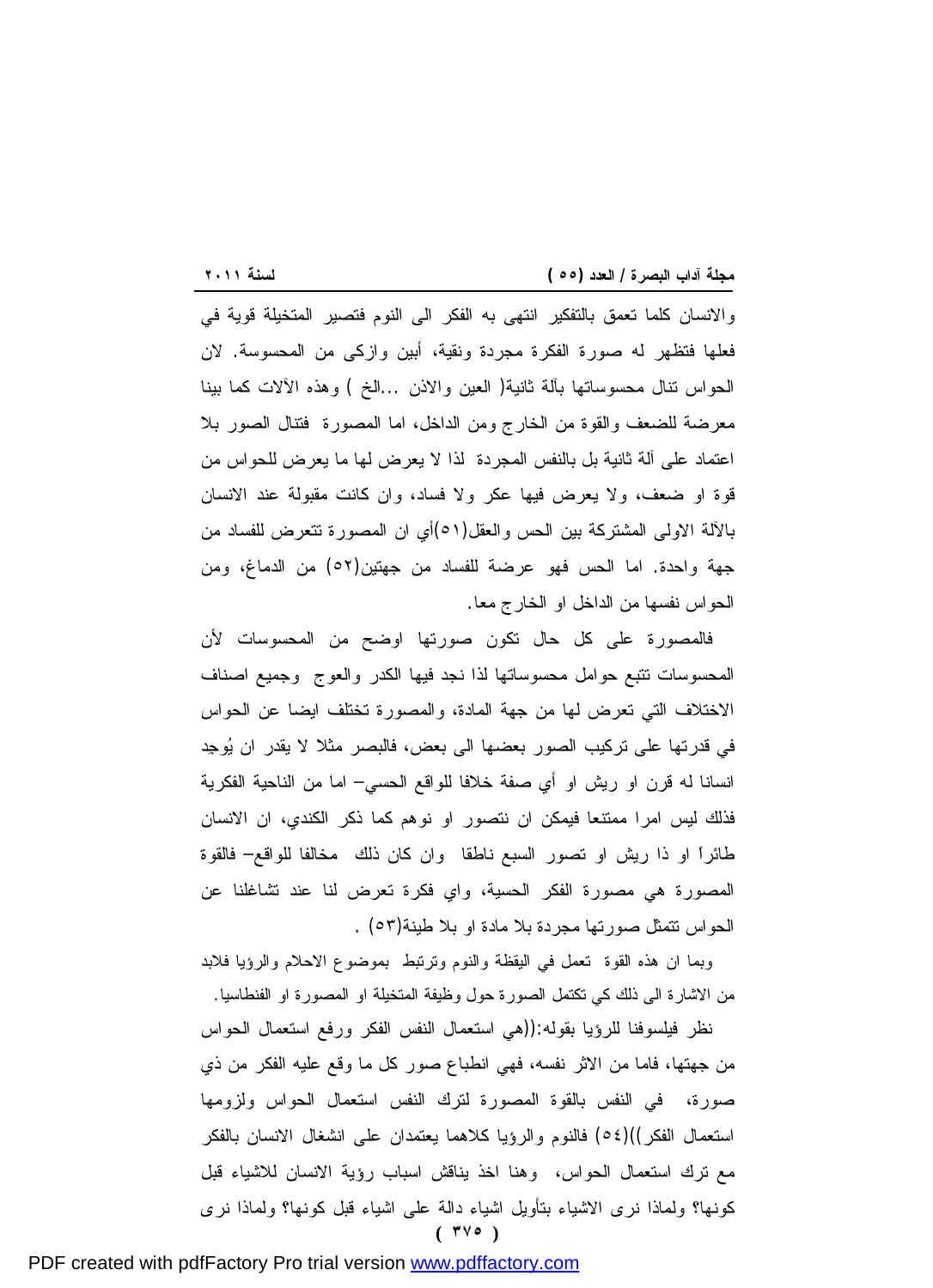والانسان كلما تعمق بالتفكير انتهى به الفكر الى النوم فتصير المتخيلة قوية في فعلها فتظهر له صورة الفكرة مجردة ونقية، أبين وازكى من المحسوسة. لان الحواس تنال محسوساتها بآلة ثانية( العين والاذن ...الخ ) وهذه الآلات كما بينا معرضة للضعف والقوة من الخارج ومن الداخل، اما المصورة فتنال الصور بلا اعتماد على آلة ثانية بل بالنفس المجردة لذا لا يعرض لها ما يعرض للحواس من قوة او ضعف، ولا يعرض فيها عكر ولا فساد، وان كانت مقبولة عند الانسان بالآلة الاولى المشتركة بين الحس والعقل(٥١)أي ان المصورة تتعرض للفساد من جهة واحدة. اما الحس فهو عرضة للفساد من جهتين(٥٢) من الدماغ، ومن الحواس نفسها من الداخل او الخارج معا.

فالمصورة على كل حال تكون صورتها اوضح من المحسوسات لأن المحسوسات تتبع حوامل محسوساتها لذا نجد فيها الكدر والعوج وجميع اصناف الاختلاف التي تعرض لها من جهة المادة، والمصورة تختلف ايضا عن الحواس في قدرتها على تركيب الصور بعضها الى بعض، فالبصر مثلا لا يقدر ان يُوجد انسانا له قرن او ريش او أي صفة خلافا للواقع الحسي– اما من الناحية الفكرية فذلك ليس امرا ممتنعا فيمكن ان نتصور او نوهم كما ذكر الكندي، ان الانسان طائراً او ذا ريش او تصور السبع ناطقا وان كان ذلك مخالفا للواقع– فالقوة المصورة هي مصورة الفكر الحسية، واي فكرة تعرض لنا عند تشاغلنا عن الحواس تتمثل صورتها مجردة بلا مادة او بلا طينة(٥٣) .

وبما ان هذه القوة تعمل في اليقظة والنوم وترتبط بموضوع الاحلام والرؤيا فلابد من الاشارة الى ذلك كي تكتمل الصورة حول وظيفة المتخيلة او المصورة او الفنطاسيا.

نظر فيلسوفنا للرؤيا بقوله:((هي استعمال النفس الفكر ورفع استعمال الحواس من جهتها، فاما من الاثر نفسه، فهي انطباع صور كل ما وقع عليه الفكر من ذي صورة، في النفس بالقوة المصورة لترك النفس استعمال الحواس ولزومها استعمال الفكر))(٥٤) فالنوم والرؤيا كلاهما يعتمدان على انشغال الانسان بالفكر مع ترك استعمال الحواس، وهنا اخذ يناقش اسباب رؤية الانسان للاشياء قبل كونها؟ ولماذا نرى الاشياء بتأويل اشياء دالة على اشياء قبل كونها؟ ولماذا نرى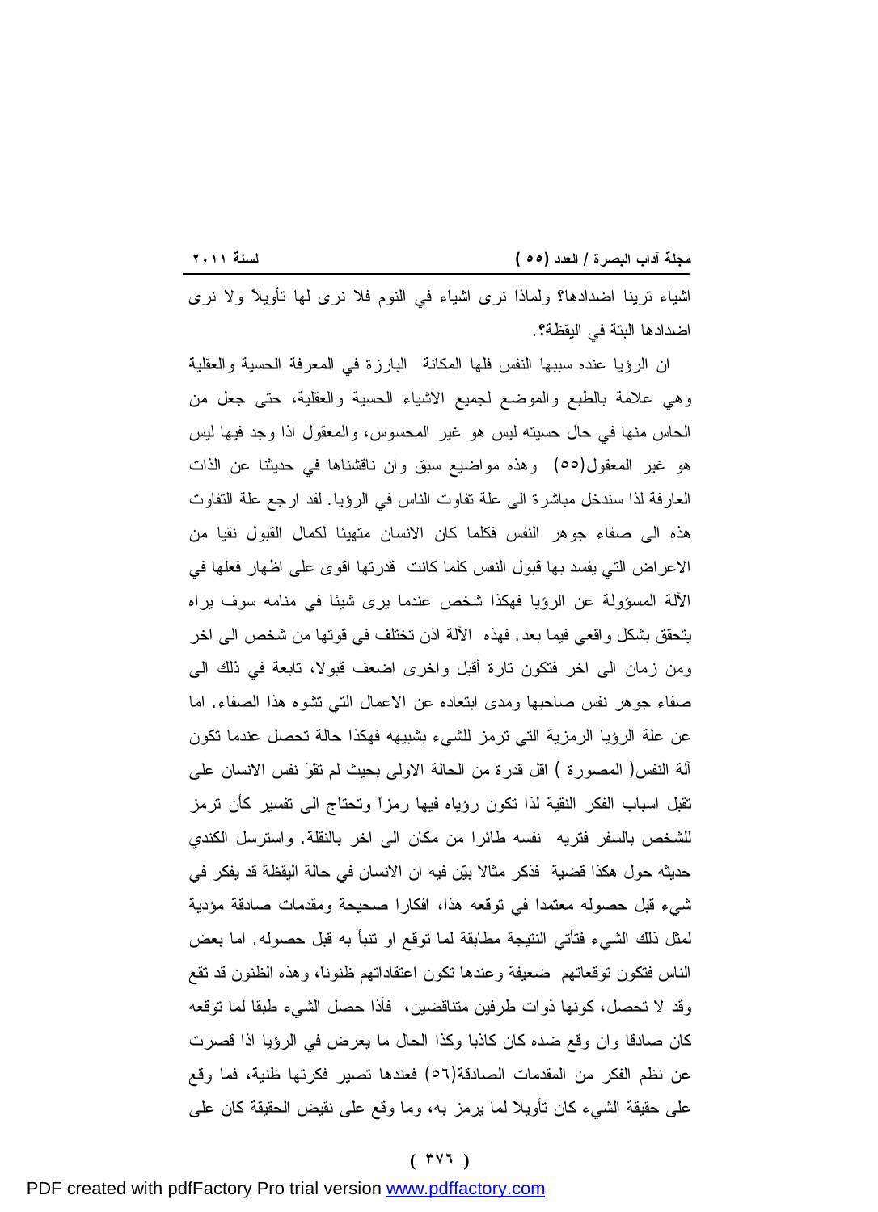اشياء ترينا اضدادها؟ ولماذا نرى اشياء في النوم فلا نرى لها تأويلاً ولا نرى اضدادها البتة في اليقظة؟.

ان الرؤيا عنده سببها النفس فلها المكانة البارزة في المعرفة الحسية والعقلية وهي علامة بالطبع والموضع لجميع الاشياء الحسية والعقلية، حتى جعل من الحاس منها في حال حسيته ليس هو غير المحسوس، والمعقول اذا وجد فيها ليس هو غير المعقول(٥٥) وهذه مواضيع سبق وان ناقشناها في حديثنا عن الذات العارفة لذا سندخل مباشرة الى علة تفاوت الناس في الرؤيا. لقد ارجع علة التفاوت هذه الى صفاء جوهر النفس فكلما كان الانسان متهيئا لكمال القبول نقيا من الاعراض التي يفسد بها قبول النفس كلما كانت قدرتها اقوى على اظهار فعلها في الآلة المسؤولة عن الرؤيا فهكذا شخص عندما يرى شيئا في منامه سوف يراه يتحقق بشكل واقعي فيما بعد. فهذه الآلة اذن تختلف في قوتها من شخص الى اخر ومن زمان الى اخر فتكون تارة أقبل واخرى اضعف قبولا، تابعة في ذلك الى صفاء جوهر نفس صاحبها ومدى ابتعاده عن الاعمال التي تشوه هذا الصفاء. اما عن علة الرؤيا الرمزية التي ترمز للشيء بشبيهه فهكذا حالة تحصل عندما تكون آلة النفس( المصورة ) اقل قدرة من الحالة الاولى بحيث لم تقوَ نفس الانسان على تقبل اسباب الفكر النقية لذا تكون رؤياه فيها رمزاً وتحتاج الى تفسير كأن ترمز للشخص بالسفر فتريه نفسه طائرا من مكان الى اخر بالنقلة. واسترسل الكندي حديثه حول هكذا قضية فذكر مثالا بيّن فيه ان الانسان في حالة اليقظة قد يفكر في شيء قبل حصوله معتمدا في توقعه هذا، افكارا صحيحة ومقدمات صادقة مؤدية لمثل ذلك الشيء فتأتي النتيجة مطابقة لما توقع او تنبأ به قبل حصوله. اما بعض الناس فتكون توقعاتهم ضعيفة وعندها تكون اعتقاداتهم ظنوناً، وهذه الظنون قد تقع وقد لا تحصل، كونها ذوات طرفين متناقضين، فأذا حصل الشيء طبقا لما توقعه كان صادقا وان وقع ضده كان كاذبا وكذا الحال ما يعرض في الرؤيا اذا قصرت عن نظم الفكر من المقدمات الصادقة(٥٦) فعندها تصير فكرتها ظنية، فما وقع على حقيقة الشيء كان تأويلا لما يرمز به، وما وقع على نقيض الحقيقة كان على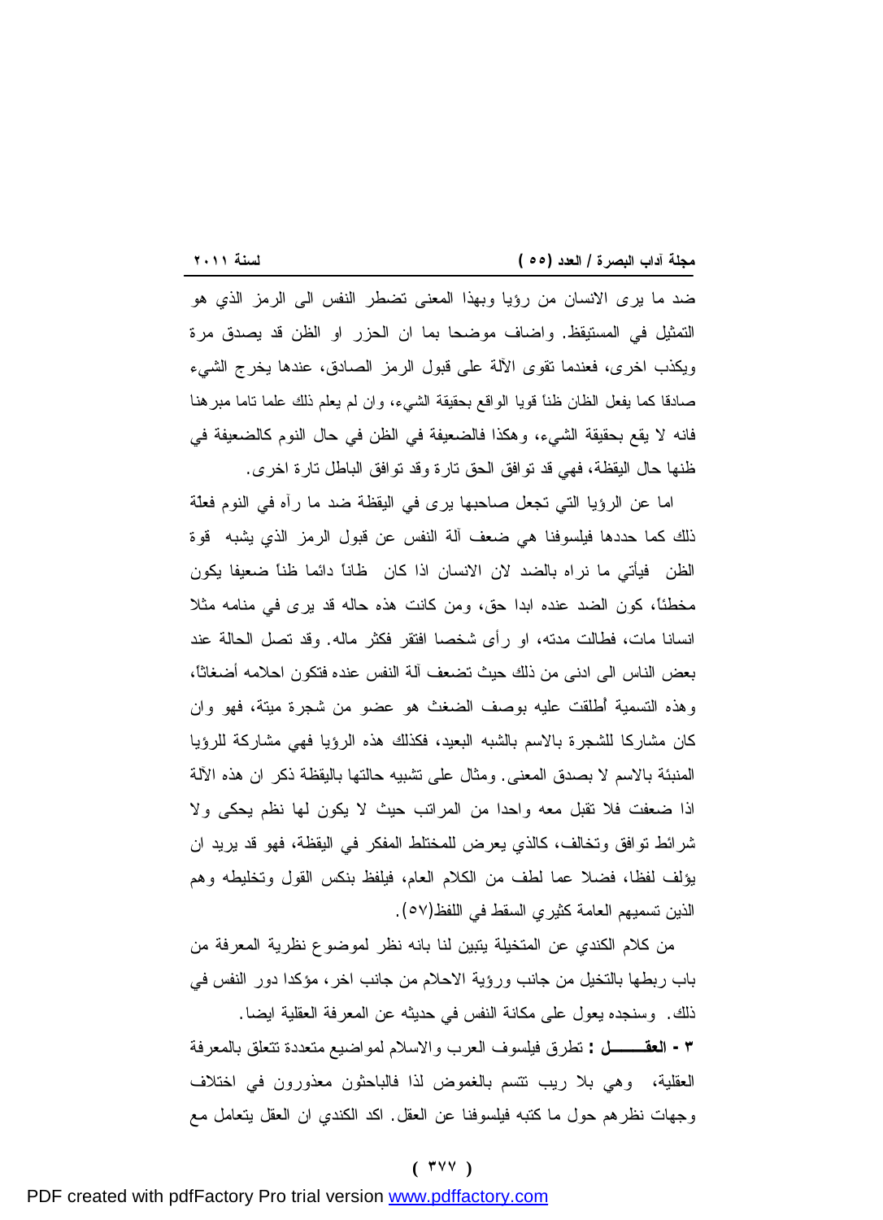ضد ما يرى الانسان من رؤيا وبهذا المعنى تضطر النفس الى الرمز الذي هو التمثيل في المستيقظ. واضاف موضحا بما ان الحزر او الظن قد يصدق مرة ويكذب اخرى، فعندما تقوى الآلة على قبول الرمز الصادق، عندها يخرج الشيء صادقا كما يفعل الظان ظناً قويا الواقع بحقيقة الشيء، وان لم يعلم ذلك علما تاما مبرهنا فانه لا يقع بحقيقة الشيء، وهكذا فالضعيفة في الظن في حال النوم كالضعيفة في ظنها حال اليقظة، فهي قد توافق الحق تارة وقد توافق الباطل تارة اخرى.

اما عن الرؤيا التي تجعل صاحبها يرى في اليقظة ضد ما رآه في النوم فعلة ذلك كما حددها فيلسوفنا هي ضعف آلة النفس عن قبول الرمز الذي يشبه قوة الظن فيأتي ما نراه بالضد لان الانسان اذا كان ظاناً دائما ظناً ضعيفا يكون مخطئاً، كون الضد عنده ابدا حق، ومن كانت هذه حاله قد يرى في منامه مثلا انسانا مات، فطالت مدته، او رأى شخصا افتقر فكثر ماله. وقد تصل الحالة عند بعض الناس الى ادنى من ذلك حيث تضعف آلة النفس عنده فتكون احلامه أضغاثاً، وهذه التسمية أُطلقت عليه بوصف الضغث هو عضو من شجرة ميتة، فهو وان كان مشاركا للشجرة بالاسم بالشبه البعيد، فكذلك هذه الرؤيا فهي مشاركة للرؤيا المنبئة بالاسم لا بصدق المعنى. ومثال على تشبيه حالتها باليقظة ذكر ان هذه الآلة اذا ضعفت فلا تقبل معه واحدا من المراتب حيث لا يكون لها نظم يحكى ولا شرائط توافق وتخالف، كالذي يعرض للمختلط المفكر في اليقظة، فهو قد يريد ان يؤلف لفظا، فضلا عما لطف من الكلام العام، فيلفظ بنكس القول وتخليطه وهم الذين تسميهم العامة كثيري السقط في اللفظ(٥٧).

من كلام الكندي عن المتخيلة يتبين لنا بانه نظر لموضوع نظرية المعرفة من باب ربطها بالتخيل من جانب ورؤية الاحلام من جانب اخر، مؤكدا دور النفس في ذلك. وسنجده يعول على مكانة النفس في حديثه عن المعرفة العقلية ايضا.

**٣ - العقـــــل :** تطرق فيلسوف العرب والاسلام لمواضيع متعددة تتعلق بالمعرفة العقلية، وهي بلا ريب تتسم بالغموض لذا فالباحثون معذورون في اختلاف وجهات نظرهم حول ما كتبه فيلسوفنا عن العقل. اكد الكندي ان العقل يتعامل مع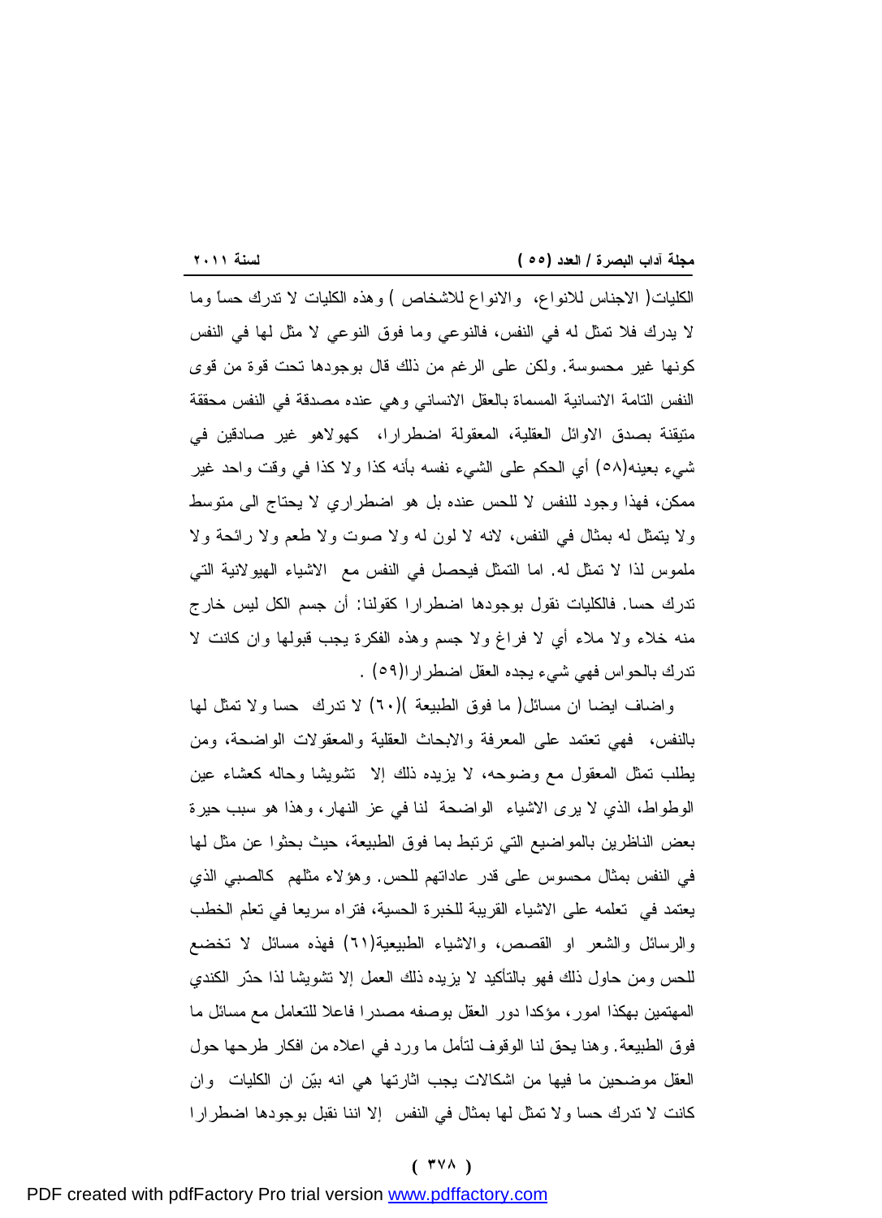الكليات( الاجناس للانواع، والانواع للاشخاص ) وهذه الكليات لا تدرك حساً وما لا يدرك فلا تمثل له في النفس، فالنوعي وما فوق النوعي لا مثل لها في النفس كونها غير محسوسة. ولكن على الرغم من ذلك قال بوجودها تحت قوة من قوى النفس التامة الانسانية المسماة بالعقل الانساني وهي عنده مصدقة في النفس محققة متيقنة بصدق الاوائل العقلية، المعقولة اضطرارا، كهولاهو غير صادقين في شيء بعينه(٥٨) أي الحكم على الشيء نفسه بأنه كذا ولا كذا في وقت واحد غير ممكن، فهذا وجود للنفس لا للحس عنده بل هو اضطراري لا يحتاج الى متوسط ولا يتمثل له بمثال في النفس، لانه لا لون له ولا صوت ولا طعم ولا رائحة ولا ملموس لذا لا تمثل له. اما التمثل فيحصل في النفس مع الاشياء الهيولانية التي تدرك حسا. فالكليات نقول بوجودها اضطرارا كقولنا: أن جسم الكل ليس خارج منه خلاء ولا ملاء أي لا فراغ ولا جسم وهذه الفكرة يجب قبولها وان كانت لا تدرك بالحواس فهي شيء يجده العقل اضطرارا(٥٩) .

واضاف ايضا ان مسائل( ما فوق الطبيعة )(٦٠) لا تدرك حسا ولا تمثل لها بالنفس، فهي تعتمد على المعرفة والابحاث العقلية والمعقولات الواضحة، ومن يطلب تمثل المعقول مع وضوحه، لا يزيده ذلك إلا تشويشا وحاله كعشاء عين الوطواط، الذي لا يرى الاشياء الواضحة لنا في عز النهار، وهذا هو سبب حيرة بعض الناظرين بالمواضيع التي ترتبط بما فوق الطبيعة، حيث بحثوا عن مثل لها في النفس بمثال محسوس على قدر عاداتهم للحس. وهؤلاء مثلهم كالصبي الذي يعتمد في تعلمه على الاشياء القريبة للخبرة الحسية، فتراه سريعا في تعلم الخطب والرسائل والشعر او القصص، والاشياء الطبيعية(٦١) فهذه مسائل لا تخضع للحس ومن حاول ذلك فهو بالتأكيد لا يزيده ذلك العمل إلا تشويشا لذا حذّر الكندي المهتمين بهكذا امور، مؤكدا دور العقل بوصفه مصدرا فاعلا للتعامل مع مسائل ما فوق الطبيعة. وهنا يحق لنا الوقوف لتأمل ما ورد في اعلاه من افكار طرحها حول العقل موضحين ما فيها من اشكالات يجب اثارتها هي انه بيّن ان الكليات وان كانت لا تدرك حسا ولا تمثل لها بمثال في النفس إلا اننا نقبل بوجودها اضطرارا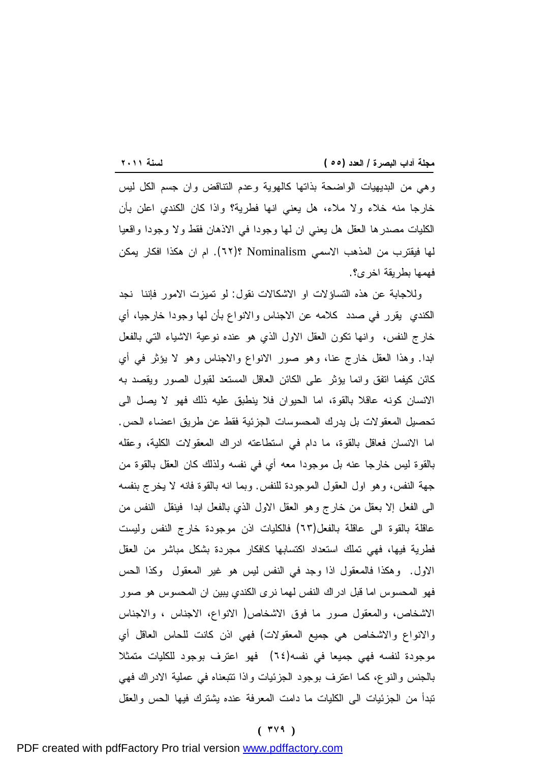وهي من البديهيات الواضحة بذاتها كالهوية وعدم التناقض وان جسم الكل ليس خارجا منه خلاء ولا ملاء، هل يعني انها فطرية؟ واذا كان الكندي اعلن بأن الكليات مصدرها العقل هل يعني ان لها وجودا في الاذهان فقط ولا وجودا واقعيا لها فيقترب من المذهب الاسمي Nominalism ؟(٦٢). ام ان هكذا افكار يمكن فهمها بطريقة اخرى؟.

وللاجابة عن هذه التساؤلات او الاشكالات نقول: لو تميزت الامور فإننا نجد الكندي يقرر في صدد كلامه عن الاجناس والانواع بأن لها وجودا خارجيا، أي خارج النفس، وانها تكون العقل الاول الذي هو عنده نوعية الاشياء التي بالفعل ابدا. وهذا العقل خارج عنا، وهو صور الانواع والاجناس وهو لا يؤثر في أي كائن كيفما اتفق وانما يؤثر على الكائن العاقل المستعد لقبول الصور ويقصد به الانسان كونه عاقلا بالقوة، اما الحيوان فلا ينطبق عليه ذلك فهو لا يصل الى تحصيل المعقولات بل يدرك المحسوسات الجزئية فقط عن طريق اعضاء الحس. اما الانسان فعاقل بالقوة، ما دام في استطاعته ادراك المعقولات الكلية، وعقله بالقوة ليس خارجا عنه بل موجودا معه أي في نفسه ولذلك كان العقل بالقوة من جهة النفس، وهو اول العقول الموجودة للنفس. وبما انه بالقوة فانه لا يخرج بنفسه الى الفعل إلا بعقل من خارج وهو العقل الاول الذي بالفعل ابدا فينقل النفس من عاقلة بالقوة الى عاقلة بالفعل(٦٣) فالكليات اذن موجودة خارج النفس وليست فطرية فيها، فهي تملك استعداد اكتسابها كافكار مجردة بشكل مباشر من العقل الاول. وهكذا فالمعقول اذا وجد في النفس ليس هو غير المعقول وكذا الحس فهو المحسوس اما قبل ادراك النفس لهما نرى الكندي يبين ان المحسوس هو صور الاشخاص، والمعقول صور ما فوق الاشخاص( الانواع، الاجناس ، والاجناس والانواع والاشخاص هي جميع المعقولات) فهي اذن كانت للحاس العاقل أي موجودة لنفسه فهي جميعا في نفسه(٦٤) فهو اعترف بوجود للكليات متمثلا بالجنس والنوع، كما اعترف بوجود الجزئيات واذا تتبعناه في عملية الادراك فهي تبدأ من الجزئيات الى الكليات ما دامت المعرفة عنده يشترك فيها الحس والعقل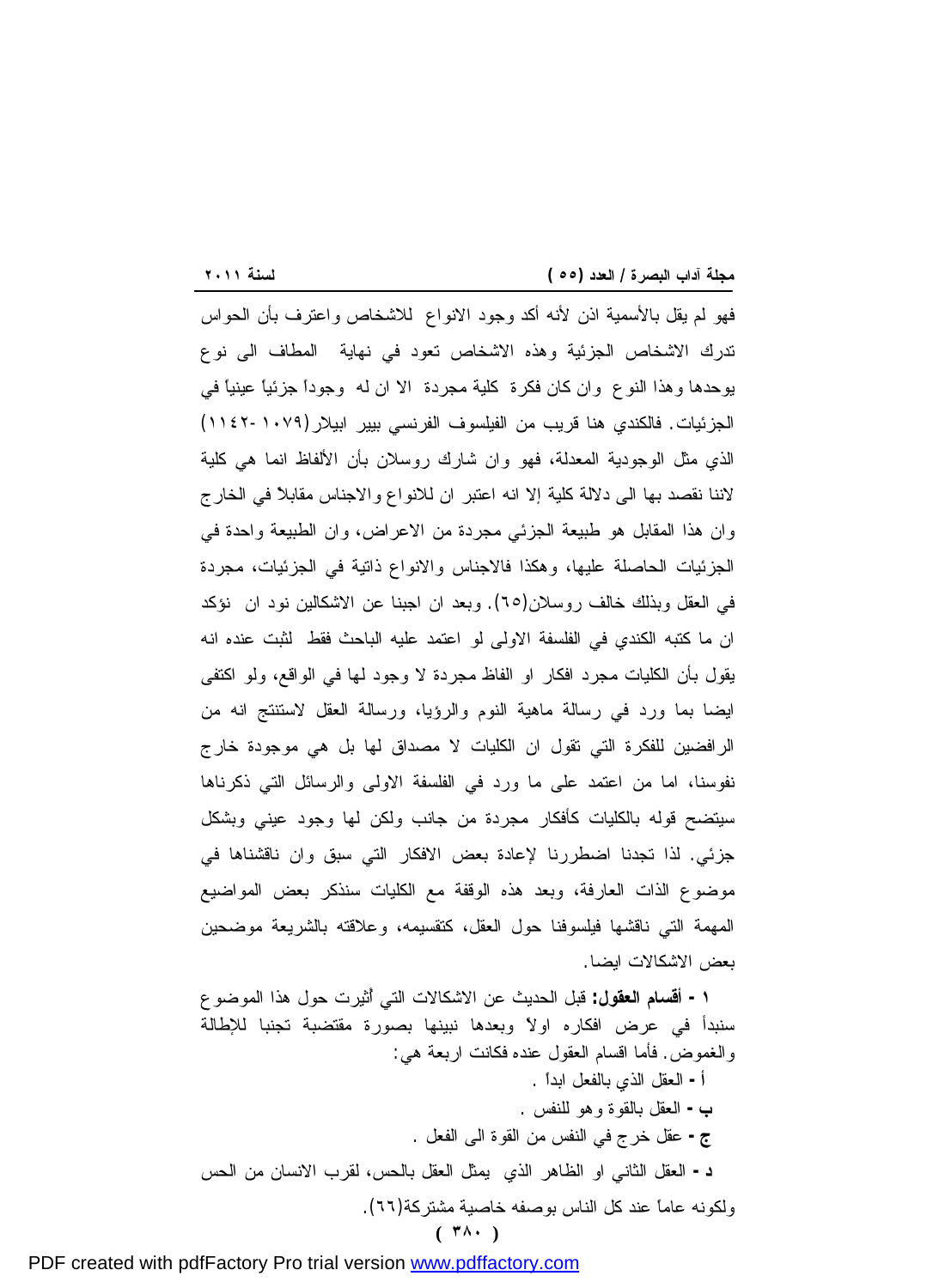فهو لم يقل بالأسمية اذن لأنه أكد وجود الانواع للاشخاص واعترف بأن الحواس تدرك الاشخاص الجزئية وهذه الاشخاص تعود في نهاية المطاف الى نوع يوحدها وهذا النوع وان كان فكرة كلية مجردة الا ان له وجوداً جزئياً عينياً في الجزئيات. فالكندي هنا قريب من الفيلسوف الفرنسي بيير ابيلار(١٠٧٩-١١٤٢) الذي مثل الوجودية المعدلة، فهو وان شارك روسلان بأن الألفاظ انما هي كلية لاننا نقصد بها الى دلالة كلية إلا انه اعتبر ان للانواع والاجناس مقابلاً في الخارج وان هذا المقابل هو طبيعة الجزئي مجردة من الاعراض، وان الطبيعة واحدة في الجزئيات الحاصلة عليها، وهكذا فالاجناس والانواع ذاتية في الجزئيات، مجردة في العقل وبذلك خالف روسلان(٦٥). وبعد ان اجبنا عن الاشكالين نود ان نؤكد ان ما كتبه الكندي في الفلسفة الاولى لو اعتمد عليه الباحث فقط لثبت عنده انه يقول بأن الكليات مجرد افكار او الفاظ مجردة لا وجود لها في الواقع، ولو اكتفى ايضا بما ورد في رسالة ماهية النوم والرؤيا، ورسالة العقل لاستنتج انه من الرافضين للفكرة التي تقول ان الكليات لا مصداق لها بل هي موجودة خارج نفوسنا، اما من اعتمد على ما ورد في الفلسفة الاولى والرسائل التي ذكرناها سيتضح قوله بالكليات كأفكار مجردة من جانب ولكن لها وجود عيني وبشكل جزئي. لذا تجدنا اضطررنا لإعادة بعض الافكار التي سبق وان ناقشناها في موضوع الذات العارفة، وبعد هذه الوقفة مع الكليات سنذكر بعض المواضيع المهمة التي ناقشها فيلسوفنا حول العقل، كتقسيمه، وعلاقته بالشريعة موضحين بعض الاشكالات ايضا.

**١ - أقسام العقول:** قبل الحديث عن الاشكالات التي أثيرت حول هذا الموضوع سنبدأ في عرض افكاره اولاً وبعدها نبينها بصورة مقتضبة تجنبا للإطالة والغموض. فأما اقسام العقول عنده فكانت اربعة هي:

**أ -** العقل الذي بالفعل ابداً .

**ب -** العقل بالقوة وهو للنفس .

**ج -** عقل خرج في النفس من القوة الى الفعل .

**د -** العقل الثاني او الظاهر الذي يمثل العقل بالحس، لقرب الانسان من الحس ولكونه عاماً عند كل الناس بوصفه خاصية مشتركة(٦٦).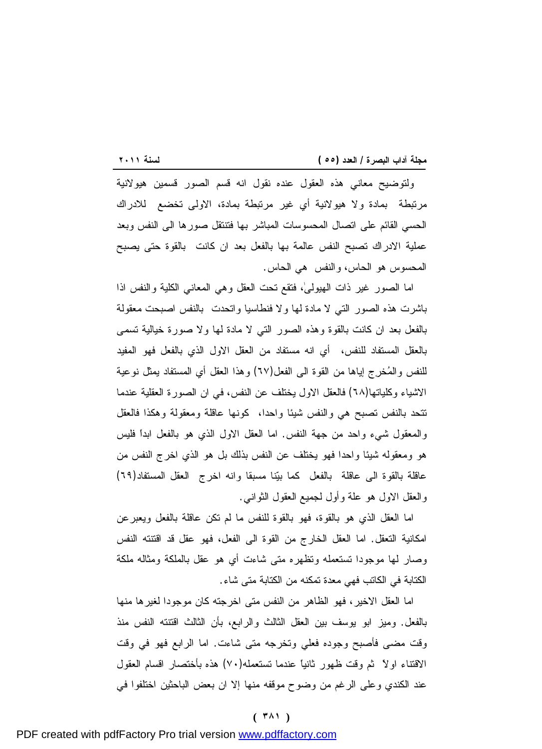ولتوضيح معاني هذه العقول عنده نقول انه قسم الصور قسمين هيولانية مرتبطة بمادة ولا هيولانية أي غير مرتبطة بمادة، الاولى تخضع للادراك الحسي القائم على اتصال المحسوسات المباشر بها فتنتقل صورها الى النفس وبعد عملية الادراك تصبح النفس عالمة بها بالفعل بعد ان كانت بالقوة حتى يصبح المحسوس هو الحاس، والنفس هي الحاس.

اما الصور غير ذات الهيولىٰ، فتقع تحت العقل وهي المعاني الكلية والنفس اذا باشرت هذه الصور التي لا مادة لها ولا فنطاسيا واتحدت بالنفس اصبحت معقولة بالفعل بعد ان كانت بالقوة وهذه الصور التي لا مادة لها ولا صورة خيالية تسمى بالعقل المستفاد للنفس، أي انه مستفاد من العقل الاول الذي بالفعل فهو المفيد للنفس والمُخرج إياها من القوة الى الفعل(٦٧) وهذا العقل أي المستفاد يمثل نوعية الاشياء وكلياتها(٦٨) فالعقل الاول يختلف عن النفس، في ان الصورة العقلية عندما تتحد بالنفس تصبح هي والنفس شيئا واحدا، كونها عاقلة ومعقولة وهكذا فالعقل والمعقول شيء واحد من جهة النفس. اما العقل الاول الذي هو بالفعل ابداً فليس هو ومعقوله شيئا واحدا فهو يختلف عن النفس بذلك بل هو الذي اخرج النفس من عاقلة بالقوة الى عاقلة بالفعل كما بيّنا مسبقا وانه اخرج العقل المستفاد(٦٩) والعقل الاول هو علة وأول لجميع العقول الثواني.

اما العقل الذي هو بالقوة، فهو بالقوة للنفس ما لم تكن عاقلة بالفعل ويعبرعن امكانية التعقل. اما العقل الخارج من القوة الى الفعل، فهو عقل قد اقتنته النفس وصار لها موجودا تستعمله وتظهره متى شاءت أي هو عقل بالملكة ومثاله ملكة الكتابة في الكاتب فهي معدة تمكنه من الكتابة متى شاء.

اما العقل الاخير، فهو الظاهر من النفس متى اخرجته كان موجودا لغيرها منها بالفعل. وميز ابو يوسف بين العقل الثالث والرابع، بأن الثالث اقتنته النفس منذ وقت مضى فأصبح وجوده فعلي وتخرجه متى شاءت. اما الرابع فهو في وقت الاقتناء اولاً ثم وقت ظهور ثانياً عندما تستعمله(٧٠) هذه بأختصار اقسام العقول عند الكندي وعلى الرغم من وضوح موقفه منها إلا ان بعض الباحثين اختلفوا في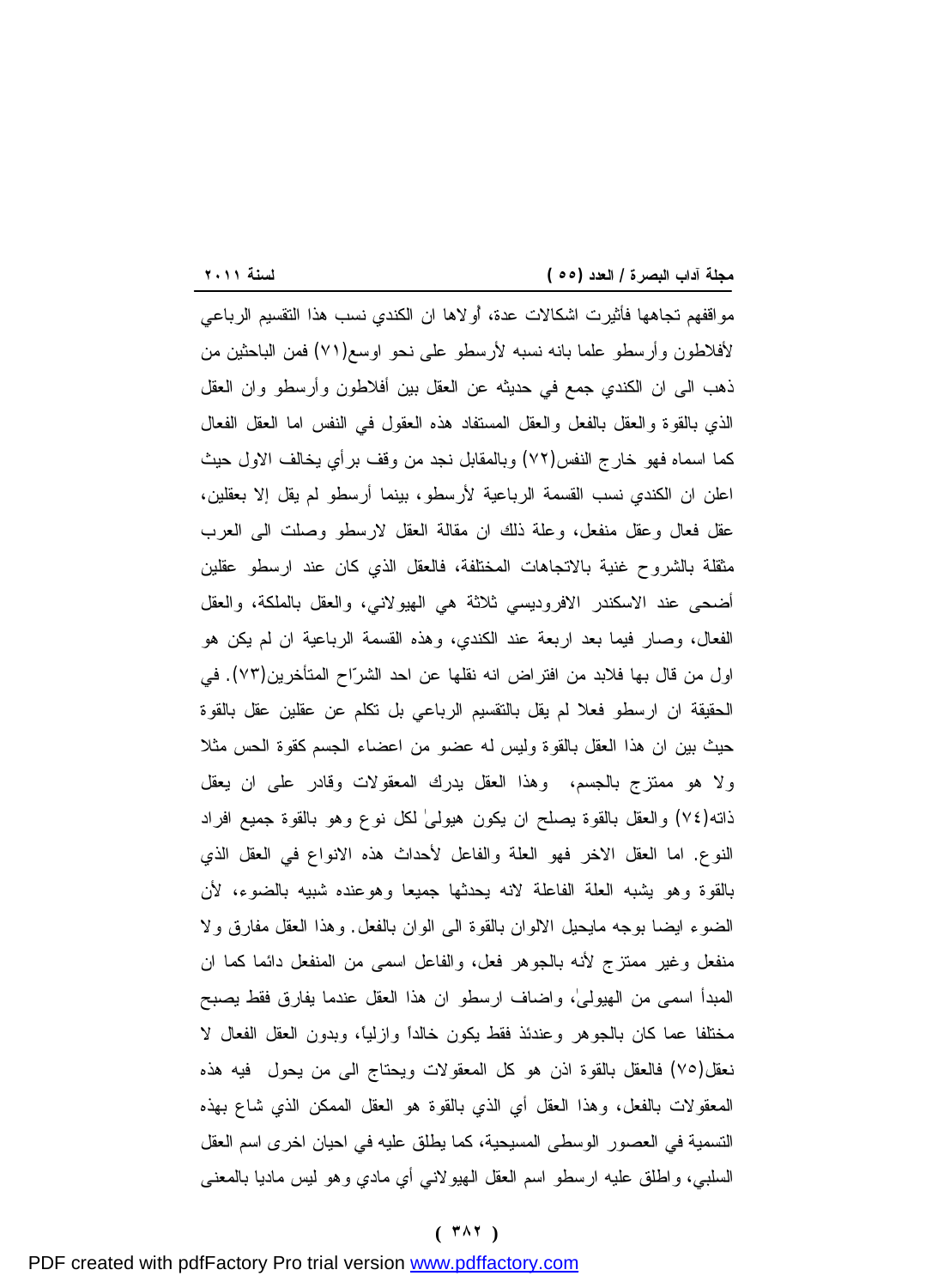مواقفهم تجاهها فأثيرت اشكالات عدة، أولاها ان الكندي نسب هذا التقسيم الرباعي لأفلاطون وأرسطو علما بانه نسبه لأرسطو على نحو اوسع(٧١) فمن الباحثين من ذهب الى ان الكندي جمع في حديثه عن العقل بين أفلاطون وأرسطو وان العقل الذي بالقوة والعقل بالفعل والعقل المستفاد هذه العقول في النفس اما العقل الفعال كما اسماه فهو خارج النفس(٧٢) وبالمقابل نجد من وقف برأي يخالف الاول حيث اعلن ان الكندي نسب القسمة الرباعية لأرسطو، بينما أرسطو لم يقل إلا بعقلين، عقل فعال وعقل منفعل، وعلة ذلك ان مقالة العقل لارسطو وصلت الى العرب مثقلة بالشروح غنية بالاتجاهات المختلفة، فالعقل الذي كان عند ارسطو عقلين أضحى عند الاسكندر الافروديسي ثلاثة هي الهيولاني، والعقل بالملكة، والعقل الفعال، وصار فيما بعد اربعة عند الكندي، وهذه القسمة الرباعية ان لم يكن هو اول من قال بها فلابد من افتراض انه نقلها عن احد الشرّاح المتأخرين(٧٣). في الحقيقة ان ارسطو فعلا لم يقل بالتقسيم الرباعي بل تكلم عن عقلين عقل بالقوة حيث بين ان هذا العقل بالقوة وليس له عضو من اعضاء الجسم كقوة الحس مثلا ولا هو ممتزج بالجسم، وهذا العقل يدرك المعقولات وقادر على ان يعقل ذاته(٧٤) والعقل بالقوة يصلح ان يكون هيولىٰ لكل نوع وهو بالقوة جميع افراد النوع. اما العقل الاخر فهو العلة والفاعل لأحداث هذه الانواع في العقل الذي بالقوة وهو يشبه العلة الفاعلة لانه يحدثها جميعا وهوعنده شبيه بالضوء، لأن الضوء ايضا بوجه مايحيل الالوان بالقوة الى الوان بالفعل. وهذا العقل مفارق ولا منفعل وغير ممتزج لأنه بالجوهر فعل، والفاعل اسمى من المنفعل دائما كما ان المبدأ اسمى من الهيولىٰ، واضاف ارسطو ان هذا العقل عندما يفارق فقط يصبح مختلفا عما كان بالجوهر وعندئذ فقط يكون خالداً وازلياً، وبدون العقل الفعال لا نعقل(٧٥) فالعقل بالقوة اذن هو كل المعقولات ويحتاج الى من يحول فيه هذه المعقولات بالفعل، وهذا العقل أي الذي بالقوة هو العقل الممكن الذي شاع بهذه التسمية في العصور الوسطى المسيحية، كما يطلق عليه في احيان اخرى اسم العقل السلبي، واطلق عليه ارسطو اسم العقل الهيولاني أي مادي وهو ليس ماديا بالمعنى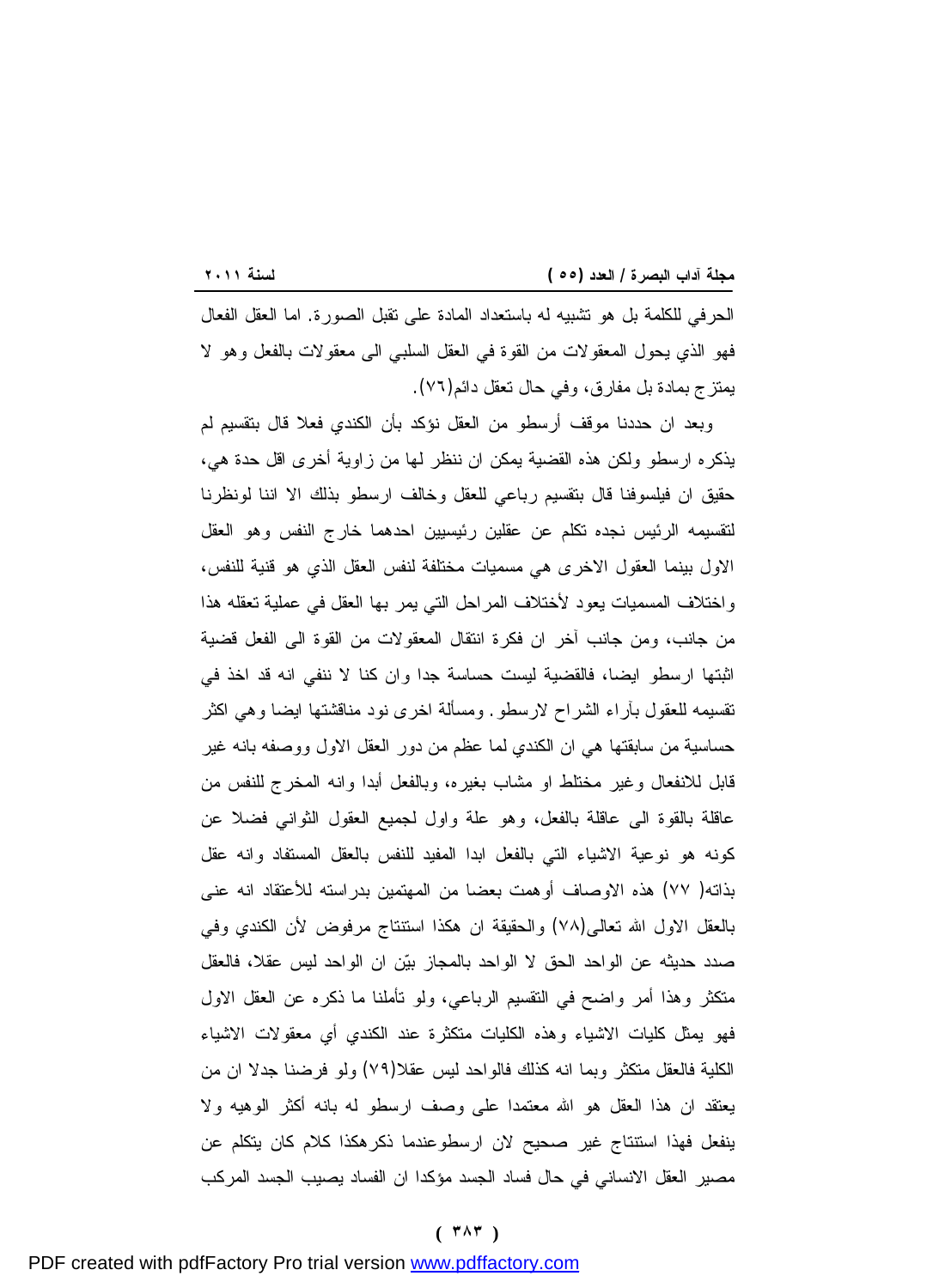الحرفي للكلمة بل هو تشبيه له باستعداد المادة على تقبل الصورة. اما العقل الفعال فهو الذي يحول المعقولات من القوة في العقل السلبي الى معقولات بالفعل وهو لا يمتزج بمادة بل مفارق، وفي حال تعقل دائم(٧٦).

وبعد ان حددنا موقف أرسطو من العقل نؤكد بأن الكندي فعلا قال بتقسيم لم يذكره ارسطو ولكن هذه القضية يمكن ان ننظر لها من زاوية أخرى اقل حدة هي، حقيق ان فيلسوفنا قال بتقسيم رباعي للعقل وخالف ارسطو بذلك الا اننا لونظرنا لتقسيمه الرئيس نجده تكلم عن عقلين رئيسيين احدهما خارج النفس وهو العقل الاول بينما العقول الاخرى هي مسميات مختلفة لنفس العقل الذي هو قنية للنفس، واختلاف المسميات يعود لأختلاف المراحل التي يمر بها العقل في عملية تعقله هذا من جانب، ومن جانب آخر ان فكرة انتقال المعقولات من القوة الى الفعل قضية اثبتها ارسطو ايضا، فالقضية ليست حساسة جدا وان كنا لا ننفي انه قد اخذ في تقسيمه للعقول بآراء الشراح لارسطو. ومسألة اخرى نود مناقشتها ايضا وهي اكثر حساسية من سابقتها هي ان الكندي لما عظم من دور العقل الاول ووصفه بانه غير قابل للانفعال وغير مختلط او مشاب بغيره، وبالفعل أبدا وانه المخرج للنفس من عاقلة بالقوة الى عاقلة بالفعل، وهو علة واول لجميع العقول الثواني فضلا عن كونه هو نوعية الاشياء التي بالفعل ابدا المفيد للنفس بالعقل المستفاد وانه عقل بذاته( ٧٧) هذه الاوصاف أوهمت بعضا من المهتمين بدراسته للأعتقاد انه عنى بالعقل الاول الله تعالى(٧٨) والحقيقة ان هكذا استنتاج مرفوض لأن الكندي وفي صدد حديثه عن الواحد الحق لا الواحد بالمجاز بيّن ان الواحد ليس عقلا، فالعقل متكثر وهذا أمر واضح في التقسيم الرباعي، ولو تأملنا ما ذكره عن العقل الاول فهو يمثل كليات الاشياء وهذه الكليات متكثرة عند الكندي أي معقولات الاشياء الكلية فالعقل متكثر وبما انه كذلك فالواحد ليس عقلا(٧٩) ولو فرضنا جدلا ان من يعتقد ان هذا العقل هو الله معتمدا على وصف ارسطو له بانه أكثر الوهيه ولا ينفعل فهذا استنتاج غير صحيح لان ارسطوعندما ذكرهكذا كلام كان يتكلم عن مصير العقل الانساني في حال فساد الجسد مؤكدا ان الفساد يصيب الجسد المركب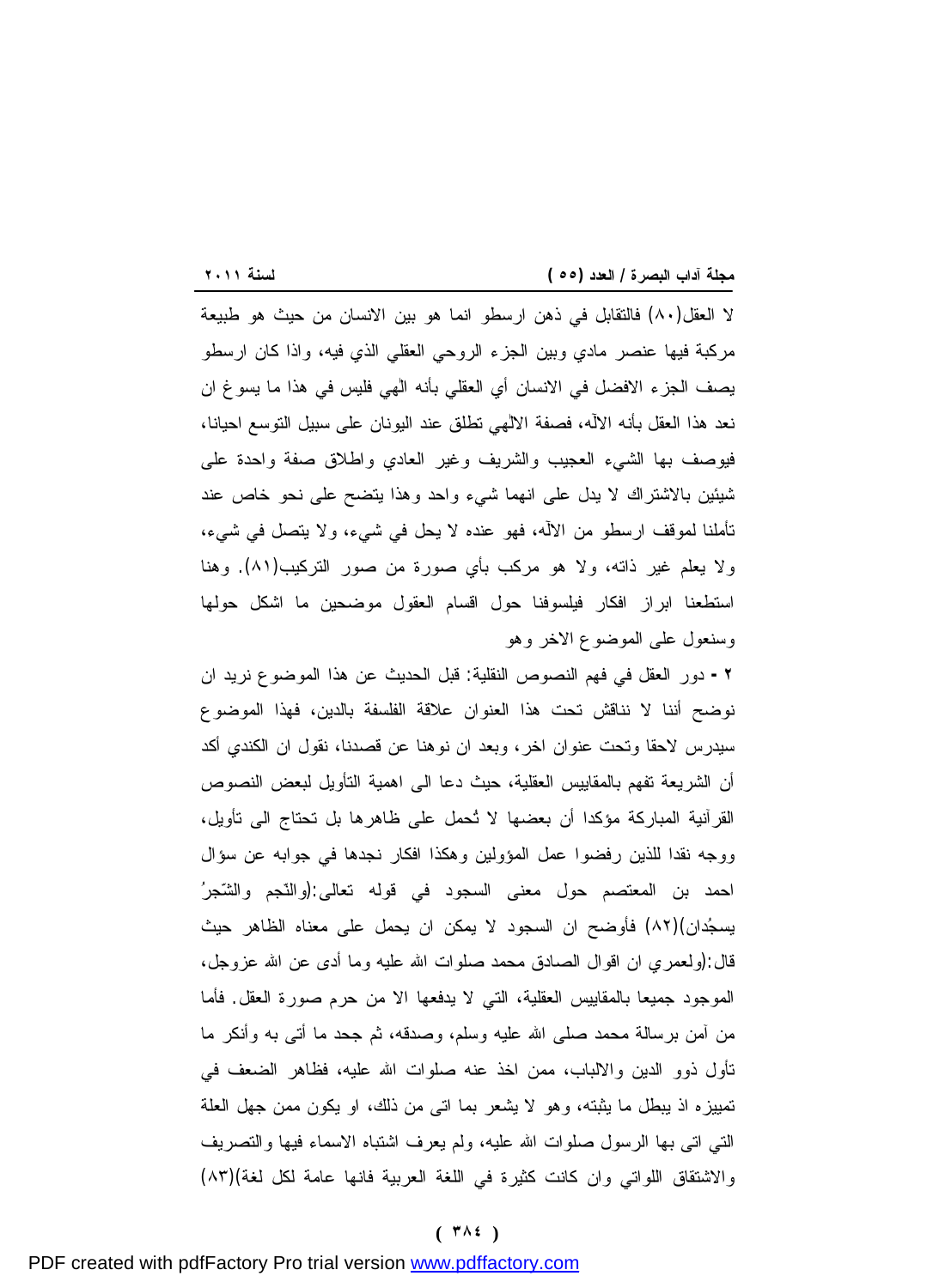لا العقل(٨٠) فالتقابل في ذهن ارسطو انما هو بين الانسان من حيث هو طبيعة مركبة فيها عنصر مادي وبين الجزء الروحي العقلي الذي فيه، واذا كان ارسطو يصف الجزء الافضل في الانسان أي العقلي بأنه الهي فليس في هذا ما يسوغ ان نعد هذا العقل بأنه الآله، فصفة الالهي تطلق عند اليونان على سبيل التوسع احيانا، فيوصف بها الشيء العجيب والشريف وغير العادي واطلاق صفة واحدة على شيئين بالاشتراك لا يدل على انهما شيء واحد وهذا يتضح على نحو خاص عند تأملنا لموقف ارسطو من الآله، فهو عنده لا يحل في شيء، ولا يتصل في شيء، ولا يعلم غير ذاته، ولا هو مركب بأي صورة من صور التركيب(٨١). وهنا استطعنا ابراز افكار فيلسوفنا حول اقسام العقول موضحين ما اشكل حولها وسنعول على الموضوع الاخر وهو

٢ - دور العقل في فهم النصوص النقلية: قبل الحديث عن هذا الموضوع نريد ان نوضح أننا لا نناقش تحت هذا العنوان علاقة الفلسفة بالدين، فهذا الموضوع سيدرس لاحقا وتحت عنوان اخر، وبعد ان نوهنا عن قصدنا، نقول ان الكندي أكد أن الشريعة تفهم بالمقاييس العقلية، حيث دعا الى اهمية التأويل لبعض النصوص القرآنية المباركة مؤكدا أن بعضها لا تُحمل على ظاهرها بل تحتاج الى تأويل، ووجه نقدا للذين رفضوا عمل المؤولين وهكذا افكار نجدها في جوابه عن سؤال احمد بن المعتصم حول معنى السجود في قوله تعالى:(والنّجم والشّجرُ يسجُدان)(٨٢) فأوضح ان السجود لا يمكن ان يحمل على معناه الظاهر حيث قال:(ولعمري ان اقوال الصادق محمد صلوات الله عليه وما أدى عن الله عزوجل، الموجود جميعا بالمقاييس العقلية، التي لا يدفعها الا من حرم صورة العقل. فأما من آمن برسالة محمد صلى الله عليه وسلم، وصدقه، ثم جحد ما أتى به وأنكر ما تأول ذوو الدين والالباب، ممن اخذ عنه صلوات الله عليه، فظاهر الضعف في تمييزه اذ يبطل ما يثبته، وهو لا يشعر بما اتى من ذلك، او يكون ممن جهل العلة التي اتى بها الرسول صلوات الله عليه، ولم يعرف اشتباه الاسماء فيها والتصريف والاشتقاق اللواتي وان كانت كثيرة في اللغة العربية فانها عامة لكل لغة)(٨٣)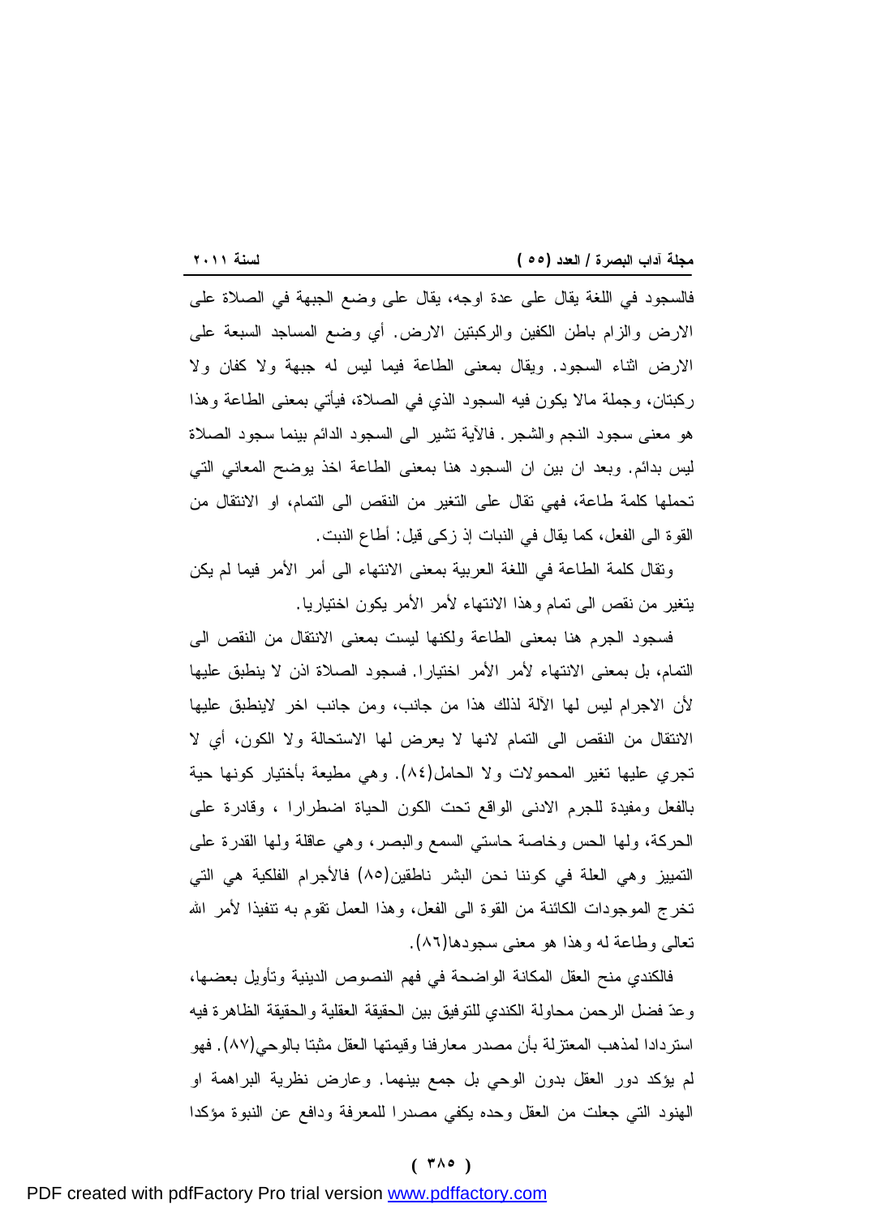فالسجود في اللغة يقال على عدة اوجه، يقال على وضع الجبهة في الصلاة على الارض والزام باطن الكفين والركبتين الارض. أي وضع المساجد السبعة على الارض اثناء السجود. ويقال بمعنى الطاعة فيما ليس له جبهة ولا كفان ولا ركبتان، وجملة مالا يكون فيه السجود الذي في الصلاة، فيأتي بمعنى الطاعة وهذا هو معنى سجود النجم والشجر. فالآية تشير الى السجود الدائم بينما سجود الصلاة ليس بدائم. وبعد ان بين ان السجود هنا بمعنى الطاعة اخذ يوضح المعاني التي تحملها كلمة طاعة، فهي تقال على التغير من النقص الى التمام، او الانتقال من القوة الى الفعل، كما يقال في النبات إذ زكى قيل: أطاع النبت.

وتقال كلمة الطاعة في اللغة العربية بمعنى الانتهاء الى أمر الأمر فيما لم يكن يتغير من نقص الى تمام وهذا الانتهاء لأمر الأمر يكون اختياريا.

فسجود الجرم هنا بمعنى الطاعة ولكنها ليست بمعنى الانتقال من النقص الى التمام، بل بمعنى الانتهاء لأمر الأمر اختيارا. فسجود الصلاة اذن لا ينطبق عليها لأن الاجرام ليس لها الآلة لذلك هذا من جانب، ومن جانب اخر لاينطبق عليها الانتقال من النقص الى التمام لانها لا يعرض لها الاستحالة ولا الكون، أي لا تجري عليها تغير المحمولات ولا الحامل(٨٤). وهي مطيعة بأختيار كونها حية بالفعل ومفيدة للجرم الادنى الواقع تحت الكون الحياة اضطرارا ، وقادرة على الحركة، ولها الحس وخاصة حاستي السمع والبصر، وهي عاقلة ولها القدرة على التمييز وهي العلة في كوننا نحن البشر ناطقين(٨٥) فالأجرام الفلكية هي التي تخرج الموجودات الكائنة من القوة الى الفعل، وهذا العمل تقوم به تنفيذا لأمر الله تعالى وطاعة له وهذا هو معنى سجودها(٨٦).

فالكندي منح العقل المكانة الواضحة في فهم النصوص الدينية وتأويل بعضها، وعدّ فضل الرحمن محاولة الكندي للتوفيق بين الحقيقة العقلية والحقيقة الظاهرة فيه استردادا لمذهب المعتزلة بأن مصدر معارفنا وقيمتها العقل مثبتا بالوحي(٨٧). فهو لم يؤكد دور العقل بدون الوحي بل جمع بينهما. وعارض نظرية البراهمة او الهنود التي جعلت من العقل وحده يكفي مصدرا للمعرفة ودافع عن النبوة مؤكدا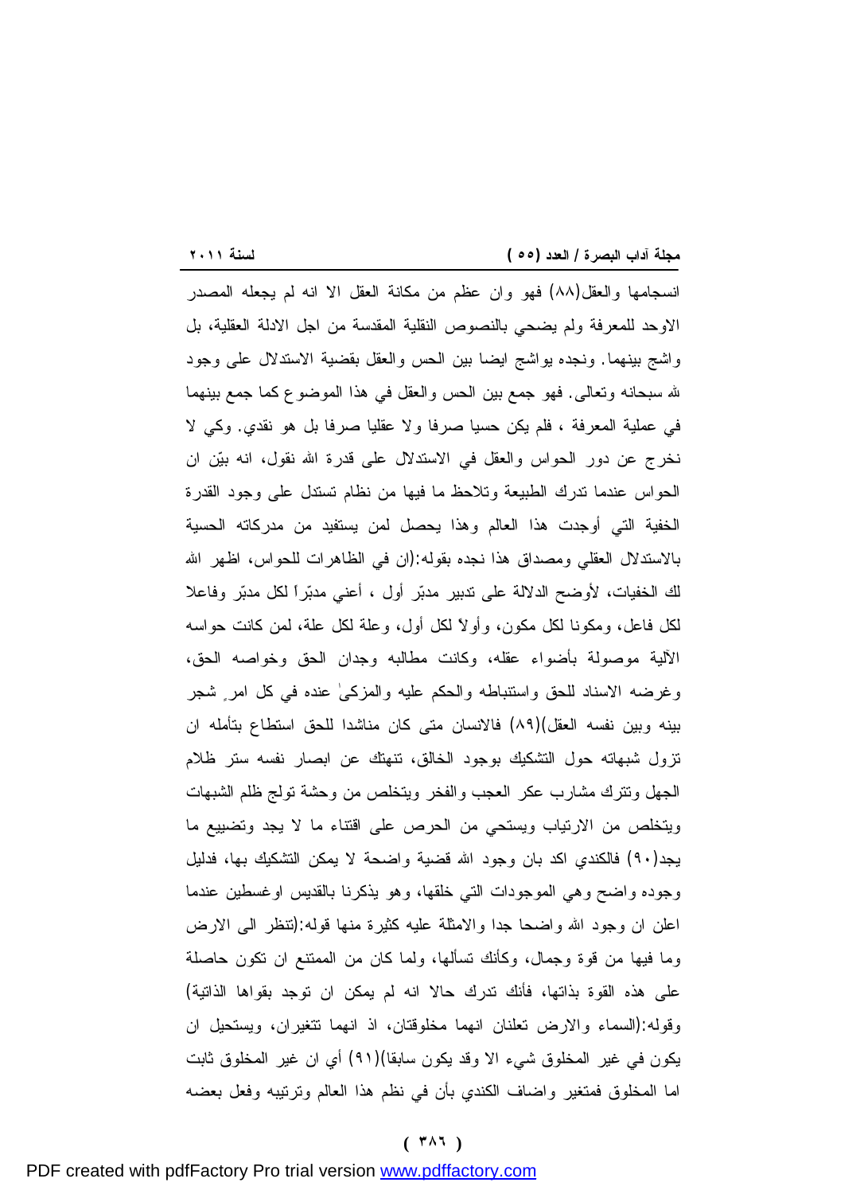انسجامها والعقل(٨٨) فهو وان عظم من مكانة العقل الا انه لم يجعله المصدر الاوحد للمعرفة ولم يضحي بالنصوص النقلية المقدسة من اجل الادلة العقلية، بل واشج بينهما. ونجده يواشج ايضا بين الحس والعقل بقضية الاستدلال على وجود الله سبحانه وتعالى. فهو جمع بين الحس والعقل في هذا الموضوع كما جمع بينهما في عملية المعرفة ، فلم يكن حسيا صرفا ولا عقليا صرفا بل هو نقدي. وكي لا نخرج عن دور الحواس والعقل في الاستدلال على قدرة الله نقول، انه بيّن ان الحواس عندما تدرك الطبيعة وتلاحظ ما فيها من نظام تستدل على وجود القدرة الخفية التي أوجدت هذا العالم وهذا يحصل لمن يستفيد من مدركاته الحسية بالاستدلال العقلي ومصداق هذا نجده بقوله:(ان في الظاهرات للحواس، اظهر الله لك الخفيات، لأوضح الدلالة على تدبير مدبّر أول ، أعني مدبّراً لكل مدبّر وفاعلا لكل فاعل، ومكونا لكل مكون، وأولاً لكل أول، وعلة لكل علة، لمن كانت حواسه الآلية موصولة بأضواء عقله، وكانت مطالبه وجدان الحق وخواصه الحق، وغرضه الاسناد للحق واستنباطه والحكم عليه والمزكىٰ عنده في كل امرٍ شجر بينه وبين نفسه العقل)(٨٩) فالانسان متى كان مناشدا للحق استطاع بتأمله ان تزول شبهاته حول التشكيك بوجود الخالق، تنهتك عن ابصار نفسه ستر ظلام الجهل وتترك مشارب عكر العجب والفخر ويتخلص من وحشة تولج ظلم الشبهات ويتخلص من الارتياب ويستحي من الحرص على اقتناء ما لا يجد وتضييع ما يجد(٩٠) فالكندي اكد بان وجود الله قضية واضحة لا يمكن التشكيك بها، فدليل وجوده واضح وهي الموجودات التي خلقها، وهو يذكرنا بالقديس اوغسطين عندما اعلن ان وجود الله واضحا جدا والامثلة عليه كثيرة منها قوله:(تنظر الى الارض وما فيها من قوة وجمال، وكأنك تسألها، ولما كان من الممتنع ان تكون حاصلة على هذه القوة بذاتها، فأنك تدرك حالا انه لم يمكن ان توجد بقواها الذاتية) وقوله:(السماء والارض تعلنان انهما مخلوقتان، اذ انهما تتغيران، ويستحيل ان يكون في غير المخلوق شيء الا وقد يكون سابقا)(٩١) أي ان غير المخلوق ثابت اما المخلوق فمتغير واضاف الكندي بأن في نظم هذا العالم وترتيبه وفعل بعضه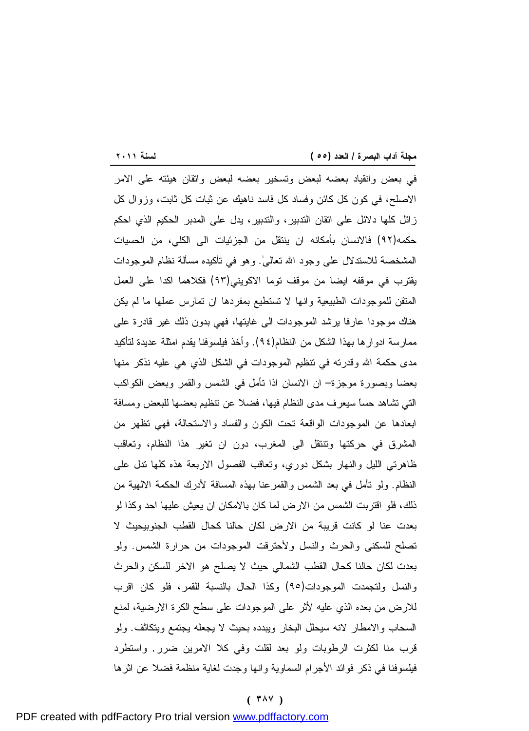في بعض وانقياد بعضه لبعض وتسخير بعضه لبعض واتقان هيئته على الامر الاصلح، في كون كل كائن وفساد كل فاسد ناهيك عن ثبات كل ثابت، وزوال كل زائل كلها دلائل على اتقان التدبير، والتدبير، يدل على المدبر الحكيم الذي احكم حكمه(٩٢) فالانسان بأمكانه ان ينتقل من الجزئيات الى الكلي، من الحسيات المشخصة للاستدلال على وجود الله تعالىٰ. وهو في تأكيده مسألة نظام الموجودات يقترب في موقفه ايضا من موقف توما الاكويني(٩٣) فكلاهما اكدا على العمل المتقن للموجودات الطبيعية وانها لا تستطيع بمفردها ان تمارس عملها ما لم يكن هناك موجودا عارفا يرشد الموجودات الى غايتها، فهي بدون ذلك غير قادرة على ممارسة ادوارها بهذا الشكل من النظام(٩٤). وأخذ فيلسوفنا يقدم امثلة عديدة لتأكيد مدى حكمة الله وقدرته في تنظيم الموجودات في الشكل الذي هي عليه نذكر منها بعضا وبصورة موجزة– ان الانسان اذا تأمل في الشمس والقمر وبعض الكواكب التي تشاهد حساً سيعرف مدى النظام فيها، فضلا عن تنظيم بعضها للبعض ومسافة ابعادها عن الموجودات الواقعة تحت الكون والفساد والاستحالة، فهي تظهر من المشرق في حركتها وتنتقل الى المغرب، دون ان تغير هذا النظام، وتعاقب ظاهرتي الليل والنهار بشكل دوري، وتعاقب الفصول الاربعة هذه كلها تدل على النظام. ولو تأمل في بعد الشمس والقمرعنا بهذه المسافة لأدرك الحكمة الالهية من ذلك، فلو اقتربت الشمس من الارض لما كان بالامكان ان يعيش عليها احد وكذا لو بعدت عنا لو كانت قريبة من الارض لكان حالنا كحال القطب الجنوبيحيث لا تصلح للسكنى والحرث والنسل ولأحترقت الموجودات من حرارة الشمس. ولو بعدت لكان حالنا كحال القطب الشمالي حيث لا يصلح هو الاخر للسكن والحرث والنسل ولتجمدت الموجودات(٩٥) وكذا الحال بالنسبة للقمر، فلو كان اقرب للارض من بعده الذي عليه لأثر على الموجودات على سطح الكرة الارضية، لمنع السحاب والامطار لانه سيحلل البخار ويبدده بحيث لا يجعله يجتمع ويتكاثف. ولو قرب منا لكثرت الرطوبات ولو بعد لقلت وفي كلا الامرين ضرر. واستطرد فيلسوفنا في ذكر فوائد الأجرام السماوية وانها وجدت لغاية منظمة فضلا عن اثرها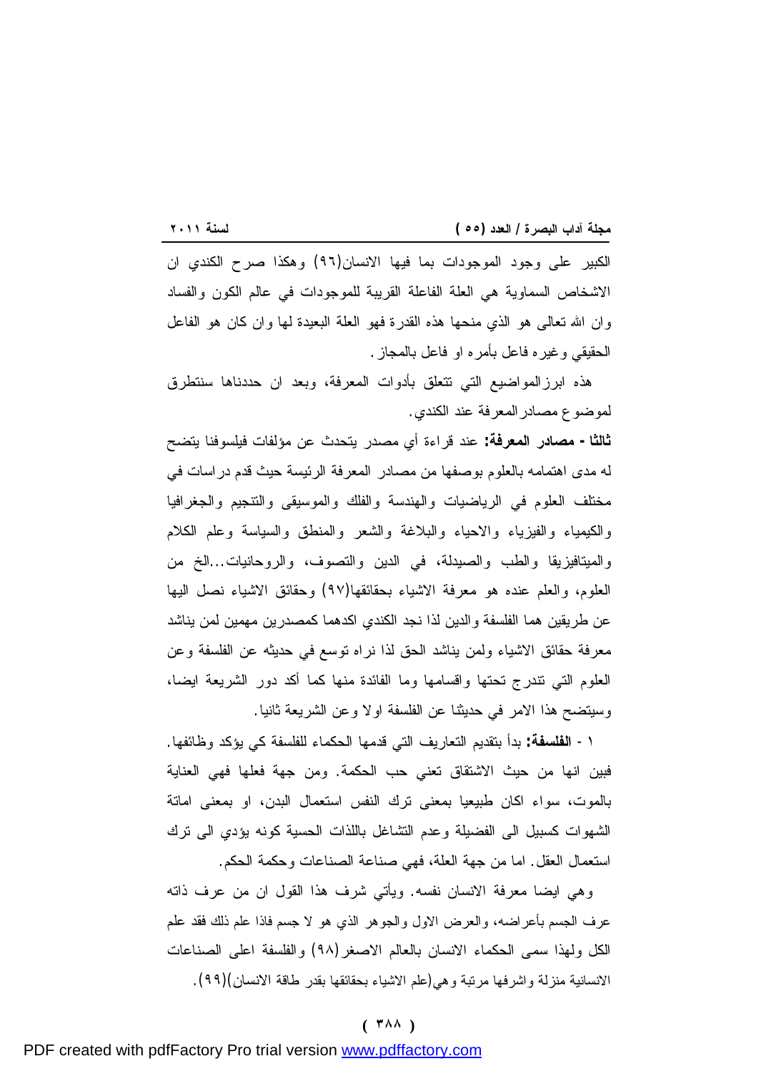الكبير على وجود الموجودات بما فيها الانسان(٩٦) وهكذا صرح الكندي ان الاشخاص السماوية هي العلة الفاعلة القريبة للموجودات في عالم الكون والفساد وان الله تعالى هو الذي منحها هذه القدرة فهو العلة البعيدة لها وان كان هو الفاعل الحقيقي وغيره فاعل بأمره او فاعل بالمجاز.

هذه ابرزالمواضيع التي تتعلق بأدوات المعرفة، وبعد ان حددناها سنتطرق لموضوع مصادرالمعرفة عند الكندي.

**ثالثا - مصادر المعرفة:** عند قراءة أي مصدر يتحدث عن مؤلفات فيلسوفنا يتضح له مدى اهتمامه بالعلوم بوصفها من مصادر المعرفة الرئيسة حيث قدم دراسات في مختلف العلوم في الرياضيات والهندسة والفلك والموسيقى والتنجيم والجغرافيا والكيمياء والفيزياء والاحياء والبلاغة والشعر والمنطق والسياسة وعلم الكلام والميتافيزيقا والطب والصيدلة، في الدين والتصوف، والروحانيات...الخ من العلوم، والعلم عنده هو معرفة الاشياء بحقائقها(٩٧) وحقائق الاشياء نصل اليها عن طريقين هما الفلسفة والدين لذا نجد الكندي اكدهما كمصدرين مهمين لمن يناشد معرفة حقائق الاشياء ولمن يناشد الحق لذا نراه توسع في حديثه عن الفلسفة وعن العلوم التي تندرج تحتها واقسامها وما الفائدة منها كما أكد دور الشريعة ايضا، وسيتضح هذا الامر في حديثنا عن الفلسفة اولا وعن الشريعة ثانيا.

١ - **الفلسفة:** بدأ بتقديم التعاريف التي قدمها الحكماء للفلسفة كي يؤكد وظائفها. فبين انها من حيث الاشتقاق تعني حب الحكمة. ومن جهة فعلها فهي العناية بالموت، سواء اكان طبيعيا بمعنى ترك النفس استعمال البدن، او بمعنى اماتة الشهوات كسبيل الى الفضيلة وعدم التشاغل باللذات الحسية كونه يؤدي الى ترك استعمال العقل. اما من جهة العلة، فهي صناعة الصناعات وحكمة الحكم.

وهي ايضا معرفة الانسان نفسه. ويأتي شرف هذا القول ان من عرف ذاته عرف الجسم بأعراضه، والعرض الاول والجوهر الذي هو لا جسم فاذا علم ذلك فقد علم الكل ولهذا سمى الحكماء الانسان بالعالم الاصغر(٩٨) والفلسفة اعلى الصناعات الانسانية منزلة واشرفها مرتبة وهي(علم الاشياء بحقائقها بقدر طاقة الانسان)(٩٩).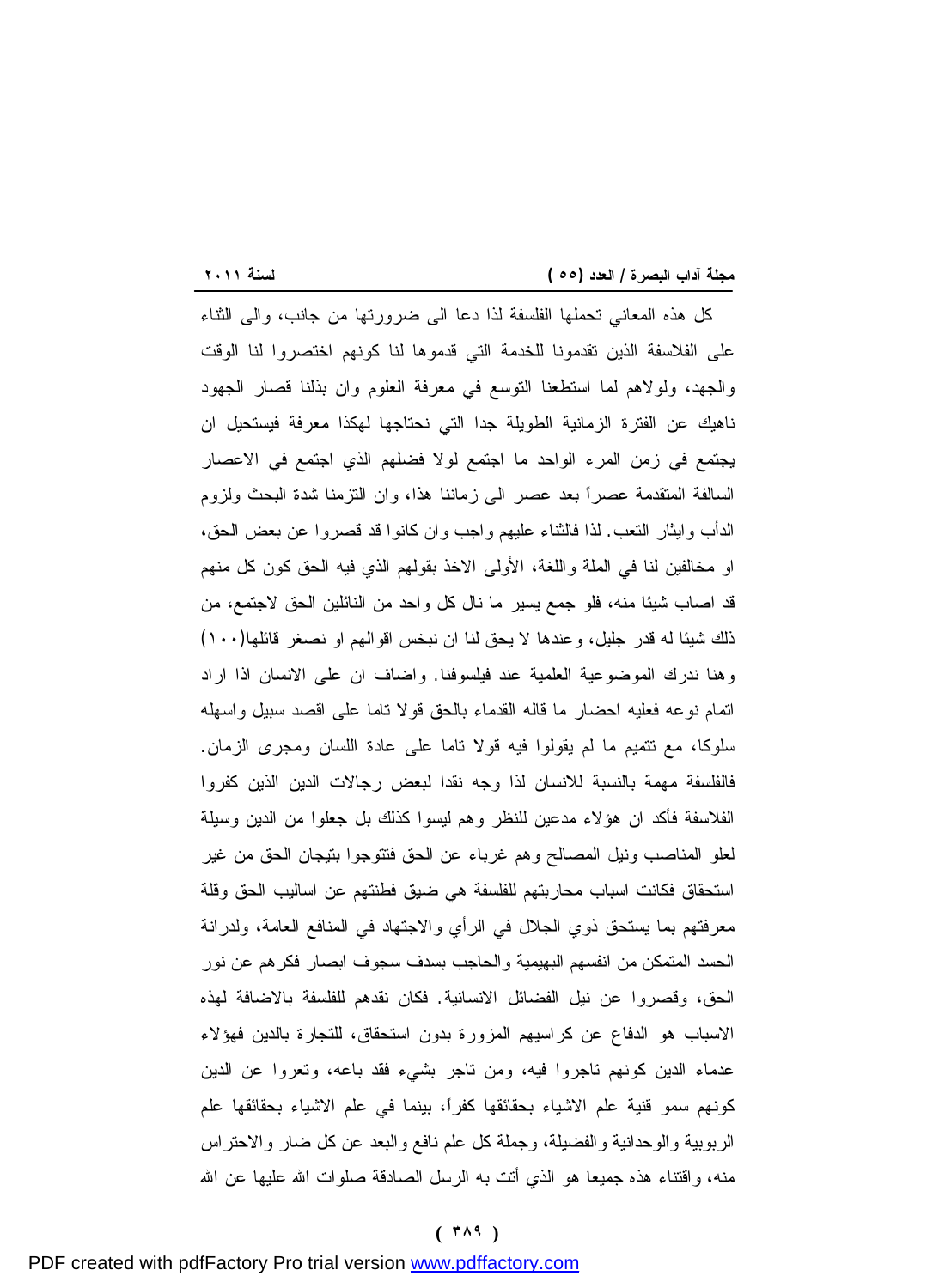كل هذه المعاني تحملها الفلسفة لذا دعا الى ضرورتها من جانب، والى الثناء على الفلاسفة الذين تقدمونا للخدمة التي قدموها لنا كونهم اختصروا لنا الوقت والجهد، ولولاهم لما استطعنا التوسع في معرفة العلوم وان بذلنا قصار الجهود ناهيك عن الفترة الزمانية الطويلة جدا التي نحتاجها لهكذا معرفة فيستحيل ان يجتمع في زمن المرء الواحد ما اجتمع لولا فضلهم الذي اجتمع في الاعصار السالفة المتقدمة عصراً بعد عصر الى زماننا هذا، وان التزمنا شدة البحث ولزوم الدأب وايثار التعب. لذا فالثناء عليهم واجب وان كانوا قد قصروا عن بعض الحق، او مخالفين لنا في الملة واللغة، الأولى الاخذ بقولهم الذي فيه الحق كون كل منهم قد اصاب شيئا منه، فلو جمع يسير ما نال كل واحد من النائلين الحق لاجتمع، من ذلك شيئا له قدر جليل، وعندها لا يحق لنا ان نبخس اقوالهم او نصغر قائلها(١٠٠) وهنا ندرك الموضوعية العلمية عند فيلسوفنا. واضاف ان على الانسان اذا اراد اتمام نوعه فعليه احضار ما قاله القدماء بالحق قولا تاما على اقصد سبيل واسهله سلوكا، مع تتميم ما لم يقولوا فيه قولا تاما على عادة اللسان ومجرى الزمان. فالفلسفة مهمة بالنسبة للانسان لذا وجه نقدا لبعض رجالات الدين الذين كفروا الفلاسفة فأكد ان هؤلاء مدعين للنظر وهم ليسوا كذلك بل جعلوا من الدين وسيلة لعلو المناصب ونيل المصالح وهم غرباء عن الحق فتتوجوا بتيجان الحق من غير استحقاق فكانت اسباب محاربتهم للفلسفة هي ضيق فطنتهم عن اساليب الحق وقلة معرفتهم بما يستحق ذوي الجلال في الرأي والاجتهاد في المنافع العامة، ولدرانة الحسد المتمكن من انفسهم البهيمية والحاجب بسدف سجوف ابصار فكرهم عن نور الحق، وقصروا عن نيل الفضائل الانسانية. فكان نقدهم للفلسفة بالاضافة لهذه الاسباب هو الدفاع عن كراسيهم المزورة بدون استحقاق، للتجارة بالدين فهؤلاء عدماء الدين كونهم تاجروا فيه، ومن تاجر بشيء فقد باعه، وتعروا عن الدين كونهم سمو قنية علم الاشياء بحقائقها كفراً، بينما في علم الاشياء بحقائقها علم الربوبية والوحدانية والفضيلة، وجملة كل علم نافع والبعد عن كل ضار والاحتراس منه، واقتناء هذه جميعا هو الذي أتت به الرسل الصادقة صلوات الله عليها عن الله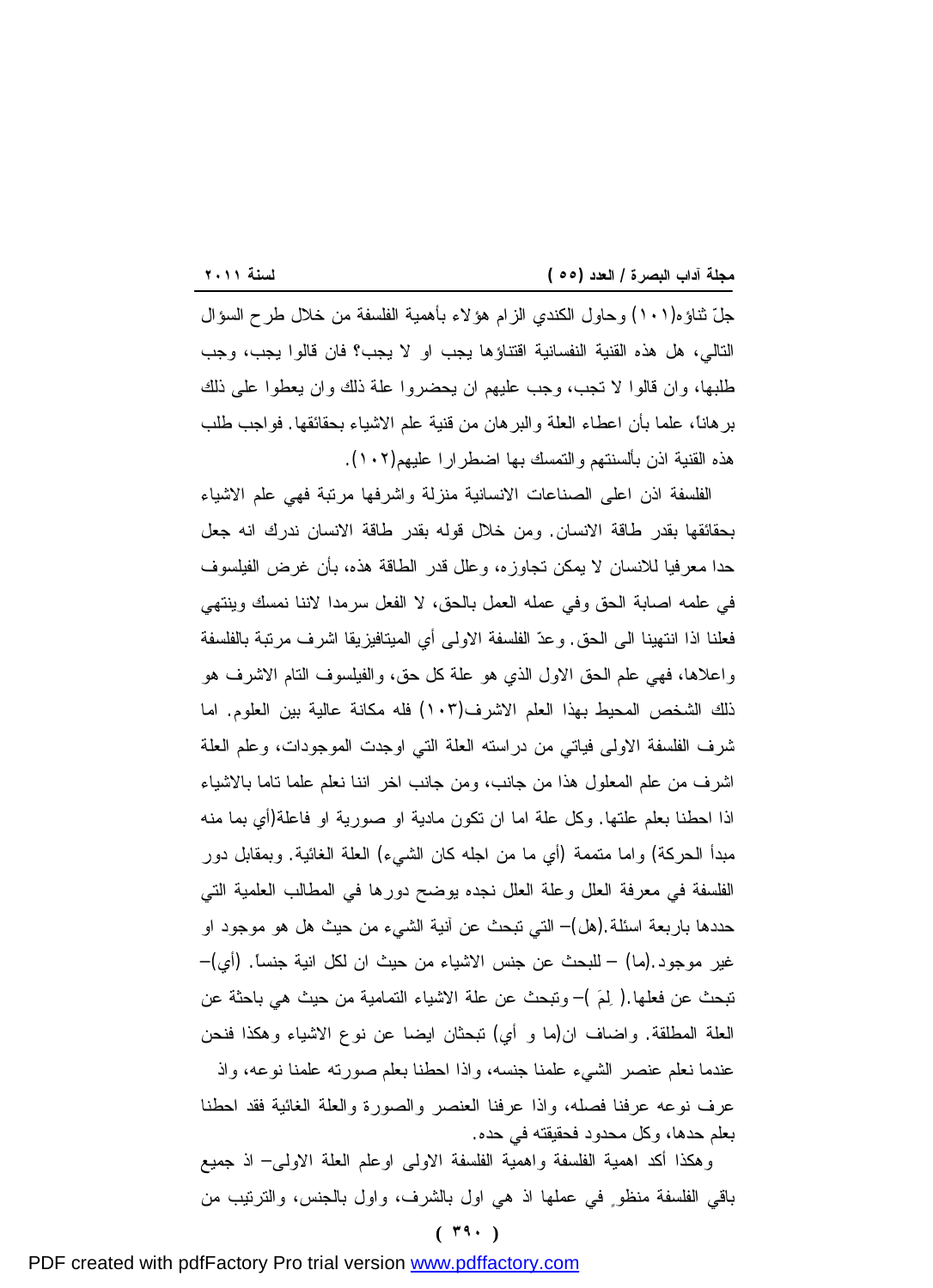جلّ ثناؤه(١٠١) وحاول الكندي الزام هؤلاء بأهمية الفلسفة من خلال طرح السؤال التالي، هل هذه القنية النفسانية اقتناؤها يجب او لا يجب؟ فان قالوا يجب، وجب طلبها، وان قالوا لا تجب، وجب عليهم ان يحضروا علة ذلك وان يعطوا على ذلك برهاناً، علما بأن اعطاء العلة والبرهان من قنية علم الاشياء بحقائقها. فواجب طلب هذه القنية اذن بألسنتهم والتمسك بها اضطرارا عليهم(١٠٢).

الفلسفة اذن اعلى الصناعات الانسانية منزلة واشرفها مرتبة فهي علم الاشياء بحقائقها بقدر طاقة الانسان. ومن خلال قوله بقدر طاقة الانسان ندرك انه جعل حدا معرفيا للانسان لا يمكن تجاوزه، وعلل قدر الطاقة هذه، بأن غرض الفيلسوف في علمه اصابة الحق وفي عمله العمل بالحق، لا الفعل سرمدا لاننا نمسك وينتهي فعلنا اذا انتهينا الى الحق. وعدّ الفلسفة الاولى أي الميتافيزيقا اشرف مرتبة بالفلسفة واعلاها، فهي علم الحق الاول الذي هو علة كل حق، والفيلسوف التام الاشرف هو ذلك الشخص المحيط بهذا العلم الاشرف(١٠٣) فله مكانة عالية بين العلوم. اما شرف الفلسفة الاولى فياتي من دراسته العلة التي اوجدت الموجودات، وعلم العلة اشرف من علم المعلول هذا من جانب، ومن جانب اخر اننا نعلم علما تاما بالاشياء اذا احطنا بعلم علتها. وكل علة اما ان تكون مادية او صورية او فاعلة(أي بما منه مبدأ الحركة) واما متممة (أي ما من اجله كان الشيء) العلة الغائية. وبمقابل دور الفلسفة في معرفة العلل وعلة العلل نجده يوضح دورها في المطالب العلمية التي حددها باربعة اسئلة.(هل)– التي تبحث عن آنية الشيء من حيث هل هو موجود او غير موجود.(ما) – للبحث عن جنس الاشياء من حيث ان لكل انية جنساً. (أي)– تبحث عن فعلها.( لِمَ )– وتبحث عن علة الاشياء التمامية من حيث هي باحثة عن العلة المطلقة. واضاف ان(ما و أي) تبحثان ايضا عن نوع الاشياء وهكذا فنحن عندما نعلم عنصر الشيء علمنا جنسه، واذا احطنا بعلم صورته علمنا نوعه، واذ عرف نوعه عرفنا فصله، واذا عرفنا العنصر والصورة والعلة الغائية فقد احطنا بعلم حدها، وكل محدود فحقيقته في حده.

وهكذا أكد اهمية الفلسفة واهمية الفلسفة الاولى اوعلم العلة الاولى– اذ جميع باقي الفلسفة منظوٍ في عملها اذ هي اول بالشرف، واول بالجنس، والترتيب من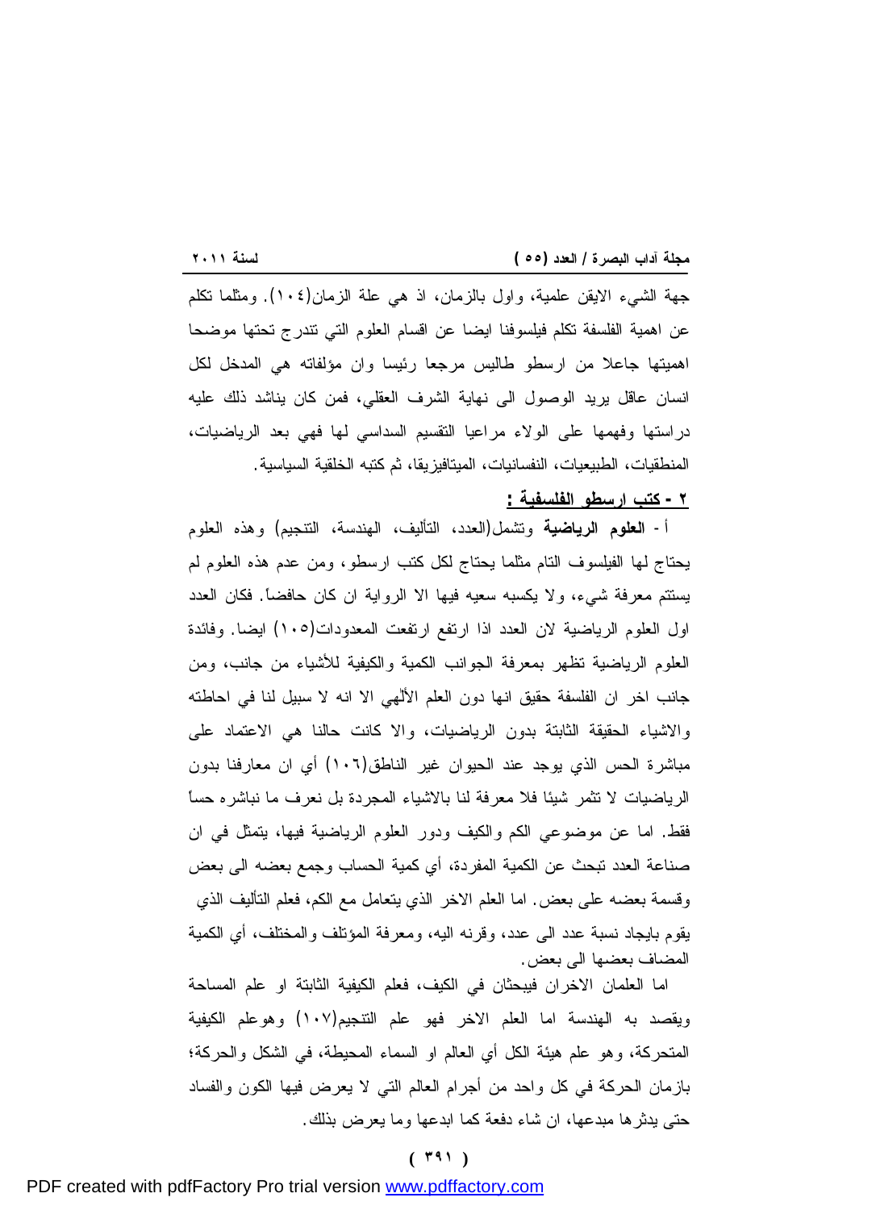جهة الشيء الايقن علمية، واول بالزمان، اذ هي علة الزمان(١٠٤). ومثلما تكلم عن اهمية الفلسفة تكلم فيلسوفنا ايضا عن اقسام العلوم التي تندرج تحتها موضحا اهميتها جاعلا من ارسطو طاليس مرجعا رئيسا وان مؤلفاته هي المدخل لكل انسان عاقل يريد الوصول الى نهاية الشرف العقلي، فمن كان يناشد ذلك عليه دراستها وفهمها على الولاء مراعيا التقسيم السداسي لها فهي بعد الرياضيات، المنطقيات، الطبيعيات، النفسانيات، الميتافيزيقا، ثم كتبه الخلقية السياسية.

**٢ - كتب ارسطو الفلسفية :**

أ - **العلوم الرياضية** وتشمل(العدد، التأليف، الهندسة، التنجيم) وهذه العلوم يحتاج لها الفيلسوف التام مثلما يحتاج لكل كتب ارسطو، ومن عدم هذه العلوم لم يستتم معرفة شيء، ولا يكسبه سعيه فيها الا الرواية ان كان حافضاً. فكان العدد اول العلوم الرياضية لان العدد اذا ارتفع ارتفعت المعدودات(١٠٥) ايضا. وفائدة العلوم الرياضية تظهر بمعرفة الجوانب الكمية والكيفية للأشياء من جانب، ومن جانب اخر ان الفلسفة حقيق انها دون العلم الألهي الا انه لا سبيل لنا في احاطته والاشياء الحقيقة الثابتة بدون الرياضيات، والا كانت حالنا هي الاعتماد على مباشرة الحس الذي يوجد عند الحيوان غير الناطق(١٠٦) أي ان معارفنا بدون الرياضيات لا تثمر شيئا فلا معرفة لنا بالاشياء المجردة بل نعرف ما نباشره حساً فقط. اما عن موضوعي الكم والكيف ودور العلوم الرياضية فيها، يتمثل في ان صناعة العدد تبحث عن الكمية المفردة، أي كمية الحساب وجمع بعضه الى بعض وقسمة بعضه على بعض. اما العلم الاخر الذي يتعامل مع الكم، فعلم التأليف الذي يقوم بايجاد نسبة عدد الى عدد، وقرنه اليه، ومعرفة المؤتلف والمختلف، أي الكمية المضاف بعضها الى بعض.

اما العلمان الاخران فيبحثان في الكيف، فعلم الكيفية الثابتة او علم المساحة ويقصد به الهندسة اما العلم الاخر فهو علم التنجيم(١٠٧) وهوعلم الكيفية المتحركة، وهو علم هيئة الكل أي العالم او السماء المحيطة، في الشكل والحركة؛ بازمان الحركة في كل واحد من أجرام العالم التي لا يعرض فيها الكون والفساد حتى يدثرها مبدعها، ان شاء دفعة كما ابدعها وما يعرض بذلك.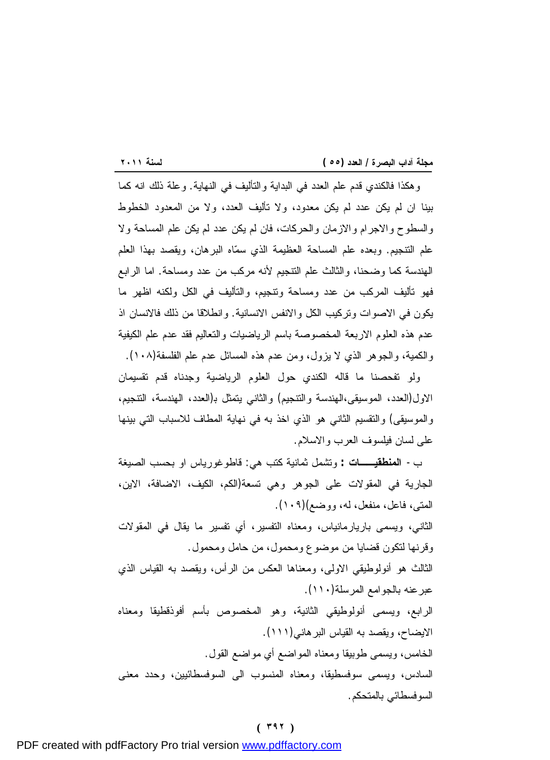وهكذا فالكندي قدم علم العدد في البداية والتأليف في النهاية. وعلة ذلك انه كما بينا ان لم يكن عدد لم يكن معدود، ولا تأليف العدد، ولا من المعدود الخطوط والسطوح والاجرام والازمان والحركات، فان لم يكن عدد لم يكن علم المساحة ولا علم التنجيم. وبعده علم المساحة العظيمة الذي سمّاه البرهان، ويقصد بهذا العلم الهندسة كما وضحنا، والثالث علم التنجيم لأنه مركب من عدد ومساحة. اما الرابع فهو تأليف المركب من عدد ومساحة وتنجيم، والتأليف في الكل ولكنه اظهر ما يكون في الاصوات وتركيب الكل والانفس الانسانية. وانطلاقا من ذلك فالانسان اذ عدم هذه العلوم الاربعة المخصوصة باسم الرياضيات والتعاليم فقد عدم علم الكيفية والكمية، والجوهر الذي لا يزول، ومن عدم هذه المسائل عدم علم الفلسفة(١٠٨).

ولو تفحصنا ما قاله الكندي حول العلوم الرياضية وجدناه قدم تقسيمان الاول(العدد، الموسيقى،الهندسة والتنجيم) والثاني يتمثل بـ(العدد، الهندسة، التنجيم، والموسيقى) والتقسيم الثاني هو الذي اخذ به في نهاية المطاف للاسباب التي بينها على لسان فيلسوف العرب والاسلام.

ب - **المنطقيـــــات :** وتشمل ثمانية كتب هي: قاطوغورياس او بحسب الصيغة الجارية في المقولات على الجوهر وهي تسعة(الكم، الكيف، الاضافة، الاين، المتى، فاعل، منفعل، له، ووضع)(١٠٩).

الثاني، ويسمى باريارمانياس، ومعناه التفسير، أي تفسير ما يقال في المقولات وقرنها لتكون قضايا من موضوع ومحمول، من حامل ومحمول.

الثالث هو أنولوطيقي الاولى، ومعناها العكس من الرأس، ويقصد به القياس الذي عبرعنه بالجوامع المرسلة(١١٠).

الرابع، ويسمى أنولوطيقي الثانية، وهو المخصوص بأسم أفوذقطيقا ومعناه الايضاح، ويقصد به القياس البرهاني(١١١).

الخامس، ويسمى طوبيقا ومعناه المواضع أي مواضع القول.

السادس، ويسمى سوفسطيقا، ومعناه المنسوب الى السوفسطائيين، وحدد معنى السوفسطائي بالمتحكم.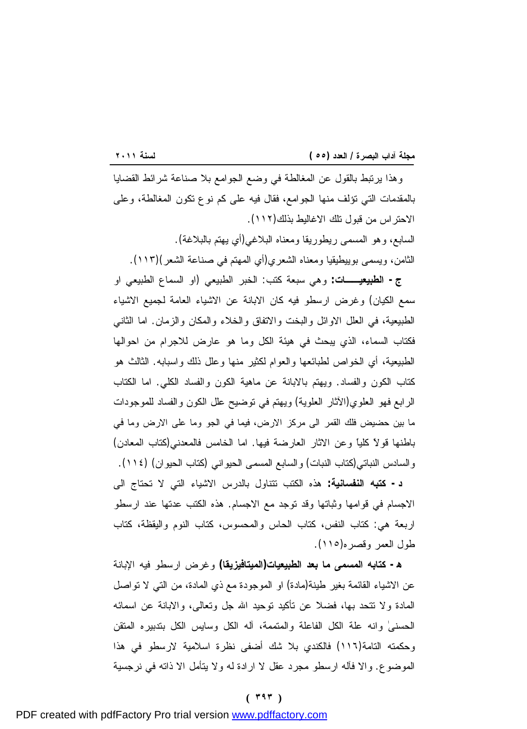وهذا يرتبط بالقول عن المغالطة في وضع الجوامع بلا صناعة شرائط القضايا بالمقدمات التي تؤلف منها الجوامع، فقال فيه على كم نوع تكون المغالطة، وعلى الاحتراس من قبول تلك الاغاليط بذلك(١١٢).

السابع، وهو المسمى ريطوريقا ومعناه البلاغي(أي يهتم بالبلاغة).

الثامن، ويسمى بوييطيقيا ومعناه الشعري(أي المهتم في صناعة الشعر)(١١٣).

**ج - الطبيعيـــــات:** وهي سبعة كتب: الخبر الطبيعي (او السماع الطبيعي او سمع الكيان) وغرض ارسطو فيه كان الابانة عن الاشياء العامة لجميع الاشياء الطبيعية، في العلل الاوائل والبخت والاتفاق والخلاء والمكان والزمان. اما الثاني فكتاب السماء، الذي يبحث في هيئة الكل وما هو عارض للاجرام من احوالها الطبيعية، أي الخواص لطبائعها والعوام لكثير منها وعلل ذلك واسبابه. الثالث هو كتاب الكون والفساد. ويهتم بالابانة عن ماهية الكون والفساد الكلي. اما الكتاب الرابع فهو العلوي(الآثار العلوية) ويهتم في توضيح علل الكون والفساد للموجودات ما بين حضيض فلك القمر الى مركز الارض، فيما في الجو وما على الارض وما في باطنها قولاً كلياً وعن الاثار العارضة فيها. اما الخامس فالمعدني(كتاب المعادن) والسادس النباتي(كتاب النبات) والسابع المسمى الحيواني (كتاب الحيوان) (١١٤).

**د - كتبه النفسانية:** هذه الكتب تتناول بالدرس الاشياء التي لا تحتاج الى الاجسام في قوامها وثباتها وقد توجد مع الاجسام. هذه الكتب عدتها عند ارسطو اربعة هي: كتاب النفس، كتاب الحاس والمحسوس، كتاب النوم واليقظة، كتاب طول العمر وقصره(١١٥).

**هـ - كتابه المسمى ما بعد الطبيعيات(الميتافيزيقا)** وغرض ارسطو فيه الإبانة عن الاشياء القائمة بغير طينة(مادة) او الموجودة مع ذي المادة، من التي لا تواصل المادة ولا تتحد بها، فضلا عن تأكيد توحيد الله جل وتعالى، والابانة عن اسمائه الحسنى وانه علة الكل الفاعلة والمتممة، آله الكل وسايس الكل بتدبيره المتقن وحكمته التامة(١١٦) فالكندي بلا شك أضفى نظرة اسلامية لارسطو في هذا الموضوع. والا فآله ارسطو مجرد عقل لا ارادة له ولا يتأمل الا ذاته في نرجسية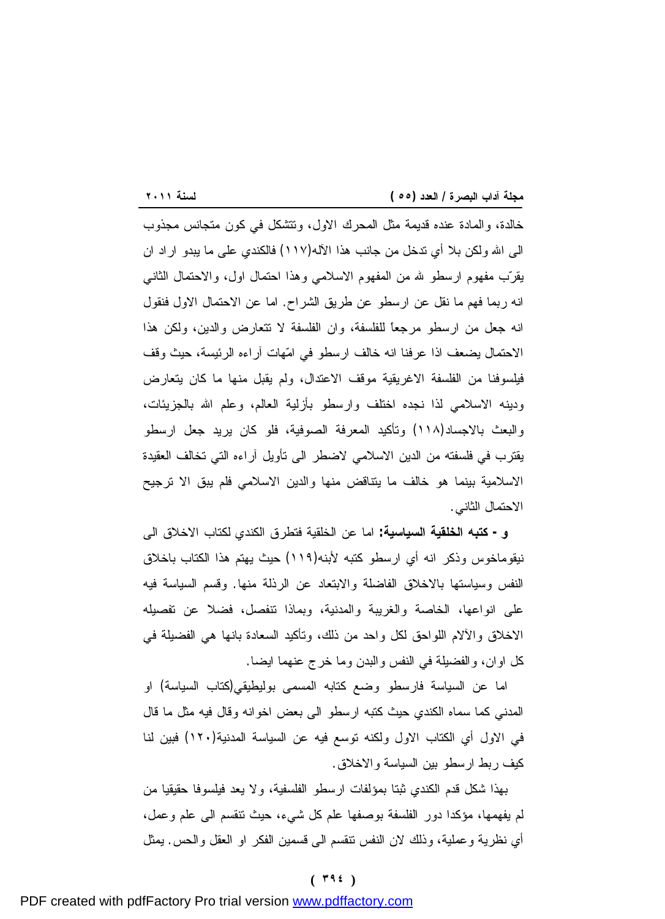خالدة، والمادة عنده قديمة مثل المحرك الاول، وتتشكل في كون متجانس مجذوب الى الله ولكن بلا أي تدخل من جانب هذا الآله(١١٧) فالكندي على ما يبدو اراد ان يقرّب مفهوم ارسطو لله من المفهوم الاسلامي وهذا احتمال اول، والاحتمال الثاني انه ربما فهم ما نقل عن ارسطو عن طريق الشراح. اما عن الاحتمال الاول فنقول انه جعل من ارسطو مرجعاً للفلسفة، وان الفلسفة لا تتعارض والدين، ولكن هذا الاحتمال يضعف اذا عرفنا انه خالف ارسطو في امّهات آراءه الرئيسة، حيث وقف فيلسوفنا من الفلسفة الاغريقية موقف الاعتدال، ولم يقبل منها ما كان يتعارض ودينه الاسلامي لذا نجده اختلف وارسطو بأزلية العالم، وعلم الله بالجزيئات، والبعث بالاجساد(١١٨) وتأكيد المعرفة الصوفية، فلو كان يريد جعل ارسطو يقترب في فلسفته من الدين الاسلامي لاضطر الى تأويل آراءه التي تخالف العقيدة الاسلامية بينما هو خالف ما يتناقض منها والدين الاسلامي فلم يبق الا ترجيح الاحتمال الثاني.

**و - كتبه الخلقية السياسية:** اما عن الخلقية فتطرق الكندي لكتاب الاخلاق الى نيقوماخوس وذكر انه أي ارسطو كتبه لأبنه(١١٩) حيث يهتم هذا الكتاب باخلاق النفس وسياستها بالاخلاق الفاضلة والابتعاد عن الرذلة منها. وقسم السياسة فيه على انواعها، الخاصة والغريبة والمدنية، وبماذا تنفصل، فضلا عن تفصيله الاخلاق والآلام اللواحق لكل واحد من ذلك، وتأكيد السعادة بانها هي الفضيلة في كل اوان، والفضيلة في النفس والبدن وما خرج عنهما ايضا.

اما عن السياسة فارسطو وضع كتابه المسمى بوليطيقي(كتاب السياسة) او المدني كما سماه الكندي حيث كتبه ارسطو الى بعض اخوانه وقال فيه مثل ما قال في الاول أي الكتاب الاول ولكنه توسع فيه عن السياسة المدنية(١٢٠) فبين لنا كيف ربط ارسطو بين السياسة والاخلاق.

بهذا شكل قدم الكندي ثبتا بمؤلفات ارسطو الفلسفية، ولا يعد فيلسوفا حقيقيا من لم يفهمها، مؤكدا دور الفلسفة بوصفها علم كل شيء، حيث تنقسم الى علم وعمل، أي نظرية وعملية، وذلك لان النفس تنقسم الى قسمين الفكر او العقل والحس. يمثل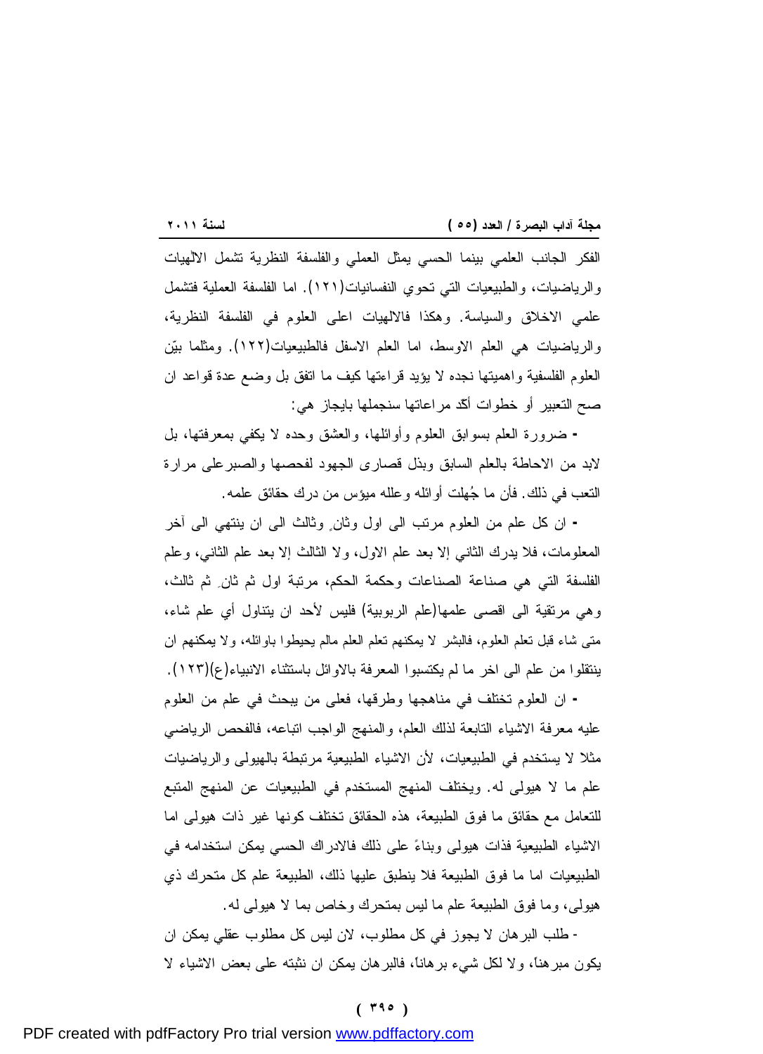الفكر الجانب العلمي بينما الحسي يمثل العملي والفلسفة النظرية تشمل الالٰهيات والرياضيات، والطبيعيات التي تحوي النفسانيات(١٢١). اما الفلسفة العملية فتشمل علمي الاخلاق والسياسة. وهكذا فالالهيات اعلى العلوم في الفلسفة النظرية، والرياضيات هي العلم الاوسط، اما العلم الاسفل فالطبيعيات(١٢٢). ومثلما بيّن العلوم الفلسفية واهميتها نجده لا يؤيد قراءتها كيف ما اتفق بل وضع عدة قواعد ان صح التعبير أو خطوات أكّد مراعاتها سنجملها بايجاز هي:

- ضرورة العلم بسوابق العلوم وأوائلها، والعشق وحده لا يكفي بمعرفتها، بل لابد من الاحاطة بالعلم السابق وبذل قصارى الجهود لفحصها والصبرعلى مرارة التعب في ذلك. فأن ما جُهلت أوائله وعلله ميؤس من درك حقائق علمه.

- ان كل علم من العلوم مرتب الى اول وثانٍ وثالث الى ان ينتهي الى آخر المعلومات، فلا يدرك الثاني إلا بعد علم الاول، ولا الثالث إلا بعد علم الثاني، وعلم الفلسفة التي هي صناعة الصناعات وحكمة الحكم، مرتبة اول ثم ثانٍ ثم ثالث، وهي مرتقية الى اقصى علمها(علم الربوبية) فليس لأحد ان يتناول أي علم شاء، متى شاء قبل تعلم العلوم، فالبشر لا يمكنهم تعلم العلم مالم يحيطوا باوائله، ولا يمكنهم ان ينتقلوا من علم الى اخر ما لم يكتسبوا المعرفة بالاوائل باستثناء الانبياء(ع)(١٢٣).

- ان العلوم تختلف في مناهجها وطرقها، فعلى من يبحث في علم من العلوم عليه معرفة الاشياء التابعة لذلك العلم، والمنهج الواجب اتباعه، فالفحص الرياضي مثلا لا يستخدم في الطبيعيات، لأن الاشياء الطبيعية مرتبطة بالهيولى والرياضيات علم ما لا هيولى له. ويختلف المنهج المستخدم في الطبيعيات عن المنهج المتبع للتعامل مع حقائق ما فوق الطبيعة، هذه الحقائق تختلف كونها غير ذات هيولى اما الاشياء الطبيعية فذات هيولى وبناءً على ذلك فالادراك الحسي يمكن استخدامه في الطبيعيات اما ما فوق الطبيعة فلا ينطبق عليها ذلك، الطبيعة علم كل متحرك ذي هيولى، وما فوق الطبيعة علم ما ليس بمتحرك وخاص بما لا هيولى له.

- طلب البرهان لا يجوز في كل مطلوب، لان ليس كل مطلوب عقلي يمكن ان يكون مبرهناً، ولا لكل شيء برهاناً، فالبرهان يمكن ان نثبته على بعض الاشياء لا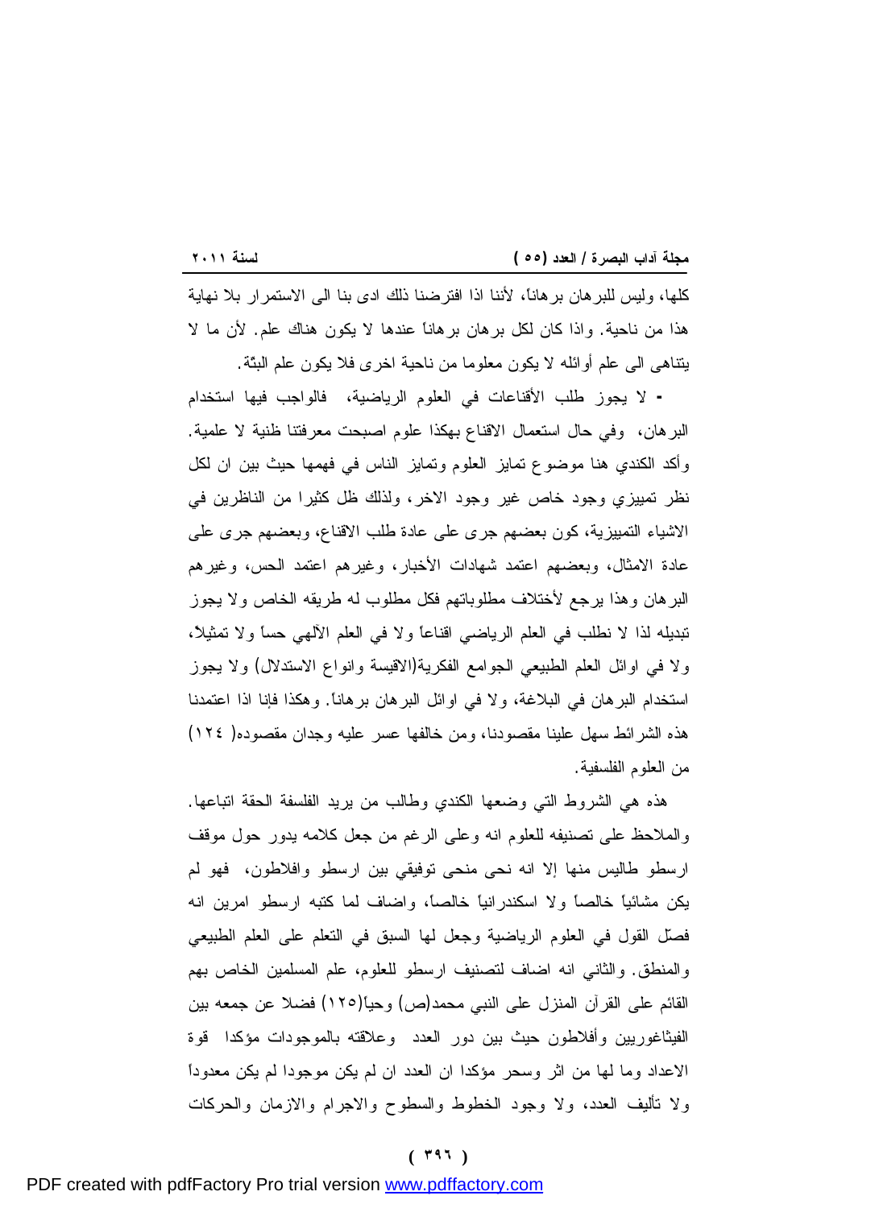كلها، وليس للبرهان برهاناً، لأننا اذا افترضنا ذلك ادى بنا الى الاستمرار بلا نهاية هذا من ناحية. واذا كان لكل برهان برهاناً عندها لا يكون هناك علم. لأن ما لا يتناهى الى علم أوائله لا يكون معلوما من ناحية اخرى فلا يكون علم البتّة.

- لا يجوز طلب الأقناعات في العلوم الرياضية، فالواجب فيها استخدام البرهان، وفي حال استعمال الاقناع بهكذا علوم اصبحت معرفتنا ظنية لا علمية. وأكد الكندي هنا موضوع تمايز العلوم وتمايز الناس في فهمها حيث بين ان لكل نظر تمييزي وجود خاص غير وجود الاخر، ولذلك ظل كثيرا من الناظرين في الاشياء التمييزية، كون بعضهم جرى على عادة طلب الاقناع، وبعضهم جرى على عادة الامثال، وبعضهم اعتمد شهادات الأخبار، وغيرهم اعتمد الحس، وغيرهم البرهان وهذا يرجع لأختلاف مطلوباتهم فكل مطلوب له طريقه الخاص ولا يجوز تبديله لذا لا نطلب في العلم الرياضي اقناعاً ولا في العلم الآلهي حساً ولا تمثيلاً، ولا في اوائل العلم الطبيعي الجوامع الفكرية(الاقيسة وانواع الاستدلال) ولا يجوز استخدام البرهان في البلاغة، ولا في اوائل البرهان برهاناً. وهكذا فإنا اذا اعتمدنا هذه الشرائط سهل علينا مقصودنا، ومن خالفها عسر عليه وجدان مقصوده( ١٢٤) من العلوم الفلسفية.

هذه هي الشروط التي وضعها الكندي وطالب من يريد الفلسفة الحقة اتباعها. والملاحظ على تصنيفه للعلوم انه وعلى الرغم من جعل كلامه يدور حول موقف ارسطو طاليس منها إلا انه نحى منحى توفيقي بين ارسطو وافلاطون، فهو لم يكن مشائياً خالصاً ولا اسكندرانياً خالصاً، واضاف لما كتبه ارسطو امرين انه فصّل القول في العلوم الرياضية وجعل لها السبق في التعلم على العلم الطبيعي والمنطق. والثاني انه اضاف لتصنيف ارسطو للعلوم، علم المسلمين الخاص بهم القائم على القرآن المنزل على النبي محمد(ص) وحياً(١٢٥) فضلا عن جمعه بين الفيثاغوريين وأفلاطون حيث بين دور العدد وعلاقته بالموجودات مؤكدا قوة الاعداد وما لها من اثر وسحر مؤكدا ان العدد ان لم يكن موجودا لم يكن معدوداً ولا تأليف العدد، ولا وجود الخطوط والسطوح والاجرام والازمان والحركات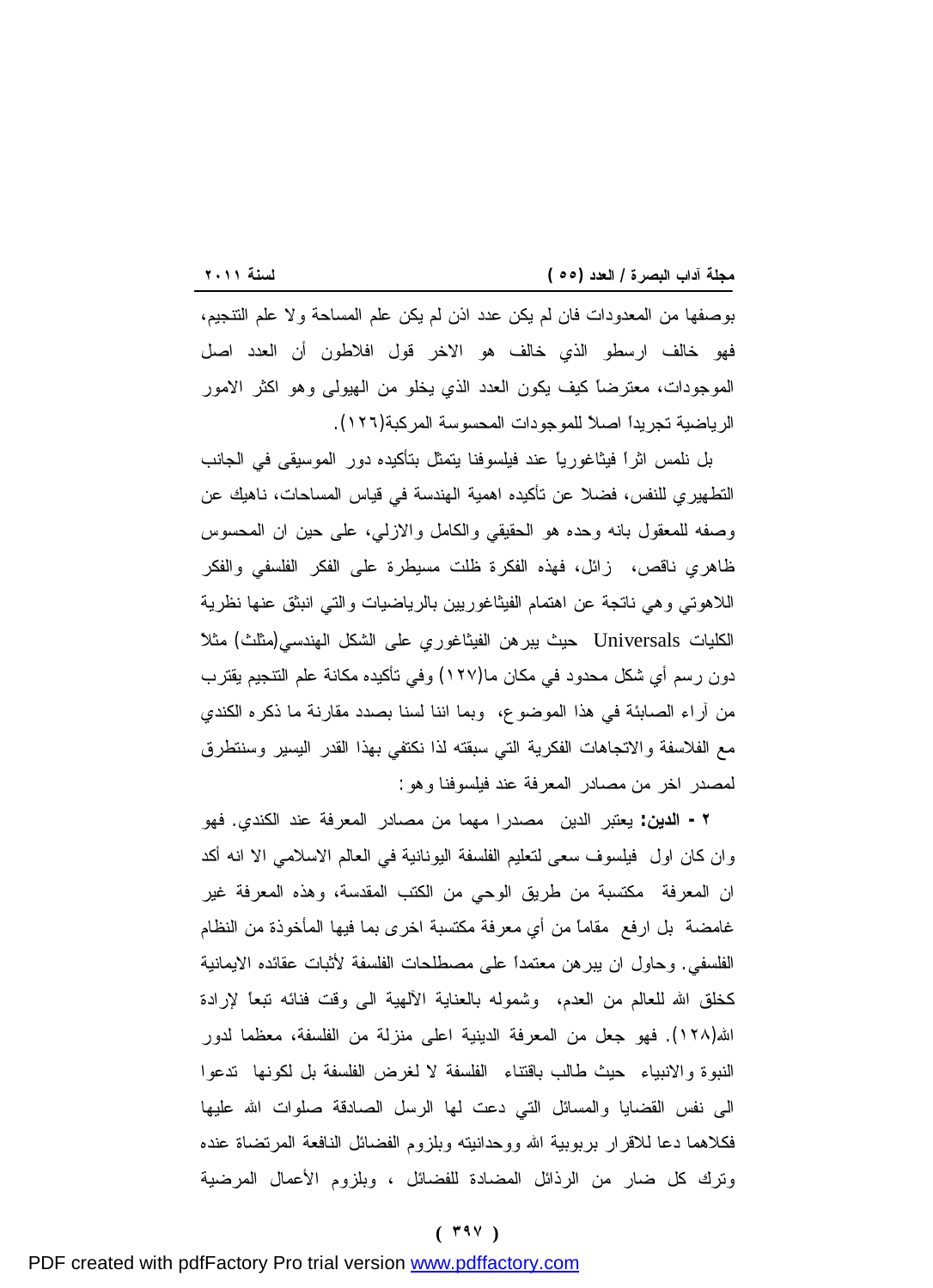بوصفها من المعدودات فان لم يكن عدد اذن لم يكن علم المساحة ولا علم التنجيم، فهو خالف ارسطو الذي خالف هو الاخر قول افلاطون أن العدد اصل الموجودات، معترضاً كيف يكون العدد الذي يخلو من الهيولى وهو اكثر الامور الرياضية تجريداً اصلاً للموجودات المحسوسة المركبة(١٢٦).

بل نلمس اثراً فيثاغورياً عند فيلسوفنا يتمثل بتأكيده دور الموسيقى في الجانب التطهيري للنفس، فضلا عن تأكيده اهمية الهندسة في قياس المساحات، ناهيك عن وصفه للمعقول بانه وحده هو الحقيقي والكامل والازلي، على حين ان المحسوس ظاهري ناقص، زائل، فهذه الفكرة ظلت مسيطرة على الفكر الفلسفي والفكر اللاهوتي وهي ناتجة عن اهتمام الفيثاغوريين بالرياضيات والتي انبثق عنها نظرية الكليات Universals حيث يبرهن الفيثاغوري على الشكل الهندسي(مثلث) مثلاً دون رسم أي شكل محدود في مكان ما(١٢٧) وفي تأكيده مكانة علم التنجيم يقترب من آراء الصابئة في هذا الموضوع، وبما اننا لسنا بصدد مقارنة ما ذكره الكندي مع الفلاسفة والاتجاهات الفكرية التي سبقته لذا نكتفي بهذا القدر اليسير وسنتطرق لمصدر اخر من مصادر المعرفة عند فيلسوفنا وهو:

٢ - **الدين:** يعتبر الدين مصدرا مهما من مصادر المعرفة عند الكندي. فهو وان كان اول فيلسوف سعى لتعليم الفلسفة اليونانية في العالم الاسلامي الا انه أكد ان المعرفة مكتسبة من طريق الوحي من الكتب المقدسة، وهذه المعرفة غير غامضة بل ارفع مقاماً من أي معرفة مكتسبة اخرى بما فيها المأخوذة من النظام الفلسفي. وحاول ان يبرهن معتمداً على مصطلحات الفلسفة لأثبات عقائده الايمانية كخلق الله للعالم من العدم، وشموله بالعناية الآلهية الى وقت فنائه تبعاً لإرادة الله(١٢٨). فهو جعل من المعرفة الدينية اعلى منزلة من الفلسفة، معظما لدور النبوة والانبياء حيث طالب باقتناء الفلسفة لا لغرض الفلسفة بل لكونها تدعوا الى نفس القضايا والمسائل التي دعت لها الرسل الصادقة صلوات الله عليها فكلاهما دعا للاقرار بربوبية الله ووحدانيته وبلزوم الفضائل النافعة المرتضاة عنده وترك كل ضار من الرذائل المضادة للفضائل ، وبلزوم الأعمال المرضية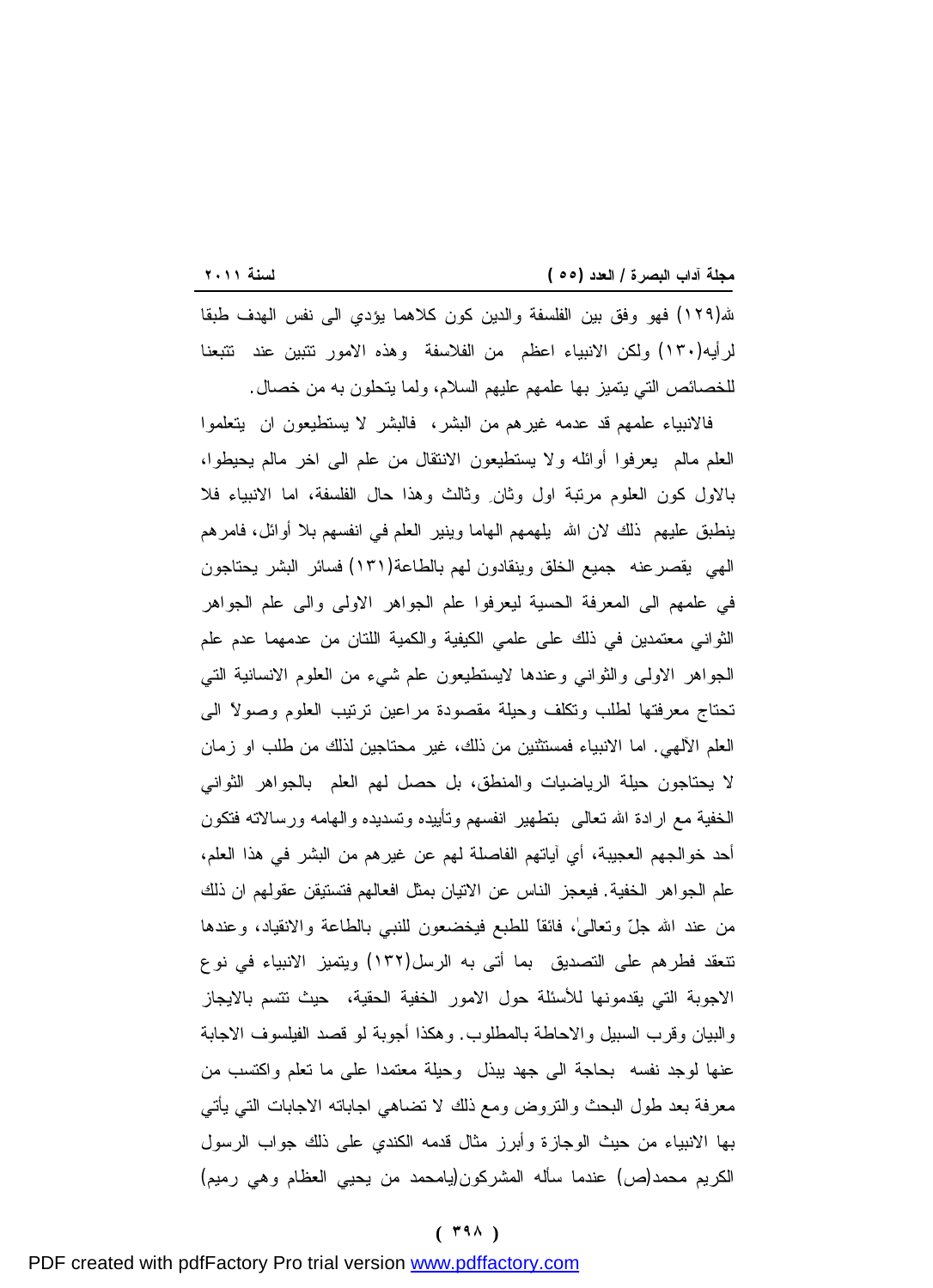لله(١٢٩) فهو وفق بين الفلسفة والدين كون كلاهما يؤدي الى نفس الهدف طبقا لرأيه(١٣٠) ولكن الانبياء اعظم من الفلاسفة وهذه الامور تتبين عند تتبعنا للخصائص التي يتميز بها علمهم عليهم السلام، ولما يتحلون به من خصال.

فالانبياء علمهم قد عدمه غيرهم من البشر، فالبشر لا يستطيعون ان يتعلموا العلم مالم يعرفوا أوائله ولا يستطيعون الانتقال من علم الى اخر مالم يحيطوا، بالاول كون العلوم مرتبة اول وثانٍ وثالث وهذا حال الفلسفة، اما الانبياء فلا ينطبق عليهم ذلك لان الله يلهمهم الهاما وينير العلم في انفسهم بلا أوائل، فامرهم الهي يقصرعنه جميع الخلق وينقادون لهم بالطاعة(١٣١) فسائر البشر يحتاجون في علمهم الى المعرفة الحسية ليعرفوا علم الجواهر الاولى والى علم الجواهر الثواني معتمدين في ذلك على علمي الكيفية والكمية اللتان من عدمهما عدم علم الجواهر الاولى والثواني وعندها لايستطيعون علم شيء من العلوم الانسانية التي تحتاج معرفتها لطلب وتكلف وحيلة مقصودة مراعين ترتيب العلوم وصولاً الى العلم الآلهي. اما الانبياء فمستثنين من ذلك، غير محتاجين لذلك من طلب او زمان لا يحتاجون حيلة الرياضيات والمنطق، بل حصل لهم العلم بالجواهر الثواني الخفية مع ارادة الله تعالى بتطهير انفسهم وتأييده وتسديده والهامه ورسالاته فتكون أحد خوالجهم العجيبة، أي آياتهم الفاصلة لهم عن غيرهم من البشر في هذا العلم، علم الجواهر الخفية. فيعجز الناس عن الاتيان بمثل افعالهم فتستيقن عقولهم ان ذلك من عند الله جلّ وتعالىٰ، فائقاً للطبع فيخضعون للنبي بالطاعة والانقياد، وعندها تنعقد فطرهم على التصديق بما أتى به الرسل(١٣٢) ويتميز الانبياء في نوع الاجوبة التي يقدمونها للأسئلة حول الامور الخفية الحقية، حيث تتسم بالايجاز والبيان وقرب السبيل والاحاطة بالمطلوب. وهكذا أجوبة لو قصد الفيلسوف الاجابة عنها لوجد نفسه بحاجة الى جهد يبذل وحيلة معتمدا على ما تعلم واكتسب من معرفة بعد طول البحث والتروض ومع ذلك لا تضاهي اجاباته الاجابات التي يأتي بها الانبياء من حيث الوجازة وأبرز مثال قدمه الكندي على ذلك جواب الرسول الكريم محمد(ص) عندما سأله المشركون(يامحمد من يحيي العظام وهي رميم)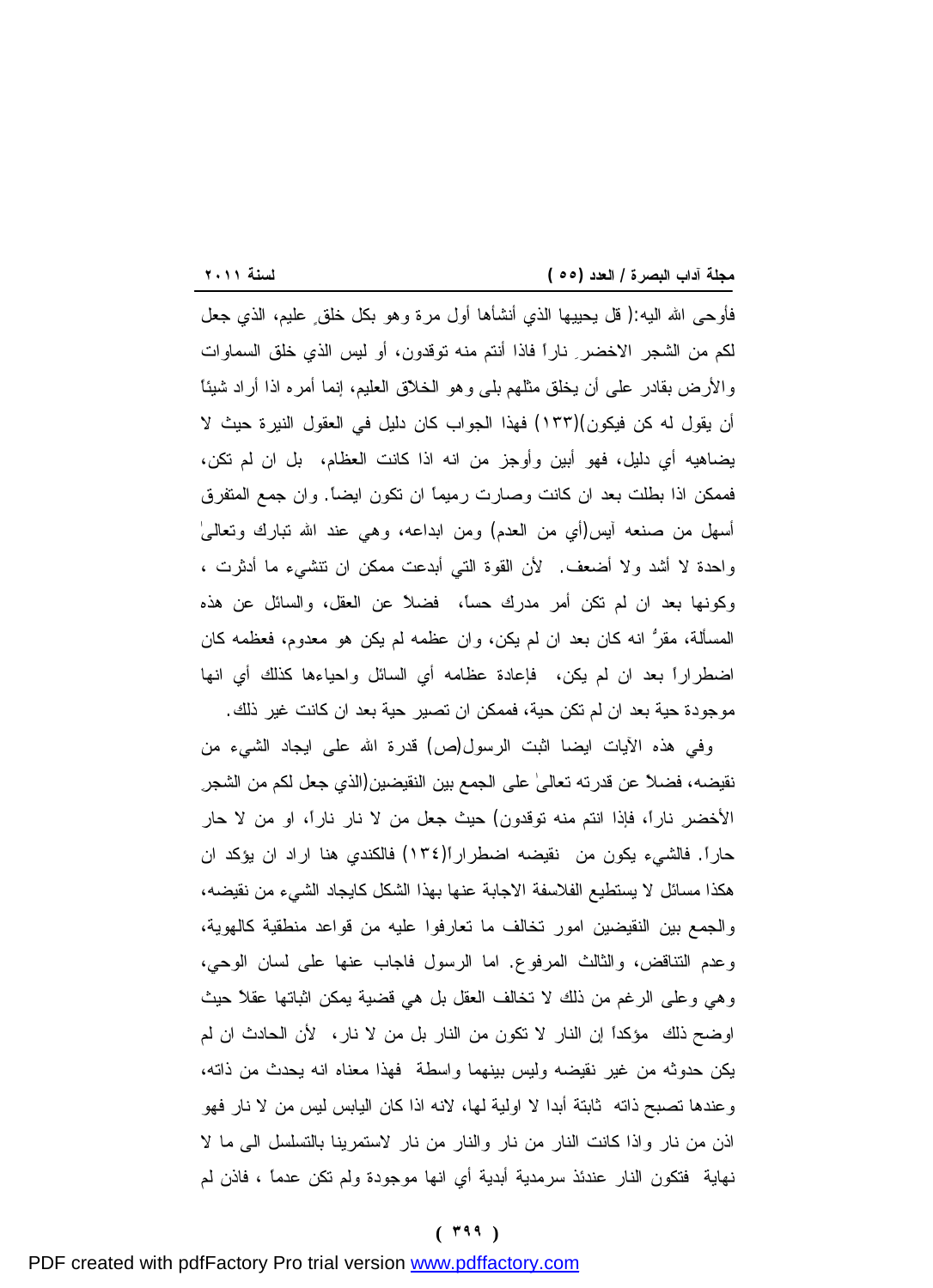فأوحى الله اليه:( قل يحييها الذي أنشأها أول مرة وهو بكل خلقٍ عليم، الذي جعل لكم من الشجر الاخضرِ ناراً فاذا أنتم منه توقدون، أو ليس الذي خلق السماوات والأرض بقادر على أن يخلق مثلهم بلى وهو الخلاق العليم، إنما أمره اذا أراد شيئاً أن يقول له كن فيكون)(١٣٣) فهذا الجواب كان دليل في العقول النيرة حيث لا يضاهيه أي دليل، فهو أبين وأوجز من انه اذا كانت العظام، بل ان لم تكن، فممكن اذا بطلت بعد ان كانت وصارت رميماً ان تكون ايضاً. وان جمع المتفرق أسهل من صنعه آيس(أي من العدم) ومن ابداعه، وهي عند الله تبارك وتعالىٰ واحدة لا أشد ولا أضعف. لأن القوة التي أبدعت ممكن ان تنشيء ما أدثرت ، وكونها بعد ان لم تكن أمر مدرك حساً، فضلاً عن العقل، والسائل عن هذه المسألة، مقرٌ انه كان بعد ان لم يكن، وان عظمه لم يكن هو معدوم، فعظمه كان اضطراراً بعد ان لم يكن، فإعادة عظامه أي السائل واحياءها كذلك أي انها موجودة حية بعد ان لم تكن حية، فممكن ان تصير حية بعد ان كانت غير ذلك.

وفي هذه الآيات ايضا اثبت الرسول(ص) قدرة الله على ايجاد الشيء من نقيضه، فضلاً عن قدرته تعالىٰ على الجمع بين النقيضين(الذي جعل لكم من الشجر الأخضر ناراً، فإذا انتم منه توقدون) حيث جعل من لا نار ناراً، او من لا حار حاراً. فالشيء يكون من نقيضه اضطراراً(١٣٤) فالكندي هنا اراد ان يؤكد ان هكذا مسائل لا يستطيع الفلاسفة الاجابة عنها بهذا الشكل كايجاد الشيء من نقيضه، والجمع بين النقيضين امور تخالف ما تعارفوا عليه من قواعد منطقية كالهوية، وعدم التناقض، والثالث المرفوع. اما الرسول فاجاب عنها على لسان الوحي، وهي وعلى الرغم من ذلك لا تخالف العقل بل هي قضية يمكن اثباتها عقلاً حيث اوضح ذلك مؤكداً إن النار لا تكون من النار بل من لا نار، لأن الحادث ان لم يكن حدوثه من غير نقيضه وليس بينهما واسطة فهذا معناه انه يحدث من ذاته، وعندها تصبح ذاته ثابتة أبدا لا اولية لها، لانه اذا كان اليابس ليس من لا نار فهو اذن من نار واذا كانت النار من نار والنار من نار لاستمرينا بالتسلسل الى ما لا نهاية فتكون النار عندئذ سرمدية أبدية أي انها موجودة ولم تكن عدماً ، فاذن لم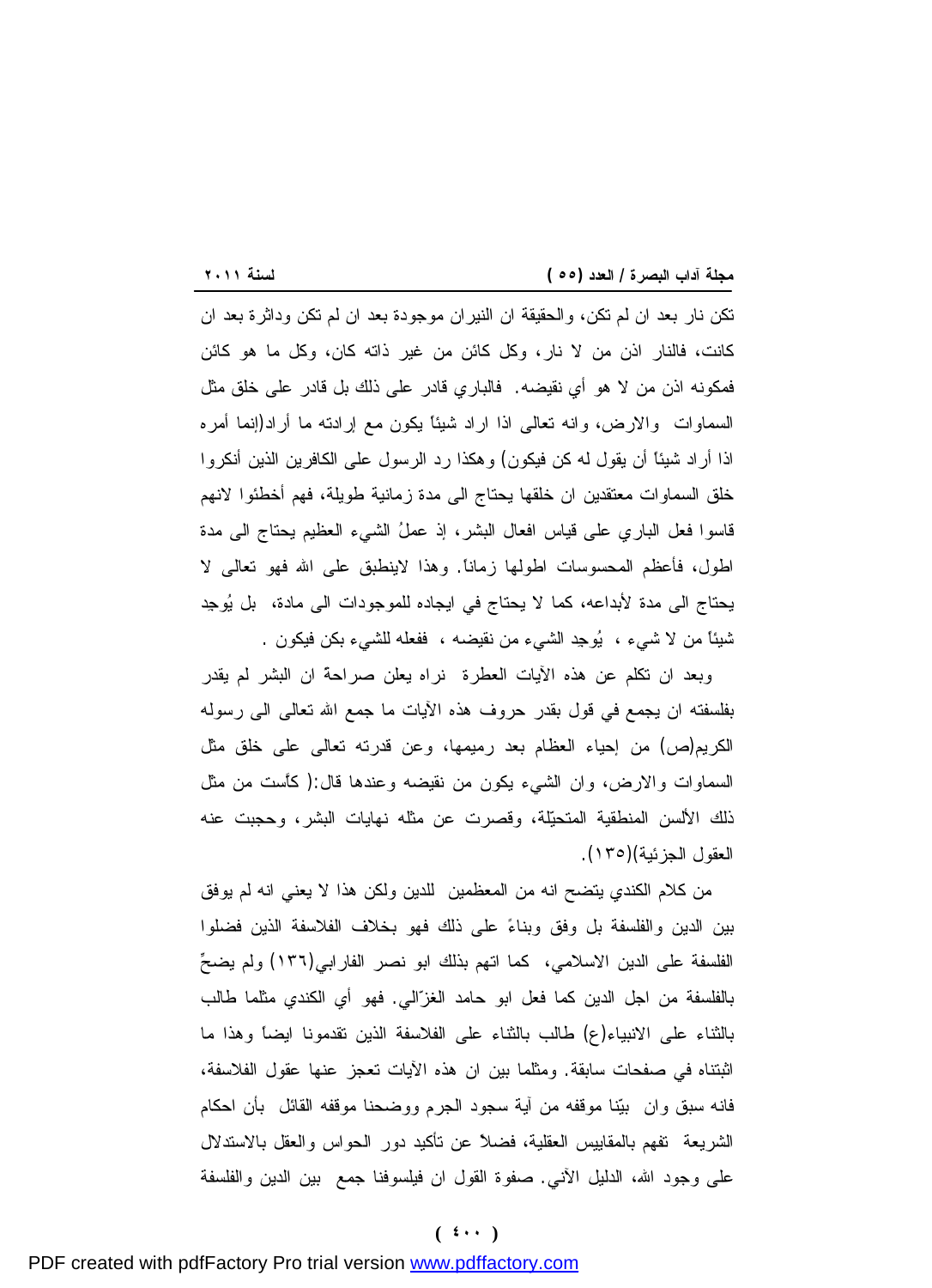تكن نار بعد ان لم تكن، والحقيقة ان النيران موجودة بعد ان لم تكن وداثرة بعد ان كانت، فالنار اذن من لا نار، وكل كائن من غير ذاته كان، وكل ما هو كائن فمكونه اذن من لا هو أي نقيضه. فالباري قادر على ذلك بل قادر على خلق مثل السماوات والارض، وانه تعالى اذا اراد شيئاً يكون مع إرادته ما أراد(إنما أمره اذا أراد شيئاً أن يقول له كن فيكون) وهكذا رد الرسول على الكافرين الذين أنكروا خلق السماوات معتقدين ان خلقها يحتاج الى مدة زمانية طويلة، فهم أخطئوا لانهم قاسوا فعل الباري على قياس افعال البشر، إذ عملُ الشيء العظيم يحتاج الى مدة اطول، فأعظم المحسوسات اطولها زماناً. وهذا لاينطبق على الله فهو تعالى لا يحتاج الى مدة لأبداعه، كما لا يحتاج في ايجاده للموجودات الى مادة، بل يُوجد شيئاً من لا شيء ، يُوجد الشيء من نقيضه ، ففعله للشيء بكن فيكون .

وبعد ان تكلم عن هذه الآيات العطرة نراه يعلن صراحة ان البشر لم يقدر بفلسفته ان يجمع في قول بقدر حروف هذه الآيات ما جمع الله تعالى الى رسوله الكريم(ص) من إحياء العظام بعد رميمها، وعن قدرته تعالى على خلق مثل السماوات والارض، وان الشيء يكون من نقيضه وعندها قال:( كأّست من مثل ذلك الألسن المنطقية المتحيّلة، وقصرت عن مثله نهايات البشر، وحجبت عنه العقول الجزئية)(١٣٥).

من كلام الكندي يتضح انه من المعظمين للدين ولكن هذا لا يعني انه لم يوفق بين الدين والفلسفة بل وفق وبناءً على ذلك فهو بخلاف الفلاسفة الذين فضلوا الفلسفة على الدين الاسلامي، كما اتهم بذلك ابو نصر الفارابي(١٣٦) ولم يضحِّ بالفلسفة من اجل الدين كما فعل ابو حامد الغزّالي. فهو أي الكندي مثلما طالب بالثناء على الانبياء(ع) طالب بالثناء على الفلاسفة الذين تقدمونا ايضاً وهذا ما اثبتناه في صفحات سابقة. ومثلما بين ان هذه الآيات تعجز عنها عقول الفلاسفة، فانه سبق وان بيّنا موقفه من آية سجود الجرم ووضحنا موقفه القائل بأن احكام الشريعة تفهم بالمقاييس العقلية، فضلاً عن تأكيد دور الحواس والعقل بالاستدلال على وجود الله، الدليل الآني. صفوة القول ان فيلسوفنا جمع بين الدين والفلسفة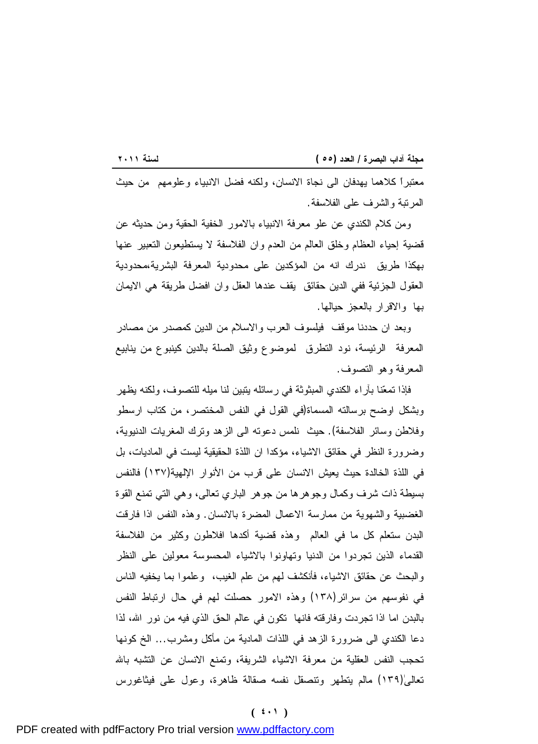معتبراً كلاهما يهدفان الى نجاة الانسان، ولكنه فضل الانبياء وعلومهم من حيث المرتبة والشرف على الفلاسفة.

ومن كلام الكندي عن علو معرفة الانبياء بالامور الخفية الحقية ومن حديثه عن قضية إحياء العظام وخلق العالم من العدم وان الفلاسفة لا يستطيعون التعبير عنها بهكذا طريق ندرك انه من المؤكدين على محدودية المعرفة البشرية،محدودية العقول الجزئية ففي الدين حقائق يقف عندها العقل وان افضل طريقة هي الايمان بها والاقرار بالعجز حيالها.

وبعد ان حددنا موقف فيلسوف العرب والاسلام من الدين كمصدر من مصادر المعرفة الرئيسة، نود التطرق لموضوع وثيق الصلة بالدين كينبوع من ينابيع المعرفة وهو التصوف.

فإذا تمعّنا بآراء الكندي المبثوثة في رسائله يتبين لنا ميله للتصوف، ولكنه يظهر وبشكل اوضح برسالته المسماة(في القول في النفس المختصر، من كتاب ارسطو وفلاطن وسائر الفلاسفة). حيث نلمس دعوته الى الزهد وترك المغريات الدنيوية، وضرورة النظر في حقائق الاشياء، مؤكدا ان اللذة الحقيقية ليست في الماديات، بل في اللذة الخالدة حيث يعيش الانسان على قرب من الأنوار الإلهية(١٣٧) فالنفس بسيطة ذات شرف وكمال وجوهرها من جوهر الباري تعالى، وهي التي تمنع القوة الغضبية والشهوية من ممارسة الاعمال المضرة بالانسان. وهذه النفس اذا فارقت البدن ستعلم كل ما في العالم وهذه قضية أكدها افلاطون وكثير من الفلاسفة القدماء الذين تجردوا من الدنيا وتهاونوا بالاشياء المحسوسة معولين على النظر والبحث عن حقائق الاشياء، فأنكشف لهم من علم الغيب، وعلموا بما يخفيه الناس في نفوسهم من سرائر(١٣٨) وهذه الامور حصلت لهم في حال ارتباط النفس بالبدن اما اذا تجردت وفارقته فانها تكون في عالم الحق الذي فيه من نور الله، لذا دعا الكندي الى ضرورة الزهد في اللذات المادية من مأكل ومشرب... الخ كونها تحجب النفس العقلية من معرفة الاشياء الشريفة، وتمنع الانسان عن التشبه بالله تعالى(١٣٩) مالم يتطهر وتتصقل نفسه صقالة ظاهرة، وعول على فيثاغورس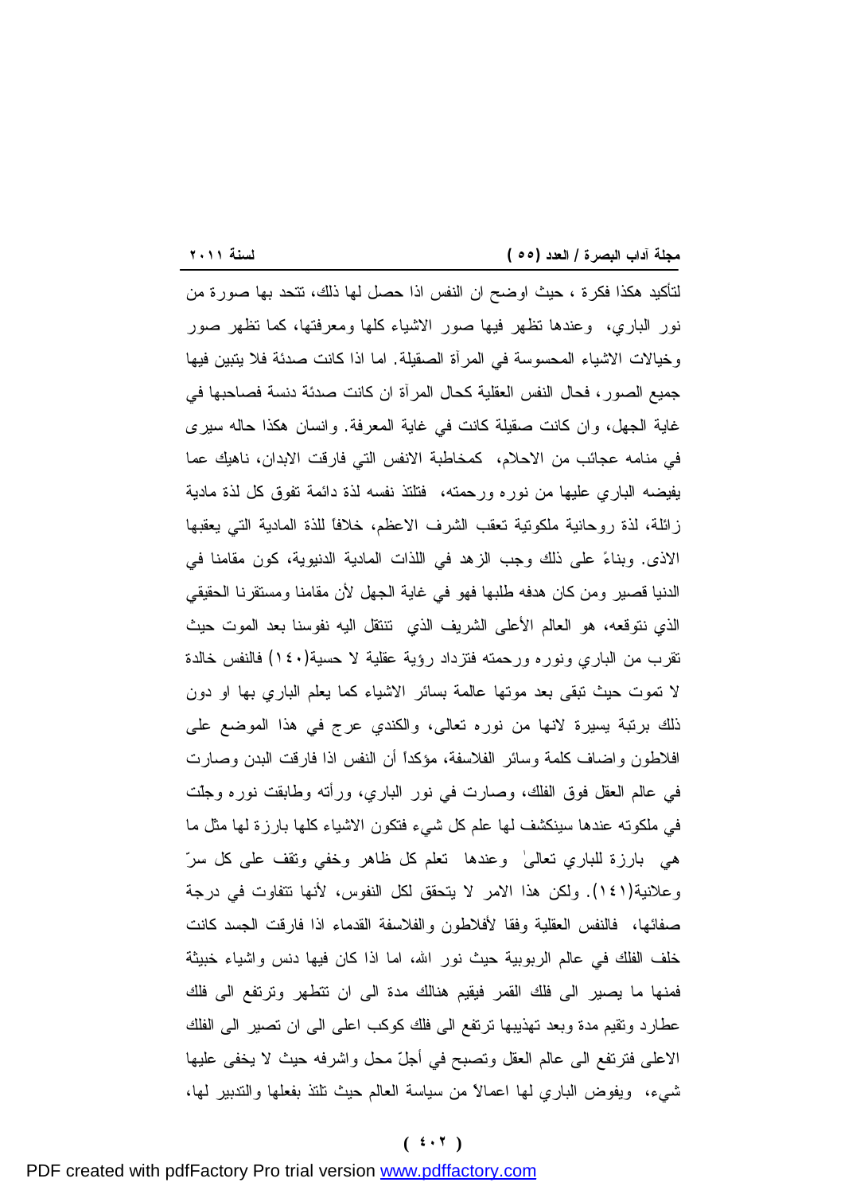لتأكيد هكذا فكرة ، حيث اوضح ان النفس اذا حصل لها ذلك، تتحد بها صورة من نور الباري، وعندها تظهر فيها صور الاشياء كلها ومعرفتها، كما تظهر صور وخيالات الاشياء المحسوسة في المرآة الصقيلة. اما اذا كانت صدئة فلا يتبين فيها جميع الصور، فحال النفس العقلية كحال المرآة ان كانت صدئة دنسة فصاحبها في غاية الجهل، وان كانت صقيلة كانت في غاية المعرفة. وانسان هكذا حاله سيرى في منامه عجائب من الاحلام، كمخاطبة الانفس التي فارقت الابدان، ناهيك عما يفيضه الباري عليها من نوره ورحمته، فتلتذ نفسه لذة دائمة تفوق كل لذة مادية زائلة، لذة روحانية ملكوتية تعقب الشرف الاعظم، خلافاً للذة المادية التي يعقبها الاذى. وبناءً على ذلك وجب الزهد في اللذات المادية الدنيوية، كون مقامنا في الدنيا قصير ومن كان هدفه طلبها فهو في غاية الجهل لأن مقامنا ومستقرنا الحقيقي الذي نتوقعه، هو العالم الأعلى الشريف الذي تنتقل اليه نفوسنا بعد الموت حيث تقرب من الباري ونوره ورحمته فتزداد رؤية عقلية لا حسية(١٤٠) فالنفس خالدة لا تموت حيث تبقى بعد موتها عالمة بسائر الاشياء كما يعلم الباري بها او دون ذلك برتبة يسيرة لانها من نوره تعالى، والكندي عرج في هذا الموضع على افلاطون واضاف كلمة وسائر الفلاسفة، مؤكداً أن النفس اذا فارقت البدن وصارت في عالم العقل فوق الفلك، وصارت في نور الباري، ورأته وطابقت نوره وجلّت في ملكوته عندها سينكشف لها علم كل شيء فتكون الاشياء كلها بارزة لها مثل ما هي بارزة للباري تعالىٰ وعندها تعلم كل ظاهر وخفي وتقف على كل سرّ وعلانية(١٤١). ولكن هذا الامر لا يتحقق لكل النفوس، لأنها تتفاوت في درجة صفائها، فالنفس العقلية وفقا لأفلاطون والفلاسفة القدماء اذا فارقت الجسد كانت خلف الفلك في عالم الربوبية حيث نور الله، اما اذا كان فيها دنس واشياء خبيثة فمنها ما يصير الى فلك القمر فيقيم هنالك مدة الى ان تتطهر وترتفع الى فلك عطارد وتقيم مدة وبعد تهذيبها ترتفع الى فلك كوكب اعلى الى ان تصير الى الفلك الاعلى فترتفع الى عالم العقل وتصبح في أجلّ محل واشرفه حيث لا يخفى عليها شيء، ويفوض الباري لها اعمالاً من سياسة العالم حيث تلتذ بفعلها والتدبير لها،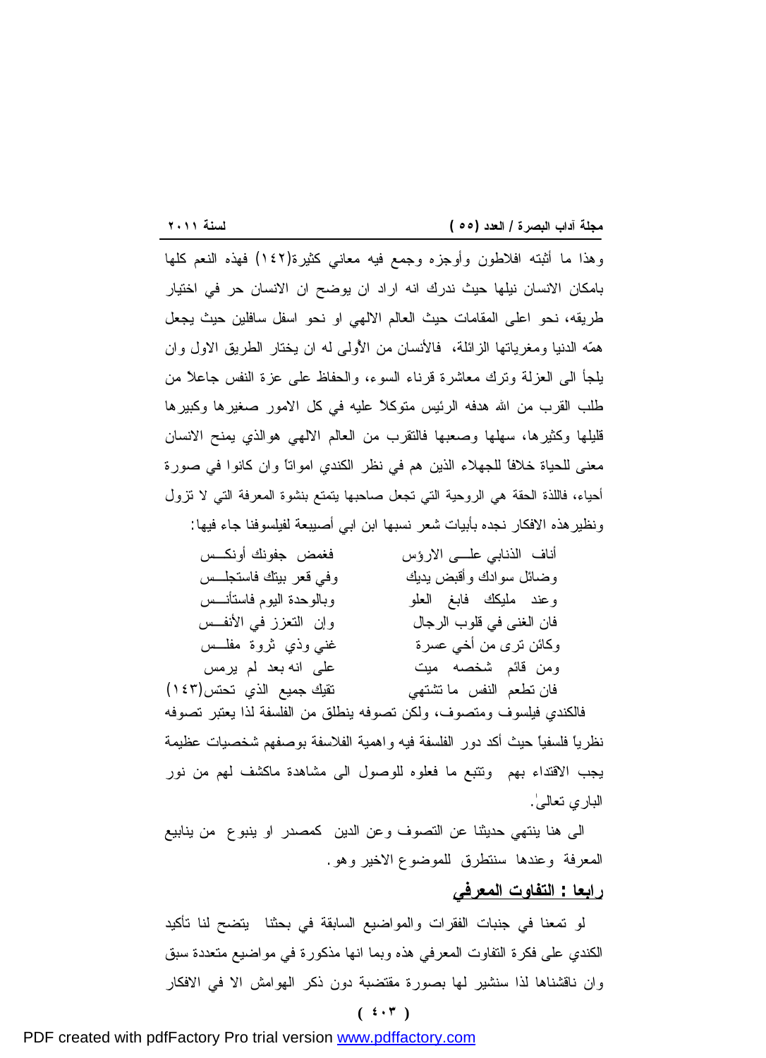وهذا ما أثبته افلاطون وأوجزه وجمع فيه معاني كثيرة(١٤٢) فهذه النعم كلها بامكان الانسان نيلها حيث ندرك انه اراد ان يوضح ان الانسان حر في اختيار طريقه، نحو اعلى المقامات حيث العالم الالهي او نحو اسفل سافلين حيث يجعل همّه الدنيا ومغرياتها الزائلة، فالأنسان من الأولى له ان يختار الطريق الاول وان يلجأ الى العزلة وترك معاشرة قرناء السوء، والحفاظ على عزة النفس جاعلاً من طلب القرب من الله هدفه الرئيس متوكلاً عليه في كل الامور صغيرها وكبيرها قليلها وكثيرها، سهلها وصعبها فالتقرب من العالم الالهي هوالذي يمنح الانسان معنى للحياة خلافاً للجهلاء الذين هم في نظر الكندي امواتاً وان كانوا في صورة أحياء، فاللذة الحقة هي الروحية التي تجعل صاحبها يتمتع بنشوة المعرفة التي لا تزول ونظيرهذه الافكار نجده بأبيات شعر نسبها ابن ابي أصيبعة لفيلسوفنا جاء فيها:

| | |
|---|---|
| أناف الذنابي علـــى الارؤس | فغمض جفونك أونكـــس |
| وضائل سوادك وأقبض يديك | وفي قعر بيتك فاستجلـــس |
| وعند مليكك فابغ العلو | وبالوحدة اليوم فاستأنـــس |
| فان الغنى في قلوب الرجال | وإن التعزز في الأنفـــس |
| وكائن ترى من أخي عسرة | غني وذي ثروة مفلـــس |
| ومن قائم شخصه ميت | على انه بعد لم يرمس |
| فان تطعم النفس ما تشتهي | تقيك جميع الذي تحتس(١٤٣) |

فالكندي فيلسوف ومتصوف، ولكن تصوفه ينطلق من الفلسفة لذا يعتبر تصوفه نظرياً فلسفياً حيث أكد دور الفلسفة فيه واهمية الفلاسفة بوصفهم شخصيات عظيمة يجب الاقتداء بهم وتتبع ما فعلوه للوصول الى مشاهدة ماكشف لهم من نور الباري تعالىٰ.

الى هنا ينتهي حديثنا عن التصوف وعن الدين كمصدر او ينبوع من ينابيع المعرفة وعندها سنتطرق للموضوع الاخير وهو.

## رابعا : التفاوت المعرفي

لو تمعنا في جنبات الفقرات والمواضيع السابقة في بحثنا يتضح لنا تأكيد الكندي على فكرة التفاوت المعرفي هذه وبما انها مذكورة في مواضيع متعددة سبق وان ناقشناها لذا سنشير لها بصورة مقتضبة دون ذكر الهوامش الا في الافكار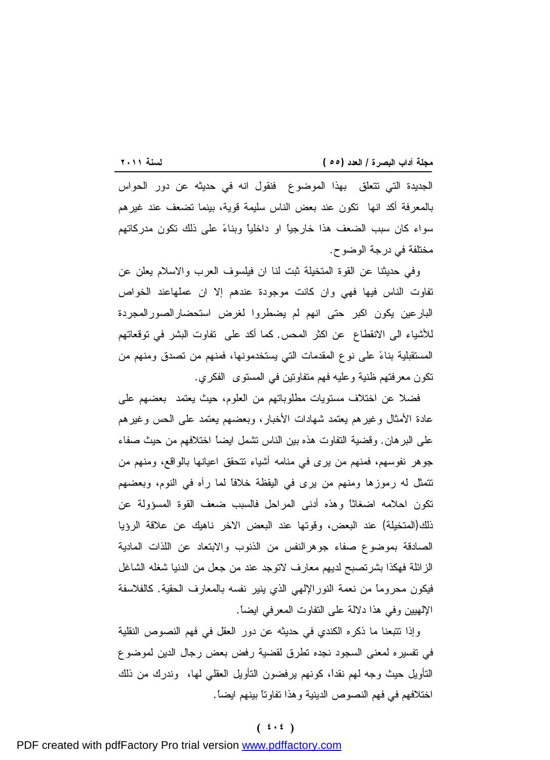الجديدة التي تتعلق بهذا الموضوع فنقول انه في حديثه عن دور الحواس بالمعرفة أكد انها تكون عند بعض الناس سليمة قوية، بينما تضعف عند غيرهم سواء كان سبب الضعف هذا خارجياً او داخلياً وبناءً على ذلك تكون مدركاتهم مختلفة في درجة الوضوح.

وفي حديثنا عن القوة المتخيلة ثبت لنا ان فيلسوف العرب والاسلام يعلن عن تفاوت الناس فيها فهي وان كانت موجودة عندهم إلا ان عملهاعند الخواص البارعين يكون اكبر حتى انهم لم يضطروا لغرض استحضارالصورالمجردة للأشياء الى الانقطاع عن اكثر المحس. كما أكد على تفاوت البشر في توقعاتهم المستقبلية بناءً على نوع المقدمات التي يستخدمونها، فمنهم من تصدق ومنهم من تكون معرفتهم ظنية وعليه فهم متفاوتين في المستوى الفكري.

فضلا عن اختلاف مستويات مطلوباتهم من العلوم، حيث يعتمد بعضهم على عادة الأمثال وغيرهم يعتمد شهادات الأخبار، وبعضهم يعتمد على الحس وغيرهم على البرهان. وقضية التفاوت هذه بين الناس تشمل ايضاً اختلافهم من حيث صفاء جوهر نفوسهم، فمنهم من يرى في منامه أشياء تتحقق اعيانها بالواقع، ومنهم من تتمثل له رموزها ومنهم من يرى في اليقظة خلافاً لما رآه في النوم، وبعضهم تكون احلامه اضغاثاً وهذه أدنى المراحل فالسبب ضعف القوة المسؤولة عن ذلك(المتخيلة) عند البعض، وقوتها عند البعض الاخر ناهيك عن علاقة الرؤيا الصادقة بموضوع صفاء جوهرالنفس من الذنوب والابتعاد عن اللذات المادية الزائلة فهكذا بشرتصبح لديهم معارف لاتوجد عند من جعل من الدنيا شغله الشاغل فيكون محروماً من نعمة النورالإلهي الذي ينير نفسه بالمعارف الحقية. كالفلاسفة الإلهيين وفي هذا دلالة على التفاوت المعرفي ايضاً.

وإذا تتبعنا ما ذكره الكندي في حديثه عن دور العقل في فهم النصوص النقلية في تفسيره لمعنى السجود نجده تطرق لقضية رفض بعض رجال الدين لموضوع التأويل حيث وجه لهم نقداً، كونهم يرفضون التأويل العقلي لها، وندرك من ذلك اختلافهم في فهم النصوص الدينية وهذا تفاوتاً بينهم ايضاً.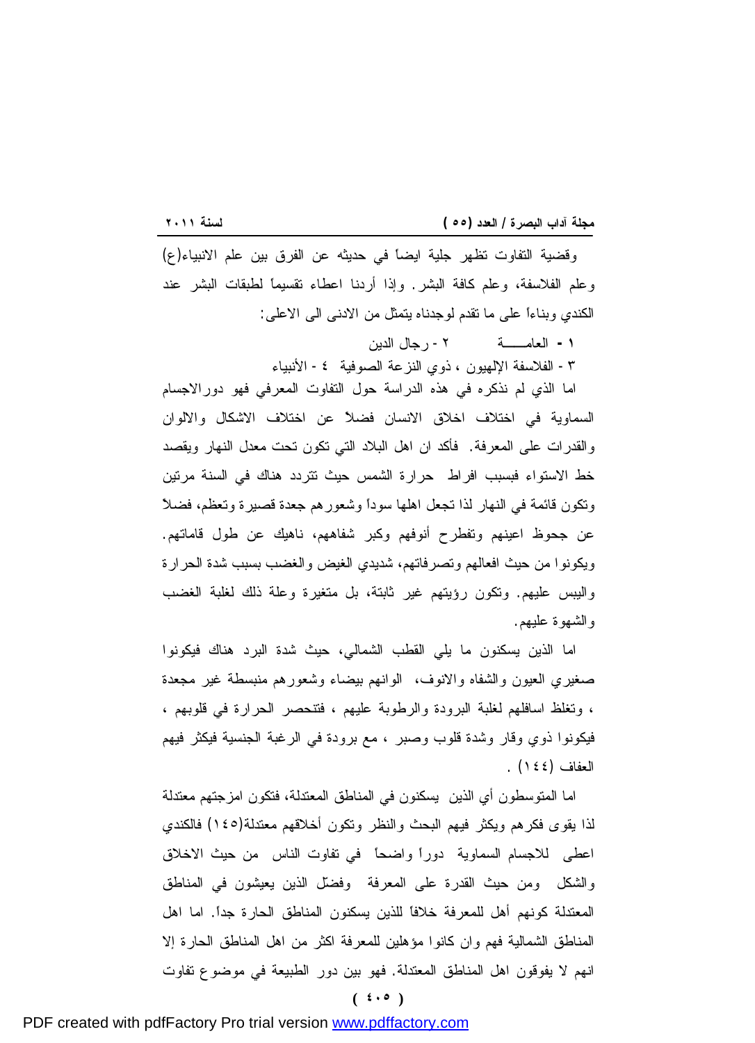وقضية التفاوت تظهر جلية ايضاً في حديثه عن الفرق بين علم الانبياء(ع) وعلم الفلاسفة، وعلم كافة البشر. وإذا أردنا اعطاء تقسيماً لطبقات البشر عند الكندي وبناءاً على ما تقدم لوجدناه يتمثل من الادنى الى الاعلى:

١ - العامـــــة ٢ - رجال الدين

٣ - الفلاسفة الإلهيون ، ذوي النزعة الصوفية ٤ - الأنبياء

اما الذي لم نذكره في هذه الدراسة حول التفاوت المعرفي فهو دورالاجسام السماوية في اختلاف اخلاق الانسان فضلاً عن اختلاف الاشكال والالوان والقدرات على المعرفة. فأكد ان اهل البلاد التي تكون تحت معدل النهار ويقصد خط الاستواء فبسبب افراط حرارة الشمس حيث تتردد هناك في السنة مرتين وتكون قائمة في النهار لذا تجعل اهلها سوداً وشعورهم جعدة قصيرة وتعظم، فضلاً عن جحوظ اعينهم وتفطرح أنوفهم وكبر شفاههم، ناهيك عن طول قاماتهم. ويكونوا من حيث افعالهم وتصرفاتهم، شديدي الغيض والغضب بسبب شدة الحرارة واليبس عليهم. وتكون رؤيتهم غير ثابتة، بل متغيرة وعلة ذلك لغلبة الغضب والشهوة عليهم.

اما الذين يسكنون ما يلي القطب الشمالي، حيث شدة البرد هناك فيكونوا صغيري العيون والشفاه والانوف، الوانهم بيضاء وشعورهم منبسطة غير مجعدة ، وتغلظ اسافلهم لغلبة البرودة والرطوبة عليهم ، فتنحصر الحرارة في قلوبهم ، فيكونوا ذوي وقار وشدة قلوب وصبر ، مع برودة في الرغبة الجنسية فيكثر فيهم العفاف (١٤٤) .

اما المتوسطون أي الذين يسكنون في المناطق المعتدلة، فتكون امزجتهم معتدلة لذا يقوى فكرهم ويكثر فيهم البحث والنظر وتكون أخلاقهم معتدلة(١٤٥) فالكندي اعطى للاجسام السماوية دوراً واضحاً في تفاوت الناس من حيث الاخلاق والشكل ومن حيث القدرة على المعرفة وفضّل الذين يعيشون في المناطق المعتدلة كونهم أهل للمعرفة خلافاً للذين يسكنون المناطق الحارة جداً. اما اهل المناطق الشمالية فهم وان كانوا مؤهلين للمعرفة اكثر من اهل المناطق الحارة إلا انهم لا يفوقون اهل المناطق المعتدلة. فهو بين دور الطبيعة في موضوع تفاوت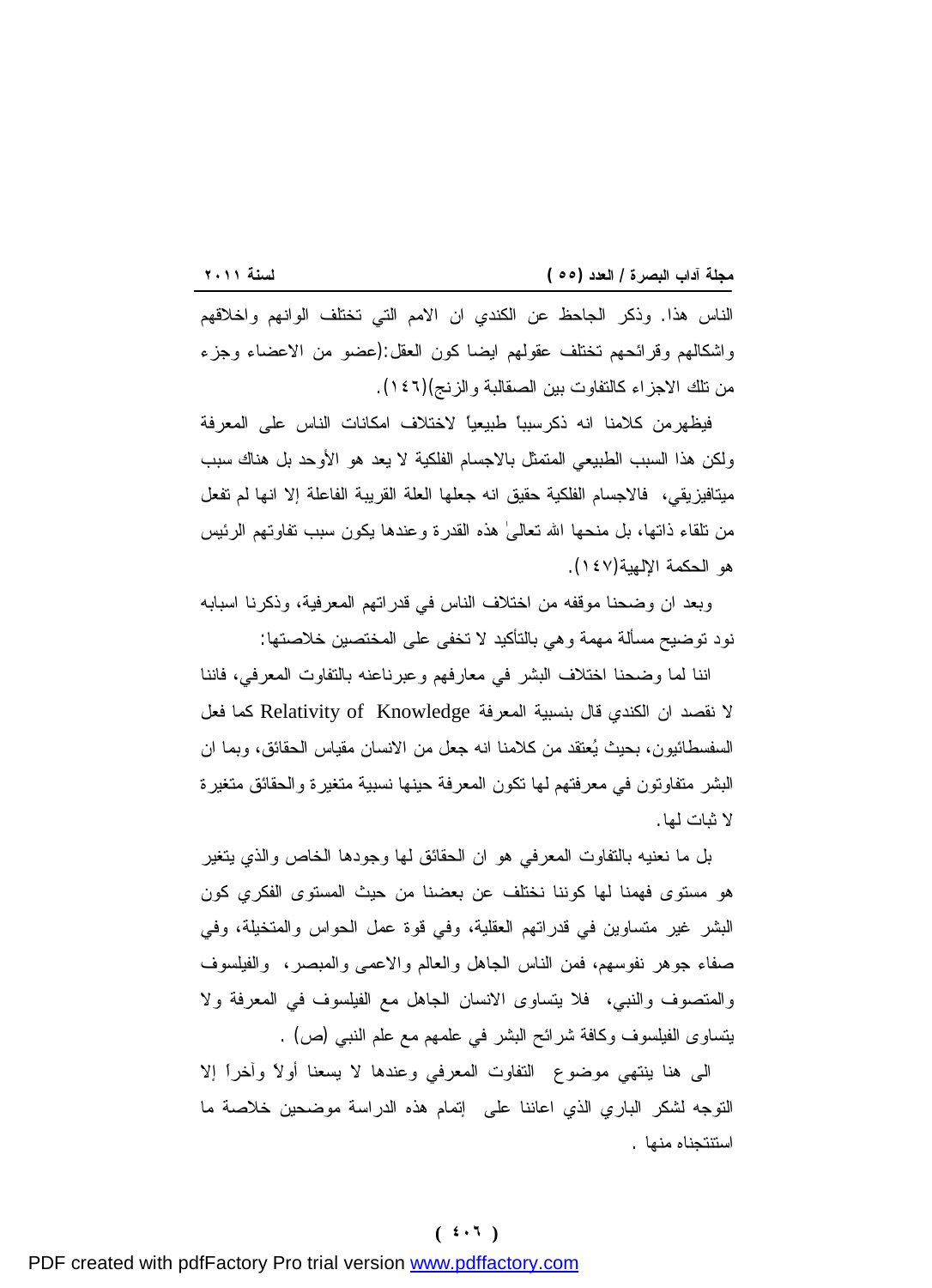الناس هذا. وذكر الجاحظ عن الكندي ان الامم التي تختلف الوانهم واخلاقهم واشكالهم وقرائحهم تختلف عقولهم ايضا كون العقل:(عضو من الاعضاء وجزء من تلك الاجزاء كالتفاوت بين الصقالبة والزنج)(١٤٦).

فيظهرمن كلامنا انه ذكرسبباً طبيعياً لاختلاف امكانات الناس على المعرفة ولكن هذا السبب الطبيعي المتمثل بالاجسام الفلكية لا يعد هو الأوحد بل هناك سبب ميتافيزيقي، فالاجسام الفلكية حقيق انه جعلها العلة القريبة الفاعلة إلا انها لم تفعل من تلقاء ذاتها، بل منحها الله تعالىٰ هذه القدرة وعندها يكون سبب تفاوتهم الرئيس هو الحكمة الإلهية(١٤٧).

وبعد ان وضحنا موقفه من اختلاف الناس في قدراتهم المعرفية، وذكرنا اسبابه نود توضيح مسألة مهمة وهي بالتأكيد لا تخفى على المختصين خلاصتها:

اننا لما وضحنا اختلاف البشر في معارفهم وعبرناعنه بالتفاوت المعرفي، فاننا لا نقصد ان الكندي قال بنسبية المعرفة Relativity of Knowledge كما فعل السفسطائيون، بحيث يُعتقد من كلامنا انه جعل من الانسان مقياس الحقائق، وبما ان البشر متفاوتون في معرفتهم لها تكون المعرفة حينها نسبية متغيرة والحقائق متغيرة لا ثبات لها.

بل ما نعنيه بالتفاوت المعرفي هو ان الحقائق لها وجودها الخاص والذي يتغير هو مستوى فهمنا لها كوننا نختلف عن بعضنا من حيث المستوى الفكري كون البشر غير متساوين في قدراتهم العقلية، وفي قوة عمل الحواس والمتخيلة، وفي صفاء جوهر نفوسهم، فمن الناس الجاهل والعالم والاعمى والمبصر، والفيلسوف والمتصوف والنبي، فلا يتساوى الانسان الجاهل مع الفيلسوف في المعرفة ولا يتساوى الفيلسوف وكافة شرائح البشر في علمهم مع علم النبي (ص) .

الى هنا ينتهي موضوع التفاوت المعرفي وعندها لا يسعنا أولاً وآخراً إلا التوجه لشكر الباري الذي اعاننا على إتمام هذه الدراسة موضحين خلاصة ما استنتجناه منها .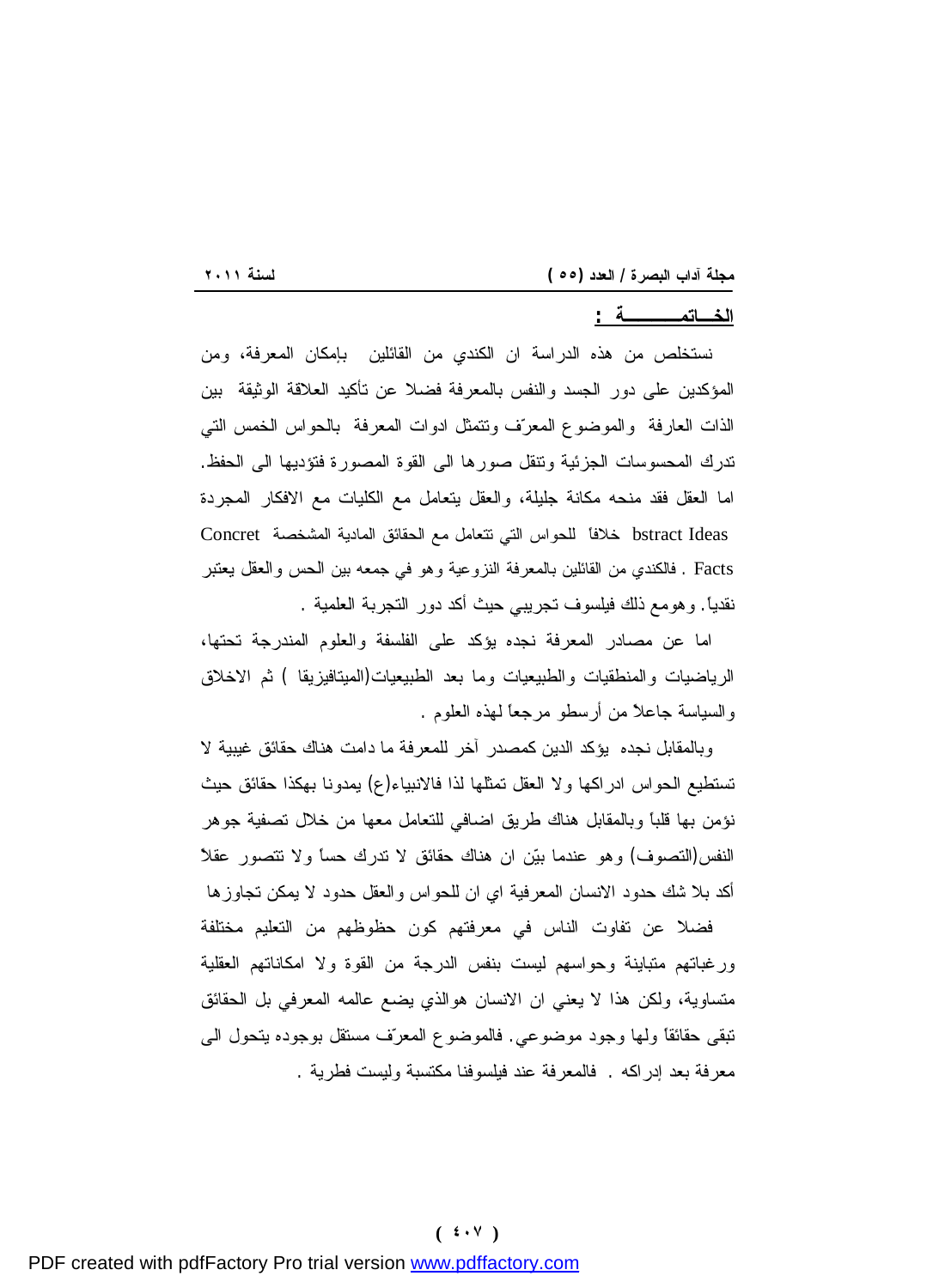## الخـــاتمـــــــــة :

نستخلص من هذه الدراسة ان الكندي من القائلين بإمكان المعرفة، ومن المؤكدين على دور الجسد والنفس بالمعرفة فضلا عن تأكيد العلاقة الوثيقة بين الذات العارفة والموضوع المعرّف وتتمثل ادوات المعرفة بالحواس الخمس التي تدرك المحسوسات الجزئية وتنقل صورها الى القوة المصورة فتؤديها الى الحفظ. اما العقل فقد منحه مكانة جليلة، والعقل يتعامل مع الكليات مع الافكار المجردة bstract Ideas خلافاً للحواس التي تتعامل مع الحقائق المادية المشخصة Concrete Facts . فالكندي من القائلين بالمعرفة النزوعية وهو في جمعه بين الحس والعقل يعتبر نقدياً. وهومع ذلك فيلسوف تجريبي حيث أكد دور التجربة العلمية .

اما عن مصادر المعرفة نجده يؤكد على الفلسفة والعلوم المندرجة تحتها، الرياضيات والمنطقيات والطبيعيات وما بعد الطبيعيات(الميتافيزيقا ) ثم الاخلاق والسياسة جاعلاً من أرسطو مرجعاً لهذه العلوم .

وبالمقابل نجده يؤكد الدين كمصدر آخر للمعرفة ما دامت هناك حقائق غيبية لا تستطيع الحواس ادراكها ولا العقل تمثلها لذا فالانبياء(ع) يمدونا بهكذا حقائق حيث نؤمن بها قلباً وبالمقابل هناك طريق اضافي للتعامل معها من خلال تصفية جوهر النفس(التصوف) وهو عندما بيّن ان هناك حقائق لا تدرك حساً ولا تتصور عقلاً أكد بلا شك حدود الانسان المعرفية اي ان للحواس والعقل حدود لا يمكن تجاوزها

فضلا عن تفاوت الناس في معرفتهم كون حظوظهم من التعليم مختلفة ورغباتهم متباينة وحواسهم ليست بنفس الدرجة من القوة ولا امكاناتهم العقلية متساوية، ولكن هذا لا يعني ان الانسان هوالذي يضع عالمه المعرفي بل الحقائق تبقى حقائقاً ولها وجود موضوعي. فالموضوع المعرّف مستقل بوجوده يتحول الى معرفة بعد إدراكه . فالمعرفة عند فيلسوفنا مكتسبة وليست فطرية .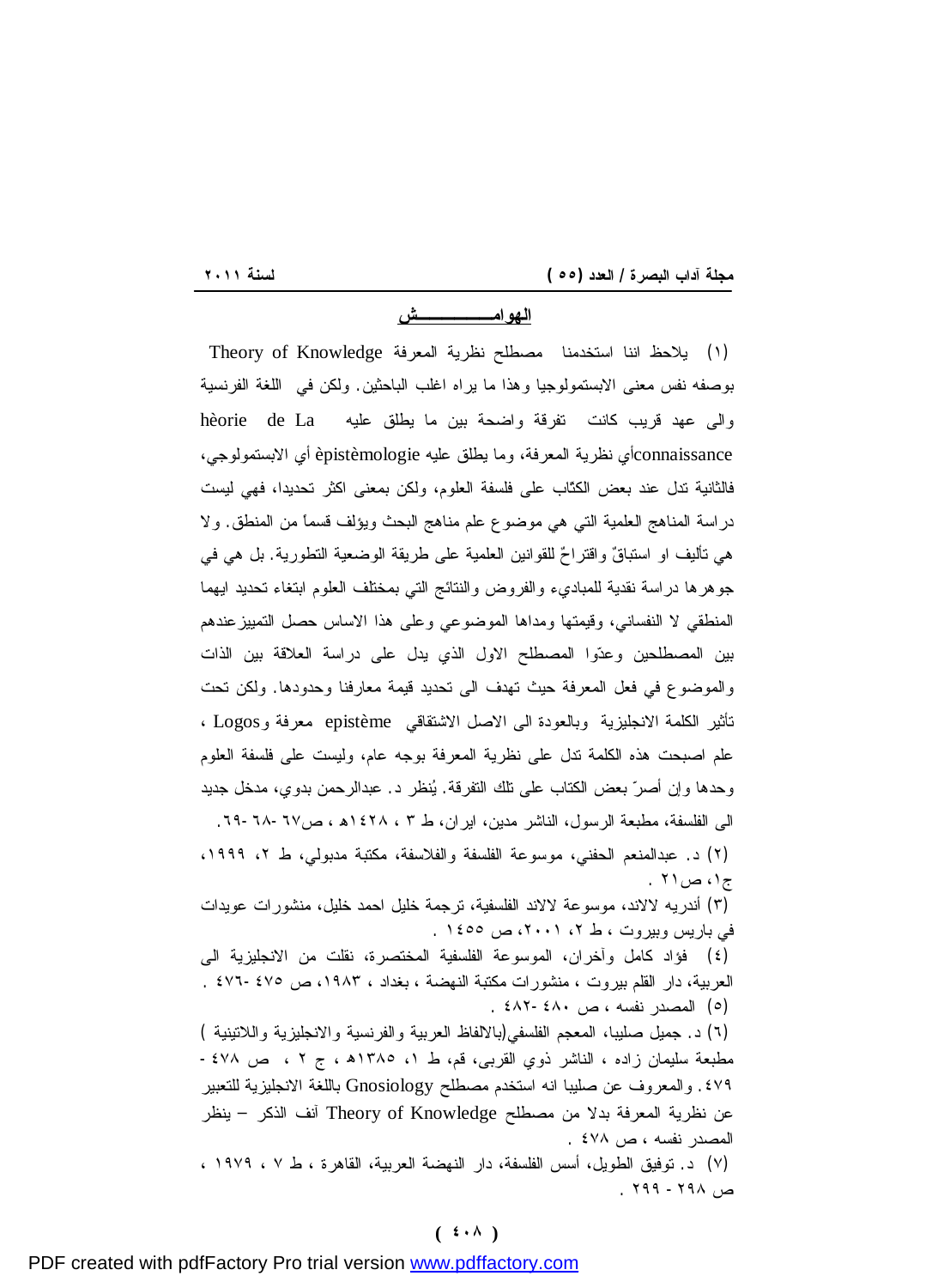## الهوامـــــــــــش

(١) يلاحظ اننا استخدمنا مصطلح نظرية المعرفة Theory of Knowledge بوصفه نفس معنى الابستمولوجيا وهذا ما يراه اغلب الباحثين. ولكن في اللغة الفرنسية والى عهد قريب كانت تفرقة واضحة بين ما يطلق عليه La de hèorie connaissanceأي نظرية المعرفة، وما يطلق عليه èpistèmologie أي الابستمولوجي، فالثانية تدل عند بعض الكتّاب على فلسفة العلوم، ولكن بمعنى اكثر تحديدا، فهي ليست دراسة المناهج العلمية التي هي موضوع علم مناهج البحث ويؤلف قسماً من المنطق. ولا هي تأليف او استباقٌ واقتراحٌ للقوانين العلمية على طريقة الوضعية التطورية. بل هي في جوهرها دراسة نقدية للمباديء والفروض والنتائج التي بمختلف العلوم ابتغاء تحديد ايهما المنطقي لا النفساني، وقيمتها ومداها الموضوعي وعلى هذا الاساس حصل التمييزعندهم بين المصطلحين وعدّوا المصطلح الاول الذي يدل على دراسة العلاقة بين الذات والموضوع في فعل المعرفة حيث تهدف الى تحديد قيمة معارفنا وحدودها. ولكن تحت تأثير الكلمة الانجليزية وبالعودة الى الاصل الاشتقاقي epistème معرفة وLogos ، علم اصبحت هذه الكلمة تدل على نظرية المعرفة بوجه عام، وليست على فلسفة العلوم وحدها وإن أصرّ بعض الكتاب على تلك التفرقة. يُنظر د. عبدالرحمن بدوي، مدخل جديد الى الفلسفة، مطبعة الرسول، الناشر مدين، ايران، ط ٣ ، ١٤٢٨هـ ، ص٦٧ -٦٨ -٦٩.

(٢) د. عبدالمنعم الحفني، موسوعة الفلسفة والفلاسفة، مكتبة مدبولي، ط ٢، ١٩٩٩، ج١، ص٢١ .

(٣) أندريه لالاند، موسوعة لالاند الفلسفية، ترجمة خليل احمد خليل، منشورات عويدات في باريس وبيروت ، ط ٢، ٢٠٠١، ص ١٤٥٥ .

(٤) فؤاد كامل وآخران، الموسوعة الفلسفية المختصرة، نقلت من الانجليزية الى العربية، دار القلم بيروت ، منشورات مكتبة النهضة ، بغداد ، ١٩٨٣، ص ٤٧٥ -٤٧٦ .

(٥) المصدر نفسه ، ص ٤٨٠ -٤٨٢ .

(٦) د. جميل صليبا، المعجم الفلسفي(بالالفاظ العربية والفرنسية والانجليزية واللاتينية ) مطبعة سليمان زاده ، الناشر ذوي القربى، قم، ط ١، ١٣٨٥هـ ، ج ٢ ، ص ٤٧٨ -٤٧٩. والمعروف عن صليبا انه استخدم مصطلح Gnosiology باللغة الانجليزية للتعبير عن نظرية المعرفة بدلا من مصطلح Theory of Knowledge آنف الذكر – ينظر المصدر نفسه ، ص ٤٧٨ .

(٧) د. توفيق الطويل، أسس الفلسفة، دار النهضة العربية، القاهرة ، ط ٧ ، ١٩٧٩ ، ص ٢٩٨ - ٢٩٩ .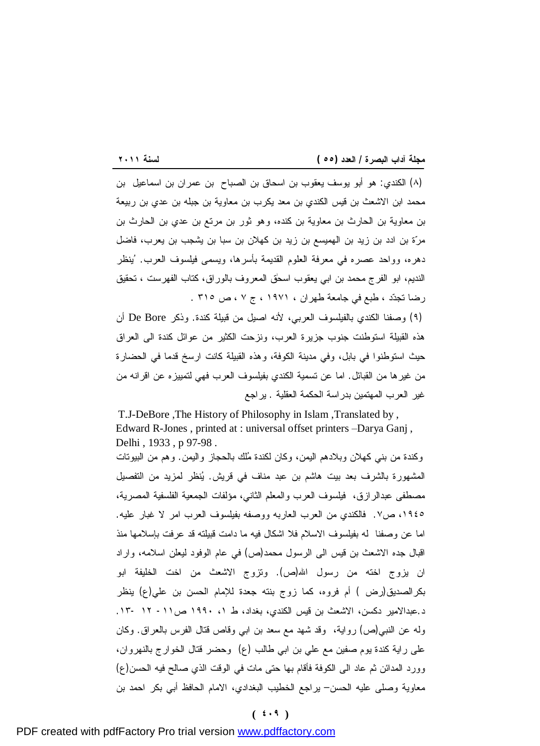(٨) الكندي: هو أبو يوسف يعقوب بن اسحاق بن الصباح بن عمران بن اسماعيل بن محمد ابن الاشعث بن قيس الكندي بن معد يكرب بن معاوية بن جبله بن عدي بن ربيعة بن معاوية بن الحارث بن معاوية بن كنده، وهو ثور بن مرتع بن عدي بن الحارث بن مرّة بن ادد بن زيد بن الهميسع بن زيد بن كهلان بن سبا بن يشجب بن يعرب، فاضل دهره، وواحد عصره في معرفة العلوم القديمة بأسرها، ويسمى فيلسوف العرب. يُنظر النديم، ابو الفرج محمد بن ابي يعقوب اسحق المعروف بالوراق، كتاب الفهرست ، تحقيق رضا تجدّد ، طبع في جامعة طهران ، ١٩٧١ ، ج ٧ ، ص ٣١٥ .

(٩) وصفنا الكندي بالفيلسوف العربي، لأنه اصيل من قبيلة كندة. وذكر De Bore أن هذه القبيلة استوطنت جنوب جزيرة العرب، ونزحت الكثير من عوائل كندة الى العراق حيث استوطنوا في بابل، وفي مدينة الكوفة، وهذه القبيلة كانت ارسخ قدما في الحضارة من غيرها من القبائل. اما عن تسمية الكندي بفيلسوف العرب فهي لتمييزه عن اقرانه من غير العرب المهتمين بدراسة الحكمة العقلية . يراجع

T.J-DeBore ,The History of Philosophy in Islam ,Translated by , Edward R-Jones , printed at : universal offset printers –Darya Ganj , Delhi , 1933 , p 97-98 .

وكندة من بني كهلان وبلادهم اليمن، وكان لكندة مُلك بالحجاز واليمن. وهم من البيوتات المشهورة بالشرف بعد بيت هاشم بن عبد مناف في قريش. يُنظر لمزيد من التفصيل مصطفى عبدالرازق، فيلسوف العرب والمعلم الثاني، مؤلفات الجمعية الفلسفية المصرية، ١٩٤٥، ص٧. فالكندي من العرب العاربه ووصفه بفيلسوف العرب امر لا غبار عليه. اما عن وصفنا له بفيلسوف الاسلام فلا اشكال فيه ما دامت قبيلته قد عرفت بإسلامها منذ اقبال جده الاشعث بن قيس الى الرسول محمد(ص) في عام الوفود ليعلن اسلامه، واراد ان يزوج اخته من رسول الله(ص). وتزوج الاشعث من اخت الخليفة ابو بكرالصديق(رض ) أم فروه، كما زوج بنته جعدة للإمام الحسن بن علي(ع) ينظر د.عبدالامير دكسن، الاشعث بن قيس الكندي، بغداد، ط ١، ١٩٩٠ ص١١ - ١٢ -١٣. وله عن النبي(ص) رواية، وقد شهد مع سعد بن ابي وقاص قتال الفرس بالعراق. وكان على راية كندة يوم صفين مع علي بن ابي طالب (ع) وحضر قتال الخوارج بالنهروان، وورد المدائن ثم عاد الى الكوفة فأقام بها حتى مات في الوقت الذي صالح فيه الحسن(ع) معاوية وصلى عليه الحسن– يراجع الخطيب البغدادي، الامام الحافظ أبي بكر احمد بن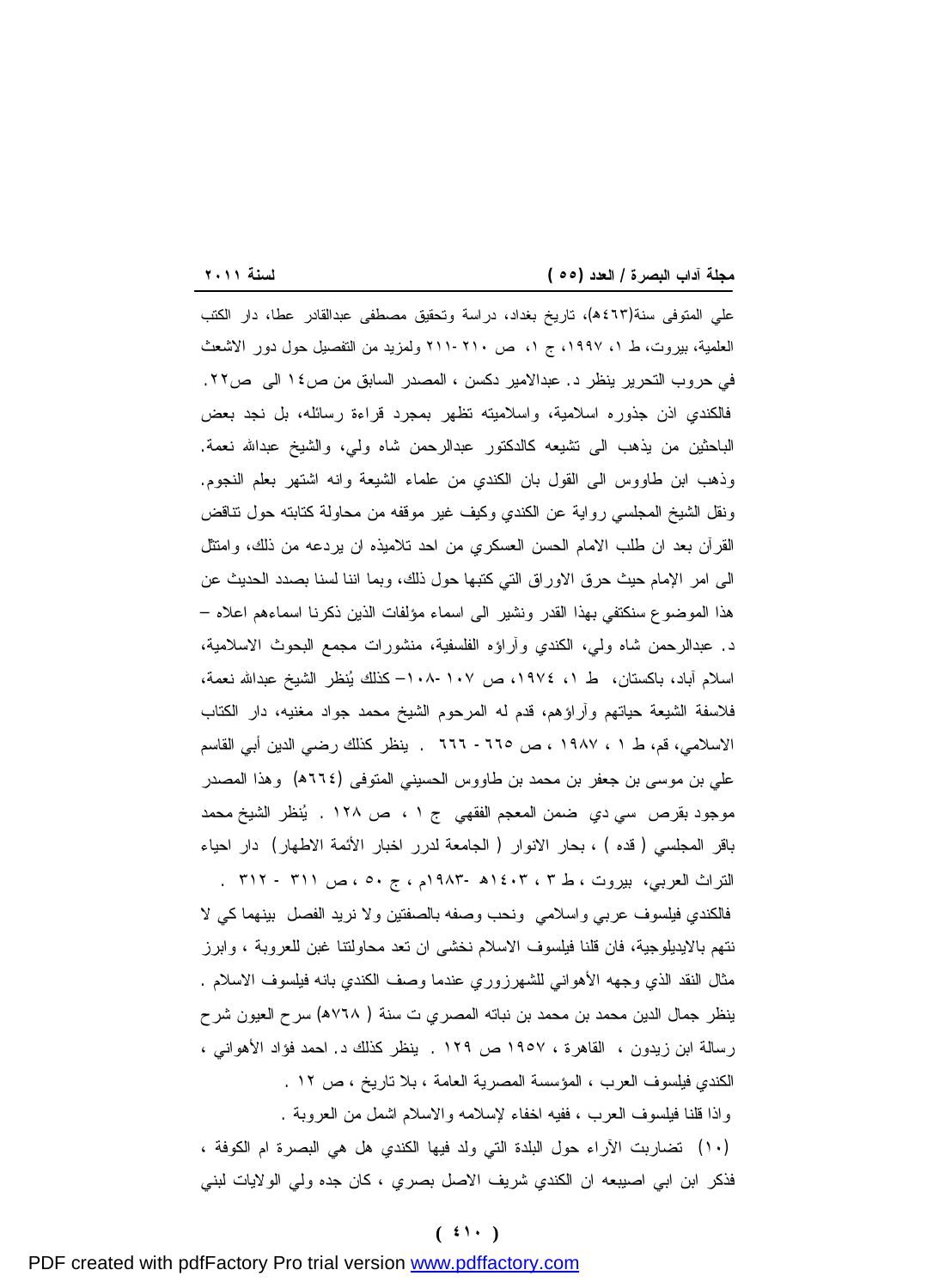علي المتوفى سنة(٤٦٣هـ)، تاريخ بغداد، دراسة وتحقيق مصطفى عبدالقادر عطا، دار الكتب العلمية، بيروت، ط ١، ١٩٩٧، ج ١، ص ٢١٠-٢١١ ولمزيد من التفصيل حول دور الاشعث في حروب التحرير ينظر د. عبدالامير دكسن ، المصدر السابق من ص١٤ الى ص٢٢.

فالكندي اذن جذوره اسلامية، واسلاميته تظهر بمجرد قراءة رسائله، بل نجد بعض الباحثين من يذهب الى تشيعه كالدكتور عبدالرحمن شاه ولي، والشيخ عبدالله نعمة. وذهب ابن طاووس الى القول بان الكندي من علماء الشيعة وانه اشتهر بعلم النجوم. ونقل الشيخ المجلسي رواية عن الكندي وكيف غير موقفه من محاولة كتابته حول تناقض القرآن بعد ان طلب الامام الحسن العسكري من احد تلاميذه ان يردعه من ذلك، وامتثل الى امر الإمام حيث حرق الاوراق التي كتبها حول ذلك، وبما اننا لسنا بصدد الحديث عن هذا الموضوع سنكتفي بهذا القدر ونشير الى اسماء مؤلفات الذين ذكرنا اسماءهم اعلاه – د. عبدالرحمن شاه ولي، الكندي وآراؤه الفلسفية، منشورات مجمع البحوث الاسلامية، اسلام آباد، باكستان، ط ١، ١٩٧٤، ص ١٠٧-١٠٨– كذلك يُنظر الشيخ عبدالله نعمة، فلاسفة الشيعة حياتهم وآراؤهم، قدم له المرحوم الشيخ محمد جواد مغنيه، دار الكتاب الاسلامي، قم، ط ١ ، ١٩٨٧ ، ص ٦٦٥ - ٦٦٦ . ينظر كذلك رضي الدين أبي القاسم علي بن موسى بن جعفر بن محمد بن طاوس الحسيني المتوفى (٦٦٤هـ) وهذا المصدر موجود بقرص سي دي ضمن المعجم الفقهي ج ١ ، ص ١٢٨ . يُنظر الشيخ محمد باقر المجلسي ( قده ) ، بحار الانوار ( الجامعة لدرر اخبار الأئمة الاطهار) دار احياء التراث العربي، بيروت ، ط ٣ ، ١٤٠٣هـ -١٩٨٣م ، ج ٥٠ ، ص ٣١١ - ٣١٢ .

فالكندي فيلسوف عربي واسلامي ونحب وصفه بالصفتين ولا نريد الفصل بينهما كي لا نتهم بالايديلوجية، فان قلنا فيلسوف الاسلام نخشى ان تعد محاولتنا غبن للعروبة ، وابرز مثال النقد الذي وجهه الأهواني للشهرزوري عندما وصف الكندي بانه فيلسوف الاسلام . ينظر جمال الدين محمد بن محمد بن نباته المصري ت سنة ( ٧٦٨هـ) سرح العيون شرح رسالة ابن زيدون ، القاهرة ، ١٩٥٧ ص ١٢٩ . ينظر كذلك د. احمد فؤاد الأهواني ، الكندي فيلسوف العرب ، المؤسسة المصرية العامة ، بلا تاريخ ، ص ١٢ .

واذا قلنا فيلسوف العرب ، ففيه اخفاء لإسلامه والاسلام اشمل من العروبة .

(١٠) تضاربت الآراء حول البلدة التي ولد فيها الكندي هل هي البصرة ام الكوفة ، فذكر ابن ابي اصيبعه ان الكندي شريف الاصل بصري ، كان جده ولي الولايات لبني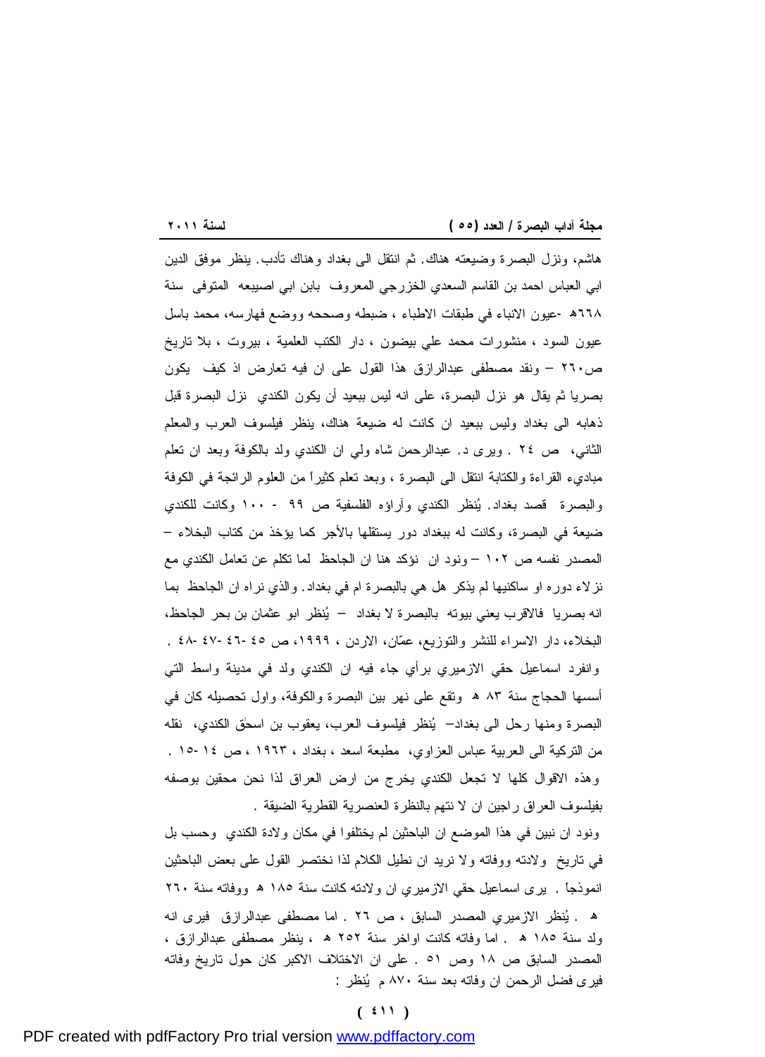هاشم، ونزل البصرة وضيعته هناك. ثم انتقل الى بغداد وهناك تأدب. ينظر موفق الدين ابي العباس احمد بن القاسم السعدي الخزرجي المعروف بابن ابي اصيبعه المتوفى سنة ٦٦٨هـ -عيون الانباء في طبقات الاطباء ، ضبطه وصححه ووضع فهارسه، محمد باسل عيون السود ، منشورات محمد علي بيضون ، دار الكتب العلمية ، بيروت ، بلا تاريخ ص٢٦٠ – ونقد مصطفى عبدالرازق هذا القول على ان فيه تعارض اذ كيف يكون بصريا ثم يقال هو نزل البصرة، على انه ليس ببعيد أن يكون الكندي نزل البصرة قبل ذهابه الى بغداد وليس ببعيد ان كانت له ضيعة هناك، ينظر فيلسوف العرب والمعلم الثاني، ص ٢٤ . ويرى د. عبدالرحمن شاه ولي ان الكندي ولد بالكوفة وبعد ان تعلم مباديء القراءة والكتابة انتقل الى البصرة ، وبعد تعلم كثيراً من العلوم الرائجة في الكوفة والبصرة قصد بغداد. يُنظر الكندي وآراؤه الفلسفية ص ٩٩ - ١٠٠ وكانت للكندي ضيعة في البصرة، وكانت له ببغداد دور يستقلها بالأجر كما يؤخذ من كتاب البخلاء – المصدر نفسه ص ١٠٢ – ونود ان نؤكد هنا ان الجاحظ لما تكلم عن تعامل الكندي مع نزلاء دوره او ساكنيها لم يذكر هل هي بالبصرة ام في بغداد. والذي نراه ان الجاحظ بما انه بصريا فالاقرب يعني بيوته بالبصرة لا بغداد – يُنظر ابو عثمان بن بحر الجاحظ، البخلاء، دار الاسراء للنشر والتوزيع، عمّان، الاردن ، ١٩٩٩، ص ٤٥ -٤٦ -٤٧ -٤٨ . وانفرد اسماعيل حقي الازميري برأي جاء فيه ان الكندي ولد في مدينة واسط التي أسسها الحجاج سنة ٨٣ هـ وتقع على نهر بين البصرة والكوفة، واول تحصيله كان في البصرة ومنها رحل الى بغداد– يُنظر فيلسوف العرب، يعقوب بن اسحٰق الكندي، نقله من التركية الى العربية عباس العزاوي، مطبعة اسعد ، بغداد ، ١٩٦٣ ، ص ١٤ -١٥ . وهذه الاقوال كلها لا تجعل الكندي يخرج من ارض العراق لذا نحن محقين بوصفه بفيلسوف العراق راجين ان لا نتهم بالنظرة العنصرية القطرية الضيقة .

ونود ان نبين في هذا الموضع ان الباحثين لم يختلفوا في مكان ولادة الكندي وحسب بل في تاريخ ولادته ووفاته ولا نريد ان نطيل الكلام لذا نختصر القول على بعض الباحثين انموذجاً . يرى اسماعيل حقي الازميري ان ولادته كانت سنة ١٨٥ هـ ووفاته سنة ٢٦٠ هـ . يُنظر الازميري المصدر السابق ، ص ٢٦ . اما مصطفى عبدالرازق فيرى انه ولد سنة ١٨٥ هـ . اما وفاته كانت اواخر سنة ٢٥٢ هـ ، ينظر مصطفى عبدالرازق ، المصدر السابق ص ١٨ وص ٥١ . على ان الاختلاف الاكبر كان حول تاريخ وفاته فيرى فضل الرحمن ان وفاته بعد سنة ٨٧٠ م يُنظر :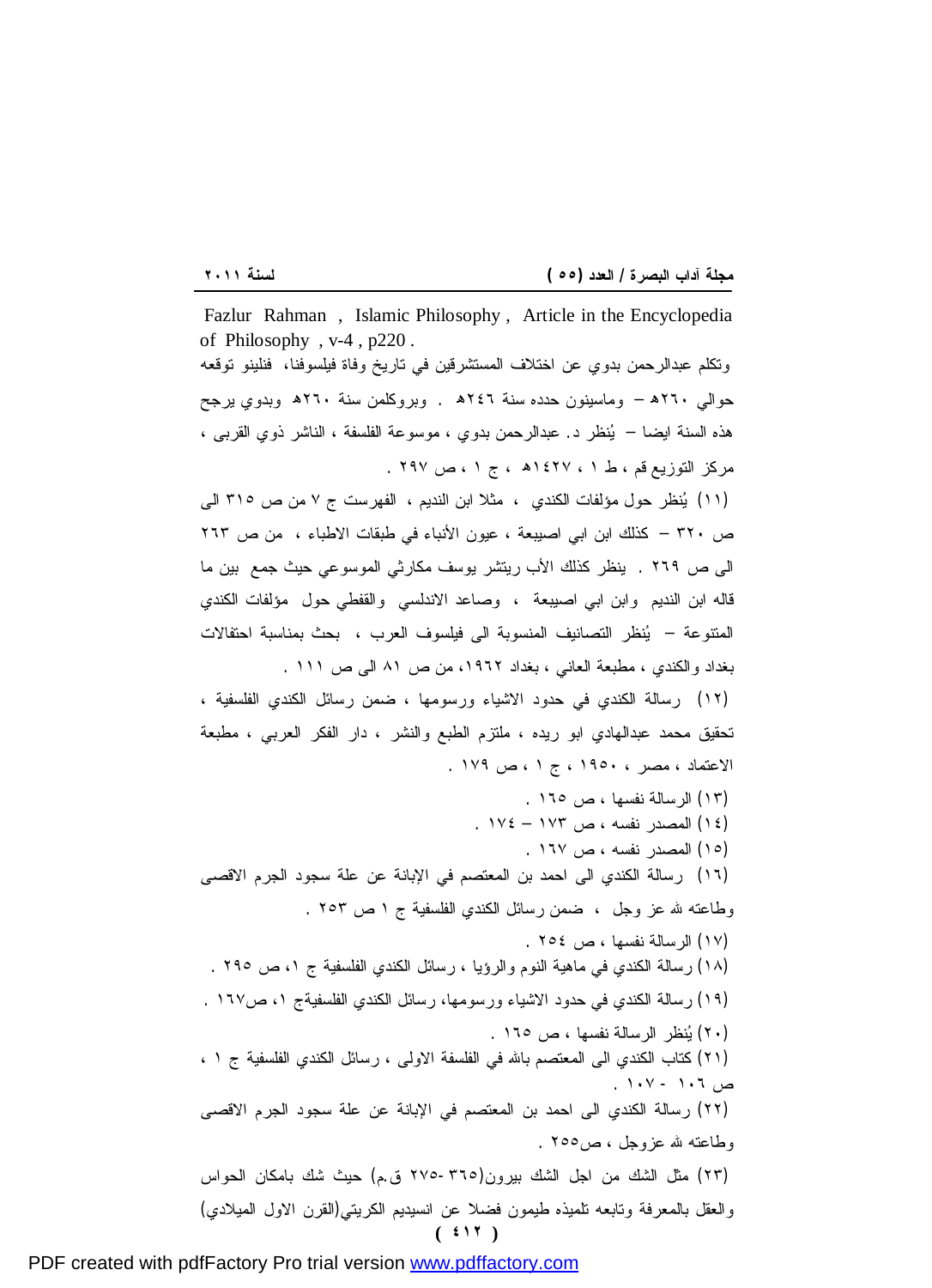Fazlur Rahman , Islamic Philosophy , Article in the Encyclopedia of Philosophy , v-4 , p220 .

وتكلم عبدالرحمن بدوي عن اختلاف المستشرقين في تاريخ وفاة فيلسوفنا، فنلينو توقعه حوالي ٢٦٠هـ – وماسينون حدده سنة ٢٤٦هـ . وبروكلمن سنة ٢٦٠هـ وبدوي يرجح هذه السنة ايضا – يُنظر د. عبدالرحمن بدوي ، موسوعة الفلسفة ، الناشر ذوي القربى ، مركز التوزيع قم ، ط ١ ، ١٤٢٧هـ ، ج ١ ، ص ٢٩٧ .

(١١) يُنظر حول مؤلفات الكندي ، مثلا ابن النديم ، الفهرست ج ٧ من ص ٣١٥ الى ص ٣٢٠ – كذلك ابن ابي اصيبعة ، عيون الأنباء في طبقات الاطباء ، من ص ٢٦٣ الى ص ٢٦٩ . ينظر كذلك الأب ريتشر يوسف مكارثي الموسوعي حيث جمع بين ما قاله ابن النديم وابن ابي اصيبعة ، وصاعد الاندلسي والقفطي حول مؤلفات الكندي المتنوعة – يُنظر التصانيف المنسوبة الى فيلسوف العرب ، بحث بمناسبة احتفالات بغداد والكندي ، مطبعة العاني ، بغداد ١٩٦٢، من ص ٨١ الى ص ١١١ .

(١٢) رسالة الكندي في حدود الاشياء ورسومها ، ضمن رسائل الكندي الفلسفية ، تحقيق محمد عبدالهادي ابو ريده ، ملتزم الطبع والنشر ، دار الفكر العربي ، مطبعة الاعتماد ، مصر ، ١٩٥٠ ، ج ١ ، ص ١٧٩ .

(١٣) الرسالة نفسها ، ص ١٦٥ .

(١٤) المصدر نفسه ، ص ١٧٣ – ١٧٤ .

(١٥) المصدر نفسه ، ص ١٦٧ .

(١٦) رسالة الكندي الى احمد بن المعتصم في الإبانة عن علة سجود الجرم الاقصى وطاعته لله عز وجل ، ضمن رسائل الكندي الفلسفية ج ١ ص ٢٥٣ .

(١٧) الرسالة نفسها ، ص ٢٥٤ .

(١٨) رسالة الكندي في ماهية النوم والرؤيا ، رسائل الكندي الفلسفية ج ١، ص ٢٩٥ .

(١٩) رسالة الكندي في حدود الاشياء ورسومها، رسائل الكندي الفلسفيةج ١، ص١٦٧ .

(٢٠) يُنظر الرسالة نفسها ، ص ١٦٥ .

(٢١) كتاب الكندي الى المعتصم بالله في الفلسفة الاولى ، رسائل الكندي الفلسفية ج ١ ، ص ١٠٦ - ١٠٧ .

(٢٢) رسالة الكندي الى احمد بن المعتصم في الإبانة عن علة سجود الجرم الاقصى وطاعته لله عزوجل ، ص٢٥٥ .

(٢٣) مثل الشك من اجل الشك بيرون(٣٦٥ -٢٧٥ ق.م) حيث شك بامكان الحواس والعقل بالمعرفة وتابعه تلميذه طيمون فضلا عن انسيديم الكريتي(القرن الاول الميلادي)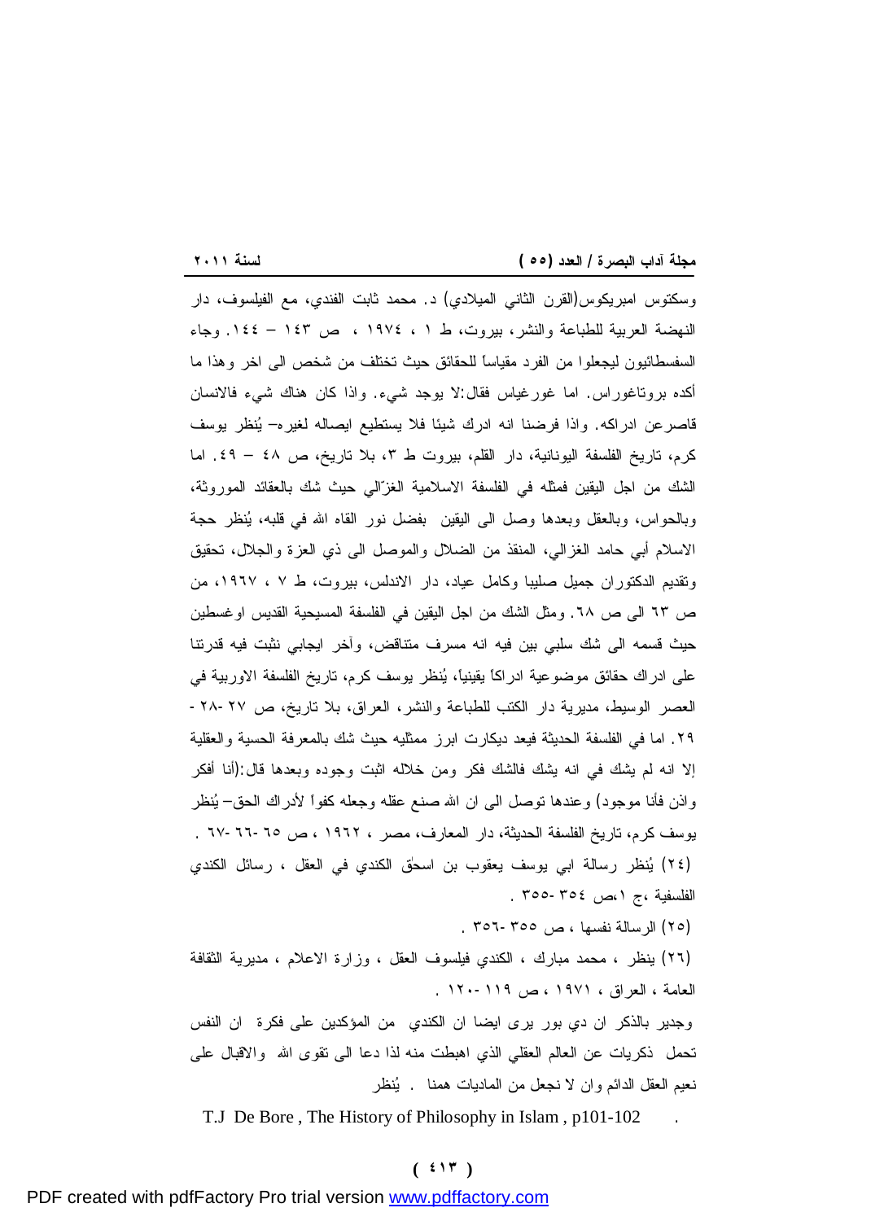وسكتوس امبريكوس(القرن الثاني الميلادي) د. محمد ثابت الفندي، مع الفيلسوف، دار النهضة العربية للطباعة والنشر، بيروت، ط ١ ، ١٩٧٤ ، ص ١٤٣ – ١٤٤. وجاء السفسطائيون ليجعلوا من الفرد مقياساً للحقائق حيث تختلف من شخص الى اخر وهذا ما أكده بروتاغوراس. اما غورغياس فقال:لا يوجد شيء. واذا كان هناك شيء فالانسان قاصرعن ادراكه. واذا فرضنا انه ادرك شيئا فلا يستطيع ايصاله لغيره– يُنظر يوسف كرم، تاريخ الفلسفة اليونانية، دار القلم، بيروت ط ٣، بلا تاريخ، ص ٤٨ – ٤٩. اما الشك من اجل اليقين فمثله في الفلسفة الاسلامية الغزّالي حيث شك بالعقائد الموروثة، وبالحواس، وبالعقل وبعدها وصل الى اليقين بفضل نور القاه الله في قلبه، يُنظر حجة الاسلام أبي حامد الغزالي، المنقذ من الضلال والموصل الى ذي العزة والجلال، تحقيق وتقديم الدكتوران جميل صليبا وكامل عياد، دار الاندلس، بيروت، ط ٧ ، ١٩٦٧، من ص ٦٣ الى ص ٦٨. ومثل الشك من اجل اليقين في الفلسفة المسيحية القديس اوغسطين حيث قسمه الى شك سلبي بين فيه انه مسرف متناقض، وآخر ايجابي نثبت فيه قدرتنا على ادراك حقائق موضوعية ادراكاً يقينياً، يُنظر يوسف كرم، تاريخ الفلسفة الاوربية في العصر الوسيط، مديرية دار الكتب للطباعة والنشر، العراق، بلا تاريخ، ص ٢٧ -٢٨ - ٢٩. اما في الفلسفة الحديثة فيعد ديكارت ابرز ممثليه حيث شك بالمعرفة الحسية والعقلية إلا انه لم يشك في انه يشك فالشك فكر ومن خلاله اثبت وجوده وبعدها قال:(أنا أفكر واذن فأنا موجود) وعندها توصل الى ان الله صنع عقله وجعله كفواً لأدراك الحق– يُنظر يوسف كرم، تاريخ الفلسفة الحديثة، دار المعارف، مصر ، ١٩٦٢ ، ص ٦٥ -٦٦ -٦٧ .

(٢٤) يُنظر رسالة ابي يوسف يعقوب بن اسحٰق الكندي في العقل ، رسائل الكندي الفلسفية ،ج ١،ص ٣٥٤ -٣٥٥ .

(٢٥) الرسالة نفسها ، ص ٣٥٥ -٣٥٦ .

(٢٦) ينظر ، محمد مبارك ، الكندي فيلسوف العقل ، وزارة الاعلام ، مديرية الثقافة العامة ، العراق ، ١٩٧١ ، ص ١١٩ -١٢٠ .

وجدير بالذكر ان دي بور يرى ايضا ان الكندي من المؤكدين على فكرة ان النفس تحمل ذكريات عن العالم العقلي الذي اهبطت منه لذا دعا الى تقوى الله والاقبال على نعيم العقل الدائم وان لا نجعل من الماديات همنا . يُنظر

T.J De Bore , The History of Philosophy in Islam , p101-102 .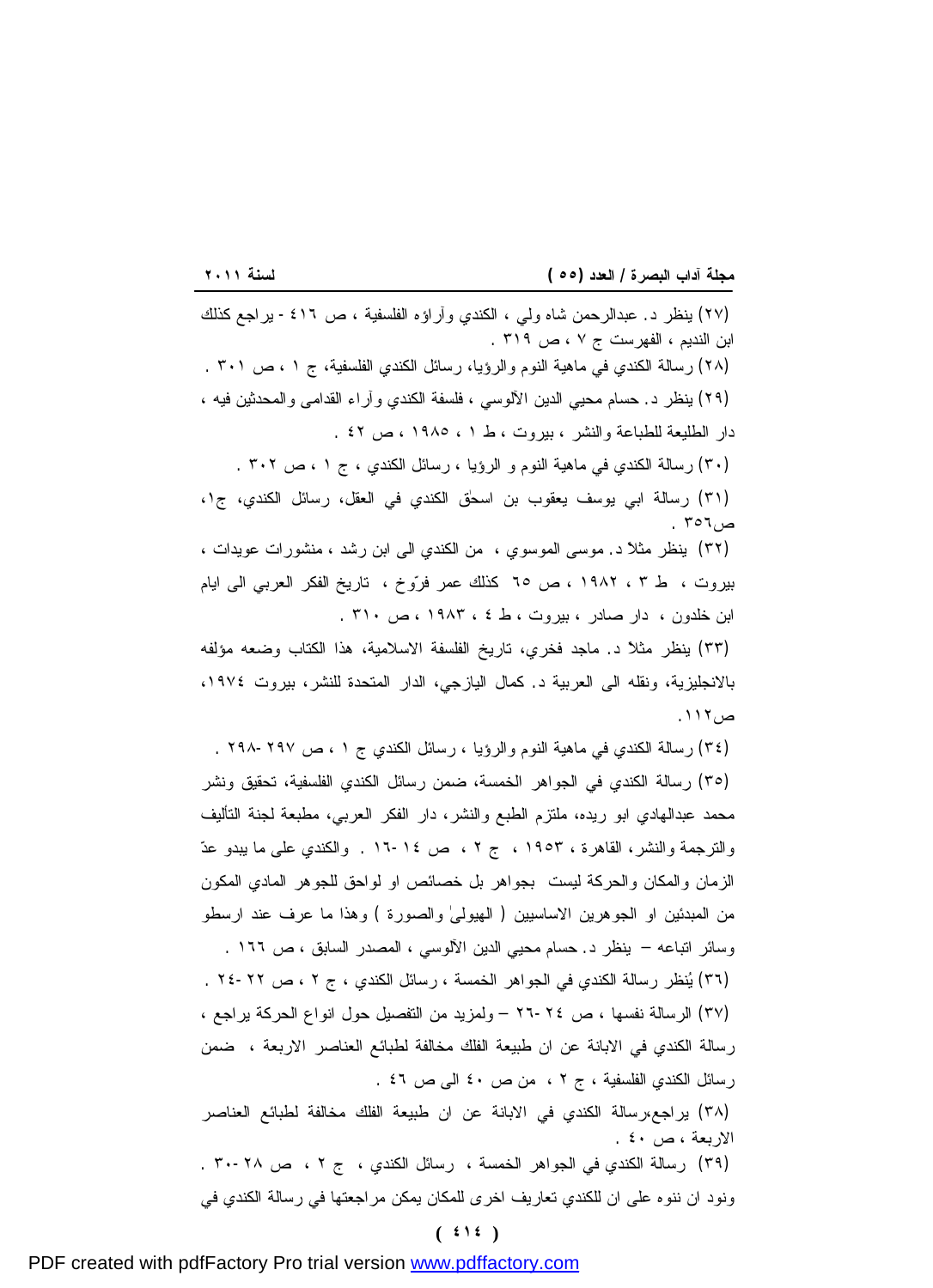(٢٧) ينظر د. عبدالرحمن شاه ولي ، الكندي وآراؤه الفلسفية ، ص ٤١٦ - يراجع كذلك ابن النديم ، الفهرست ج ٧ ، ص ٣١٩ .

(٢٨) رسالة الكندي في ماهية النوم والرؤيا، رسائل الكندي الفلسفية، ج ١ ، ص ٣٠١ .

(٢٩) ينظر د. حسام محيي الدين الآلوسي ، فلسفة الكندي وآراء القدامى والمحدثين فيه ، دار الطليعة للطباعة والنشر ، بيروت ، ط ١ ، ١٩٨٥ ، ص ٤٢ .

(٣٠) رسالة الكندي في ماهية النوم و الرؤيا ، رسائل الكندي ، ج ١ ، ص ٣٠٢ .

(٣١) رسالة ابي يوسف يعقوب بن اسحٰق الكندي في العقل، رسائل الكندي، ج١، ص٣٥٦ .

(٣٢) ينظر مثلاً د. موسى الموسوي ، من الكندي الى ابن رشد ، منشورات عويدات ، بيروت ، ط ٣ ، ١٩٨٢ ، ص ٦٥ كذلك عمر فرّوخ ، تاريخ الفكر العربي الى ايام ابن خلدون ، دار صادر ، بيروت ، ط ٤ ، ١٩٨٣ ، ص ٣١٠ .

(٣٣) ينظر مثلاً د. ماجد فخري، تاريخ الفلسفة الاسلامية، هذا الكتاب وضعه مؤلفه بالانجليزية، ونقله الى العربية د. كمال اليازجي، الدار المتحدة للنشر، بيروت ١٩٧٤، ص١١٢.

(٣٤) رسالة الكندي في ماهية النوم والرؤيا ، رسائل الكندي ج ١ ، ص ٢٩٧ -٢٩٨ .

(٣٥) رسالة الكندي في الجواهر الخمسة، ضمن رسائل الكندي الفلسفية، تحقيق ونشر محمد عبدالهادي ابو ريده، ملتزم الطبع والنشر، دار الفكر العربي، مطبعة لجنة التأليف والترجمة والنشر، القاهرة ، ١٩٥٣ ، ج ٢ ، ص ١٤ -١٦ . والكندي على ما يبدو عدّ الزمان والمكان والحركة ليست بجواهر بل خصائص او لواحق للجوهر المادي المكون من المبدئين او الجوهرين الاساسيين ( الهيولىٰ والصورة ) وهذا ما عرف عند ارسطو وسائر اتباعه – ينظر د. حسام محيي الدين الآلوسي ، المصدر السابق ، ص ١٦٦ .

(٣٦) يُنظر رسالة الكندي في الجواهر الخمسة ، رسائل الكندي ، ج ٢ ، ص ٢٢ -٢٤ .

(٣٧) الرسالة نفسها ، ص ٢٤ -٢٦ – ولمزيد من التفصيل حول انواع الحركة يراجع ، رسالة الكندي في الابانة عن ان طبيعة الفلك مخالفة لطبائع العناصر الاربعة ، ضمن رسائل الكندي الفلسفية ، ج ٢ ، من ص ٤٠ الى ص ٤٦ .

(٣٨) يراجع،رسالة الكندي في الابانة عن ان طبيعة الفلك مخالفة لطبائع العناصر الاربعة ، ص ٤٠ .

(٣٩) رسالة الكندي في الجواهر الخمسة ، رسائل الكندي ، ج ٢ ، ص ٢٨ -٣٠ . ونود ان ننوه على ان للكندي تعاريف اخرى للمكان يمكن مراجعتها في رسالة الكندي في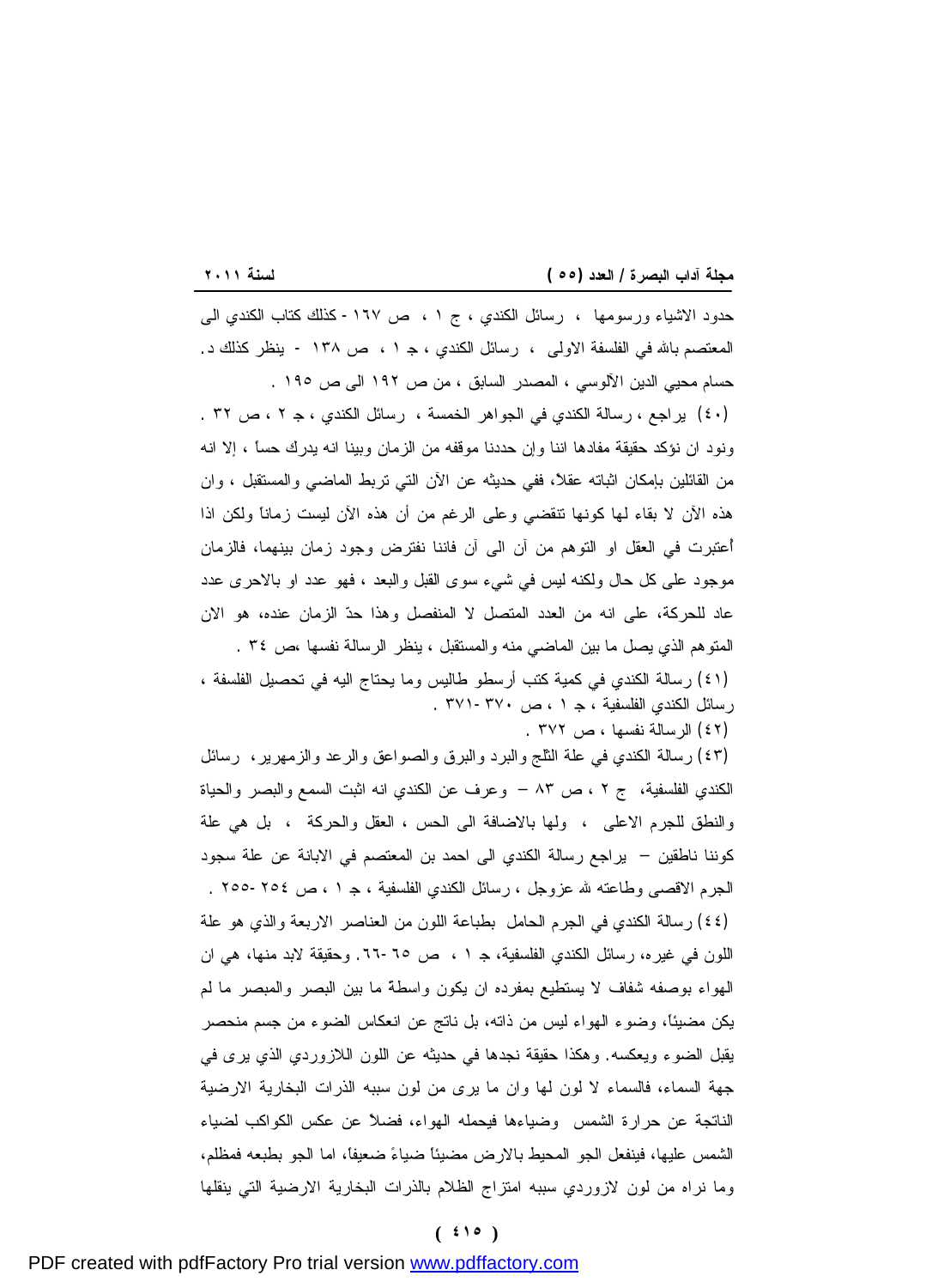حدود الاشياء ورسومها ، رسائل الكندي ، ج ۱ ، ص ١٦٧ - كذلك كتاب الكندي الى المعتصم بالله في الفلسفة الاولى ، رسائل الكندي ، جـ ۱ ، ص ۱۳۸ - ينظر كذلك د. حسام محيي الدين الآلوسي ، المصدر السابق ، من ص ۱۹۲ الى ص ۱۹٥ .

(٤٠) يراجع ، رسالة الكندي في الجواهر الخمسة ، رسائل الكندي ، جـ ۲ ، ص ۳۲ . ونود ان نؤكد حقيقة مفادها اننا وإن حددنا موقفه من الزمان وبينا انه يدرك حساً ، إلا انه من القائلين بإمكان اثباته عقلاً، ففي حديثه عن الآن التي تربط الماضي والمستقبل ، وان هذه الآن لا بقاء لها كونها تنقضي وعلى الرغم من أن هذه الآن ليست زماناً ولكن اذا أُعتبرت في العقل او التوهم من آن الى آن فاننا نفترض وجود زمان بينهما، فالزمان موجود على كل حال ولكنه ليس في شيء سوى القبل والبعد ، فهو عدد او بالاحرى عدد عاد للحركة، على انه من العدد المتصل لا المنفصل وهذا حدّ الزمان عنده، هو الان المتوهم الذي يصل ما بين الماضي منه والمستقبل ، ينظر الرسالة نفسها ،ص ٣٤ .

(٤١) رسالة الكندي في كمية كتب أرسطو طاليس وما يحتاج اليه في تحصيل الفلسفة ، رسائل الكندي الفلسفية ، جـ ۱ ، ص ۳۷۰ -۳۷۱ .

(٤٢) الرسالة نفسها ، ص ۳۷۲ .

(٤٣) رسالة الكندي في علة الثلج والبرد والبرق والصواعق والرعد والزمهرير، رسائل الكندي الفلسفية، ج ۲ ، ص ۸۳ – وعرف عن الكندي انه اثبت السمع والبصر والحياة والنطق للجرم الاعلى ، ولها بالاضافة الى الحس ، العقل والحركة ، بل هي علة كوننا ناطقين – يراجع رسالة الكندي الى احمد بن المعتصم في الابانة عن علة سجود الجرم الاقصى وطاعته لله عزوجل ، رسائل الكندي الفلسفية ، جـ ۱ ، ص ٢٥٤ -٢٥٥ .

(٤٤) رسالة الكندي في الجرم الحامل بطباعة اللون من العناصر الاربعة والذي هو علة اللون في غيره، رسائل الكندي الفلسفية، جـ ۱ ، ص ٦٥ -٦٦. وحقيقة لابد منها، هي ان الهواء بوصفه شفاف لا يستطيع بمفرده ان يكون واسطة ما بين البصر والمبصر ما لم يكن مضيئاً، وضوء الهواء ليس من ذاته، بل ناتج عن انعكاس الضوء من جسم منحصر يقبل الضوء ويعكسه. وهكذا حقيقة نجدها في حديثه عن اللون اللازوردي الذي يرى في جهة السماء، فالسماء لا لون لها وان ما يرى من لون سببه الذرات البخارية الارضية الناتجة عن حرارة الشمس وضياءها فيحمله الهواء، فضلاً عن عكس الكواكب لضياء الشمس عليها، فينفعل الجو المحيط بالارض مضيئاً ضياءً ضعيفاً، اما الجو بطبعه فمظلم، وما نراه من لون لازوردي سببه امتزاج الظلام بالذرات البخارية الارضية التي ينقلها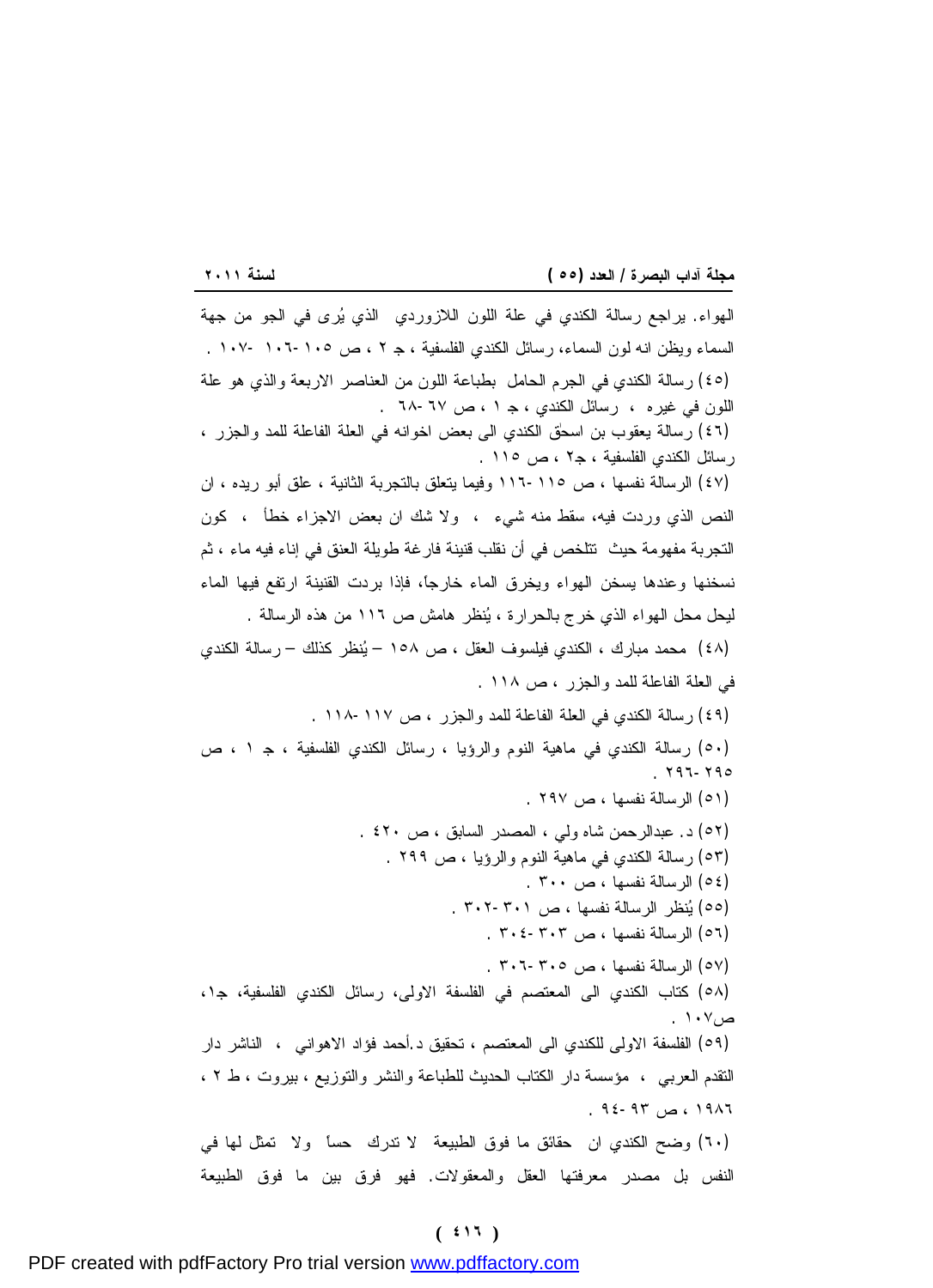الهواء. يراجع رسالة الكندي في علة اللون اللازوردي الذي يُرى في الجو من جهة السماء ويظن انه لون السماء، رسائل الكندي الفلسفية ، جـ ٢ ، ص ١٠٥ -١٠٦ -١٠٧ .

(٤٥) رسالة الكندي في الجرم الحامل بطباعة اللون من العناصر الاربعة والذي هو علة اللون في غيره ، رسائل الكندي ، جـ ١ ، ص ٦٧ -٦٨ .

(٤٦) رسالة يعقوب بن اسحق الكندي الى بعض اخوانه في العلة الفاعلة للمد والجزر ، رسائل الكندي الفلسفية ، جـ٢ ، ص ١١٥ .

(٤٧) الرسالة نفسها ، ص ١١٥ -١١٦ وفيما يتعلق بالتجربة الثانية ، علق أبو ريده ، ان النص الذي وردت فيه، سقط منه شيء ، ولا شك ان بعض الاجزاء خطأ ، كون التجربة مفهومة حيث تتلخص في أن نقلب قنينة فارغة طويلة العنق في إناء فيه ماء ، ثم نسخنها وعندها يسخن الهواء ويخرق الماء خارجاً، فإذا بردت القنينة ارتفع فيها الماء ليحل محل الهواء الذي خرج بالحرارة ، يُنظر هامش ص ١١٦ من هذه الرسالة .

(٤٨) محمد مبارك ، الكندي فيلسوف العقل ، ص ١٥٨ – يُنظر كذلك – رسالة الكندي في العلة الفاعلة للمد والجزر ، ص ١١٨ .

(٤٩) رسالة الكندي في العلة الفاعلة للمد والجزر ، ص ١١٧ -١١٨ .

(٥٠) رسالة الكندي في ماهية النوم والرؤيا ، رسائل الكندي الفلسفية ، جـ ١ ، ص ٢٩٥ -٢٩٦ .

(٥١) الرسالة نفسها ، ص ٢٩٧ .

(٥٢) د. عبدالرحمن شاه ولي ، المصدر السابق ، ص ٤٢٠ .

(٥٣) رسالة الكندي في ماهية النوم والرؤيا ، ص ٢٩٩ .

(٥٤) الرسالة نفسها ، ص ٣٠٠ .

(٥٥) يُنظر الرسالة نفسها ، ص ٣٠١ -٣٠٢ .

(٥٦) الرسالة نفسها ، ص ٣٠٣ -٣٠٤ .

(٥٧) الرسالة نفسها ، ص ٣٠٥ -٣٠٦ .

(٥٨) كتاب الكندي الى المعتصم في الفلسفة الاولى، رسائل الكندي الفلسفية، جـ١، ص١٠٧ .

(٥٩) الفلسفة الاولى للكندي الى المعتصم ، تحقيق د.أحمد فؤاد الاهواني ، الناشر دار التقدم العربي ، مؤسسة دار الكتاب الحديث للطباعة والنشر والتوزيع ، بيروت ، ط ٢ ، ١٩٨٦ ، ص ٩٣ -٩٤ .

(٦٠) وضح الكندي ان حقائق ما فوق الطبيعة لا تدرك حساً ولا تمثل لها في النفس بل مصدر معرفتها العقل والمعقولات. فهو فرق بين ما فوق الطبيعة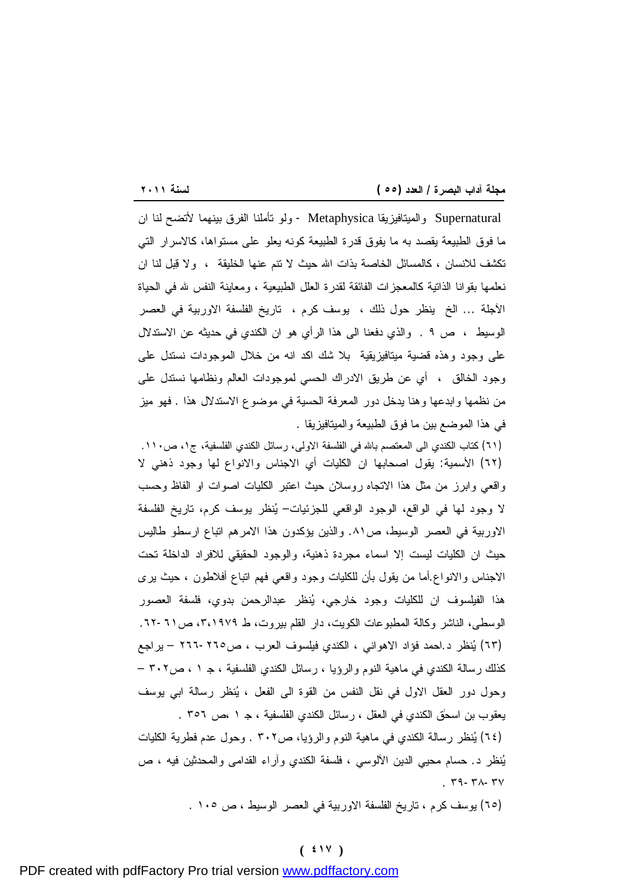Supernatural والميتافيزيقا Metaphysica - ولو تأملنا الفرق بينهما لأتضح لنا ان ما فوق الطبيعة يقصد به ما يفوق قدرة الطبيعة كونه يعلو على مستواها، كالاسرار التي تكشف للانسان ، كالمسائل الخاصة بذات الله حيث لا تنم عنها الخليقة ، ولا قِبل لنا ان نعلمها بقوانا الذاتية كالمعجزات الفائقة لقدرة العلل الطبيعية ، ومعاينة النفس لله في الحياة الآجلة ... الخ ينظر حول ذلك ، يوسف كرم ، تاريخ الفلسفة الاوربية في العصر الوسيط ، ص ٩ . والذي دفعنا الى هذا الرأي هو ان الكندي في حديثه عن الاستدلال على وجود وهذه قضية ميتافيزيقية بلا شك اكد انه من خلال الموجودات نستدل على وجود الخالق ، أي عن طريق الادراك الحسي لموجودات العالم ونظامها نستدل على من نظمها وابدعها وهنا يدخل دور المعرفة الحسية في موضوع الاستدلال هذا . فهو ميز في هذا الموضع بين ما فوق الطبيعة والميتافيزيقا .

(٦١) كتاب الكندي الى المعتصم بالله في الفلسفة الاولى، رسائل الكندي الفلسفية، ج١، ص١١٠.

(٦٢) الأسمية: يقول اصحابها ان الكليات أي الاجناس والانواع لها وجود ذهني لا واقعي وابرز من مثل هذا الاتجاه روسلان حيث اعتبر الكليات اصوات او الفاظ وحسب لا وجود لها في الواقع، الوجود الواقعي للجزئيات– يُنظر يوسف كرم، تاريخ الفلسفة الاوربية في العصر الوسيط، ص٨١. والذين يؤكدون هذا الامرهم اتباع ارسطو طاليس حيث ان الكليات ليست إلا اسماء مجردة ذهنية، والوجود الحقيقي للافراد الداخلة تحت الاجناس والانواع.أما من يقول بأن للكليات وجود واقعي فهم اتباع أفلاطون ، حيث يرى هذا الفيلسوف ان للكليات وجود خارجي، يُنظر عبدالرحمن بدوي، فلسفة العصور الوسطى، الناشر وكالة المطبوعات الكويت، دار القلم بيروت، ط ٣،١٩٧٩، ص٦١ -٦٢.

(٦٣) يُنظر د.احمد فؤاد الاهواني ، الكندي فيلسوف العرب ، ص٢٦٥ -٢٦٦ – يراجع كذلك رسالة الكندي في ماهية النوم والرؤيا ، رسائل الكندي الفلسفية ، ج ١ ، ص٣٠٢ – وحول دور العقل الاول في نقل النفس من القوة الى الفعل ، يُنظر رسالة ابي يوسف يعقوب بن اسحق الكندي في العقل ، رسائل الكندي الفلسفية ، ج ١ ،ص ٣٥٦ .

(٦٤) يُنظر رسالة الكندي في ماهية النوم والرؤيا، ص٣٠٢ . وحول عدم فطرية الكليات يُنظر د. حسام محيي الدين الآلوسي ، فلسفة الكندي وآراء القدامى والمحدثين فيه ، ص ٣٧ -٣٨ -٣٩ .

(٦٥) يوسف كرم ، تاريخ الفلسفة الاوربية في العصر الوسيط ، ص ١٠٥ .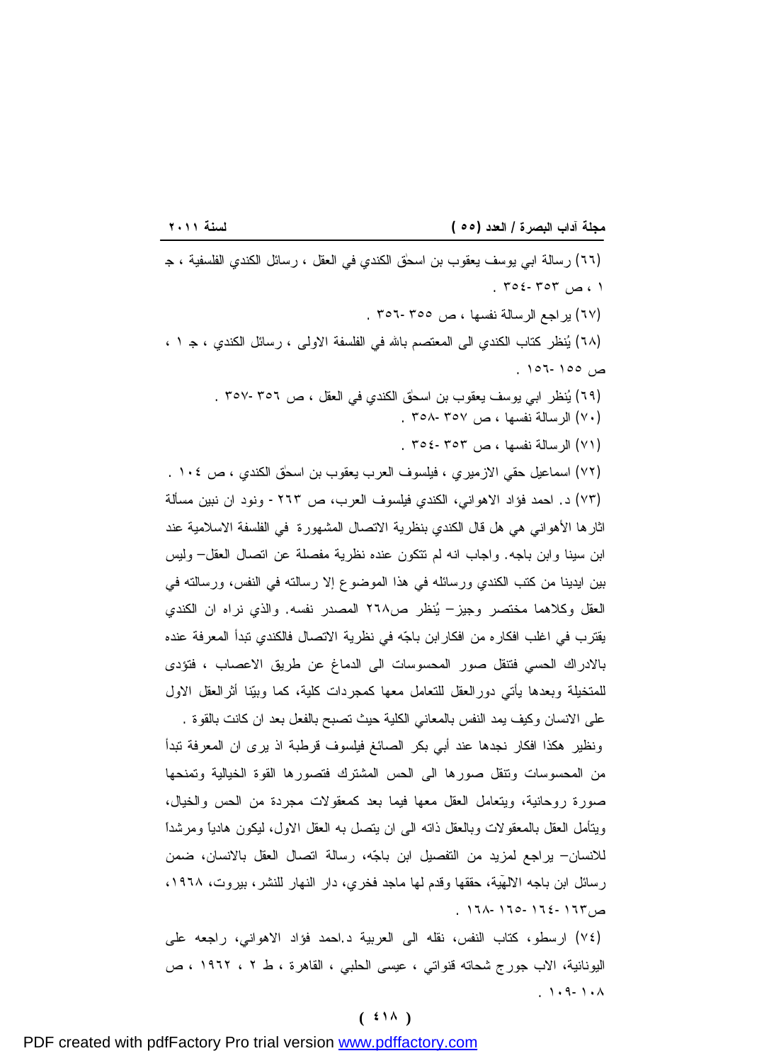(٦٦) رسالة ابي يوسف يعقوب بن اسحٰق الكندي في العقل ، رسائل الكندي الفلسفية ، جـ ١ ، ص ٣٥٣ -٣٥٤ .

(٦٧) يراجع الرسالة نفسها ، ص ٣٥٥ -٣٥٦ .

(٦٨) يُنظر كتاب الكندي الى المعتصم بالله في الفلسفة الاولى ، رسائل الكندي ، جـ ١ ، ص ١٥٥ -١٥٦ .

(٦٩) يُنظر ابي يوسف يعقوب بن اسحٰق الكندي في العقل ، ص ٣٥٦ -٣٥٧ .

(٧٠) الرسالة نفسها ، ص ٣٥٧ -٣٥٨ .

(٧١) الرسالة نفسها ، ص ٣٥٣ -٣٥٤ .

(٧٢) اسماعيل حقي الازميري ، فيلسوف العرب يعقوب بن اسحٰق الكندي ، ص ١٠٤ .

(٧٣) د. احمد فؤاد الاهواني، الكندي فيلسوف العرب، ص ٢٦٣ - ونود ان نبين مسألة اثارها الأهواني هي هل قال الكندي بنظرية الاتصال المشهورة في الفلسفة الاسلامية عند ابن سينا وابن باجه. واجاب انه لم تتكون عنده نظرية مفصلة عن اتصال العقل– وليس بين ايدينا من كتب الكندي ورسائله في هذا الموضوع إلا رسالته في النفس، ورسالته في العقل وكلاهما مختصر وجيز– يُنظر ص٢٦٨ المصدر نفسه. والذي نراه ان الكندي يقترب في اغلب افكاره من افكارابن باجّه في نظرية الاتصال فالكندي تبدأ المعرفة عنده بالادراك الحسي فتنقل صور المحسوسات الى الدماغ عن طريق الاعصاب ، فتؤدى للمتخيلة وبعدها يأتي دورالعقل للتعامل معها كمجردات كلية، كما وبيّنا أثرالعقل الاول على الانسان وكيف يمد النفس بالمعاني الكلية حيث تصبح بالفعل بعد ان كانت بالقوة .
ونظير هكذا افكار نجدها عند أبي بكر الصائغ فيلسوف قرطبة اذ يرى ان المعرفة تبدأ من المحسوسات وتنقل صورها الى الحس المشترك فتصورها القوة الخيالية وتمنحها صورة روحانية، ويتعامل العقل معها فيما بعد كمعقولات مجردة من الحس والخيال، ويتأمل العقل بالمعقولات وبالعقل ذاته الى ان يتصل به العقل الاول، ليكون هادياً ومرشداً للانسان– يراجع لمزيد من التفصيل ابن باجّه، رسالة اتصال العقل بالانسان، ضمن رسائل ابن باجه الالهّية، حققها وقدم لها ماجد فخري، دار النهار للنشر، بيروت، ١٩٦٨، ص١٦٣ -١٦٤ -١٦٥ -١٦٨ .

(٧٤) ارسطو، كتاب النفس، نقله الى العربية د.احمد فؤاد الاهواني، راجعه على اليونانية، الاب جورج شحاته قنواتي ، عيسى الحلبي ، القاهرة ، ط ٢ ، ١٩٦٢ ، ص ١٠٨-١٠٩ .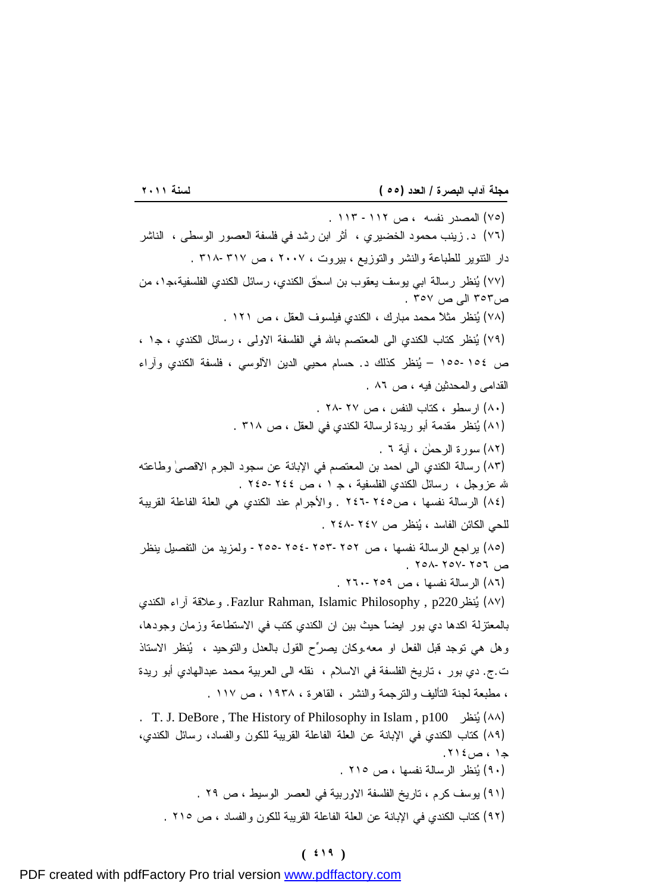(٧٥) المصدر نفسه ، ص ١١٢ - ١١٣ .

(٧٦) د. زينب محمود الخضيري ، أثر ابن رشد في فلسفة العصور الوسطى ، الناشر دار التنوير للطباعة والنشر والتوزيع ، بيروت ، ٢٠٠٧ ، ص ٣١٧ -٣١٨ .

(٧٧) يُنظر رسالة ابي يوسف يعقوب بن اسحق الكندي، رسائل الكندي الفلسفية،جـ١، من ص٣٥٣ الى ص ٣٥٧ .

(٧٨) يُنظر مثلاً محمد مبارك ، الكندي فيلسوف العقل ، ص ١٢١ .

(٧٩) يُنظر كتاب الكندي الى المعتصم بالله في الفلسفة الاولى ، رسائل الكندي ، جـ١ ، ص ١٥٤ -١٥٥ – يُنظر كذلك د. حسام محيي الدين الآلوسي ، فلسفة الكندي وآراء القدامى والمحدثين فيه ، ص ٨٦ .

(٨٠) ارسطو ، كتاب النفس ، ص ٢٧ -٢٨ .

(٨١) يُنظر مقدمة أبو ريدة لرسالة الكندي في العقل ، ص ٣١٨ .

(٨٢) سورة الرحمٰن ، آية ٦ .

(٨٣) رسالة الكندي الى احمد بن المعتصم في الإبانة عن سجود الجرم الاقصىٰ وطاعته لله عزوجل ، رسائل الكندي الفلسفية ، جـ ١ ، ص ٢٤٤ -٢٤٥ .

(٨٤) الرسالة نفسها ، ص٢٤٥ -٢٤٦ . والأجرام عند الكندي هي العلة الفاعلة القريبة للحي الكائن الفاسد ، يُنظر ص ٢٤٧ -٢٤٨ .

(٨٥) يراجع الرسالة نفسها ، ص ٢٥٢ -٢٥٣ -٢٥٤ -٢٥٥ - ولمزيد من التفصيل ينظر ص ٢٥٦ -٢٥٧ -٢٥٨ .

(٨٦) الرسالة نفسها ، ص ٢٥٩ -٢٦٠ .

(٨٧) يُنظرFazlur Rahman, Islamic Philosophy , p220. وعلاقة آراء الكندي بالمعتزلة اكدها دي بور ايضاً حيث بين ان الكندي كتب في الاستطاعة وزمان وجودها، وهل هي توجد قبل الفعل او معه.وكان يصرِّح القول بالعدل والتوحيد ، يُنظر الاستاذ ت.ج. دي بور ، تاريخ الفلسفة في الاسلام ، نقله الى العربية محمد عبدالهادي أبو ريدة ، مطبعة لجنة التأليف والترجمة والنشر ، القاهرة ، ١٩٣٨ ، ص ١١٧ .

(٨٨) يُنظر T. J. DeBore , The History of Philosophy in Islam , p100 .

(٨٩) كتاب الكندي في الإبانة عن العلة الفاعلة القريبة للكون والفساد، رسائل الكندي، جـ١ ، ص٢١٤.

(٩٠) يُنظر الرسالة نفسها ، ص ٢١٥ .

(٩١) يوسف كرم ، تاريخ الفلسفة الاوربية في العصر الوسيط ، ص ٢٩ .

(٩٢) كتاب الكندي في الإبانة عن العلة الفاعلة القريبة للكون والفساد ، ص ٢١٥ .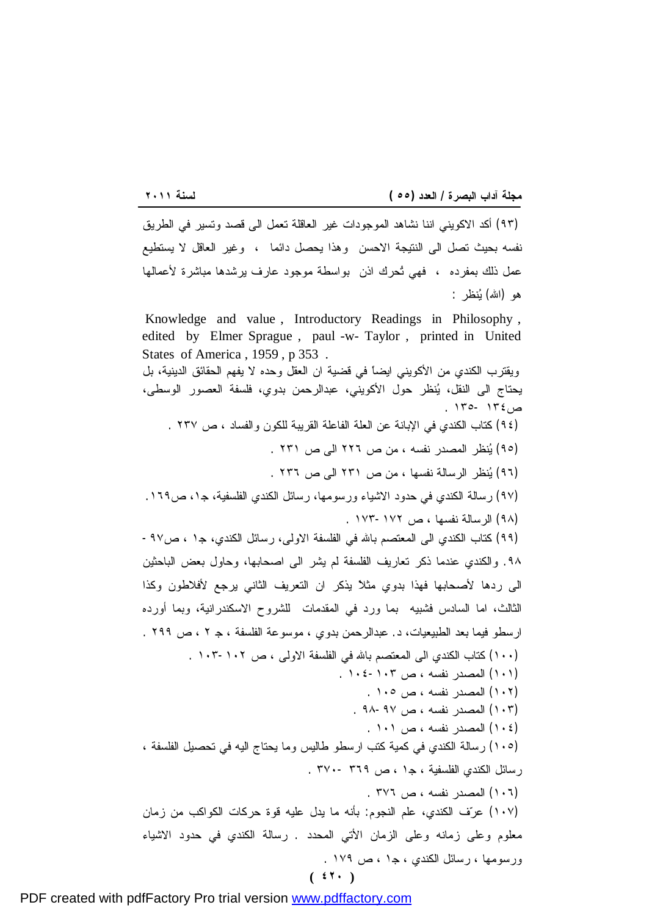(٩٣) أكد الاكويني اننا نشاهد الموجودات غير العاقلة تعمل الى قصد وتسير في الطريق نفسه بحيث تصل الى النتيجة الاحسن وهذا يحصل دائما ، وغير العاقل لا يستطيع عمل ذلك بمفرده ، فهي تُحرك اذن بواسطة موجود عارف يرشدها مباشرة لأعمالها هو (الله) يُنظر :

Knowledge and value , Introductory Readings in Philosophy , edited by Elmer Sprague , paul -w- Taylor , printed in United States of America , 1959 , p 353 .

ويقترب الكندي من الأكويني ايضاً في قضية ان العقل وحده لا يفهم الحقائق الدينية، بل يحتاج الى النقل، يُنظر حول الأكويني، عبدالرحمن بدوي، فلسفة العصور الوسطى، ص١٣٤ -١٣٥ .

(٩٤) كتاب الكندي في الإبانة عن العلة الفاعلة القريبة للكون والفساد ، ص ٢٣٧ .

(٩٥) يُنظر المصدر نفسه ، من ص ٢٢٦ الى ص ٢٣١ .

(٩٦) يُنظر الرسالة نفسها ، من ص ٢٣١ الى ص ٢٣٦ .

(٩٧) رسالة الكندي في حدود الاشياء ورسومها، رسائل الكندي الفلسفية، جـ١، ص١٦٩.

(٩٨) الرسالة نفسها ، ص ١٧٢ -١٧٣ .

(٩٩) كتاب الكندي الى المعتصم بالله في الفلسفة الاولى، رسائل الكندي، جـ١ ، ص٩٧ - ٩٨ . والكندي عندما ذكر تعاريف الفلسفة لم يشر الى اصحابها، وحاول بعض الباحثين الى ردها لأصحابها فهذا بدوي مثلاً يذكر ان التعريف الثاني يرجع لأفلاطون وكذا الثالث، اما السادس فشبيه بما ورد في المقدمات للشروح الاسكندرانية، وبما أورده ارسطو فيما بعد الطبيعيات، د. عبدالرحمن بدوي ، موسوعة الفلسفة ، جـ ٢ ، ص ٢٩٩ .

(١٠٠) كتاب الكندي الى المعتصم بالله في الفلسفة الاولى ، ص ١٠٢ -١٠٣ .

(١٠١) المصدر نفسه ، ص ١٠٣ -١٠٤ .

(١٠٢) المصدر نفسه ، ص ١٠٥ .

(١٠٣) المصدر نفسه ، ص ٩٧ -٩٨ .

(١٠٤) المصدر نفسه ، ص ١٠١ .

(١٠٥) رسالة الكندي في كمية كتب ارسطو طاليس وما يحتاج اليه في تحصيل الفلسفة ، رسائل الكندي الفلسفية ، جـ١ ، ص ٣٦٩ -٣٧٠ .

(١٠٦) المصدر نفسه ، ص ٣٧٦ .

(١٠٧) عرّف الكندي، علم النجوم: بأنه ما يدل عليه قوة حركات الكواكب من زمان معلوم وعلى زمانه وعلى الزمان الأتي المحدد . رسالة الكندي في حدود الاشياء ورسومها ، رسائل الكندي ، جـ١ ، ص ١٧٩ .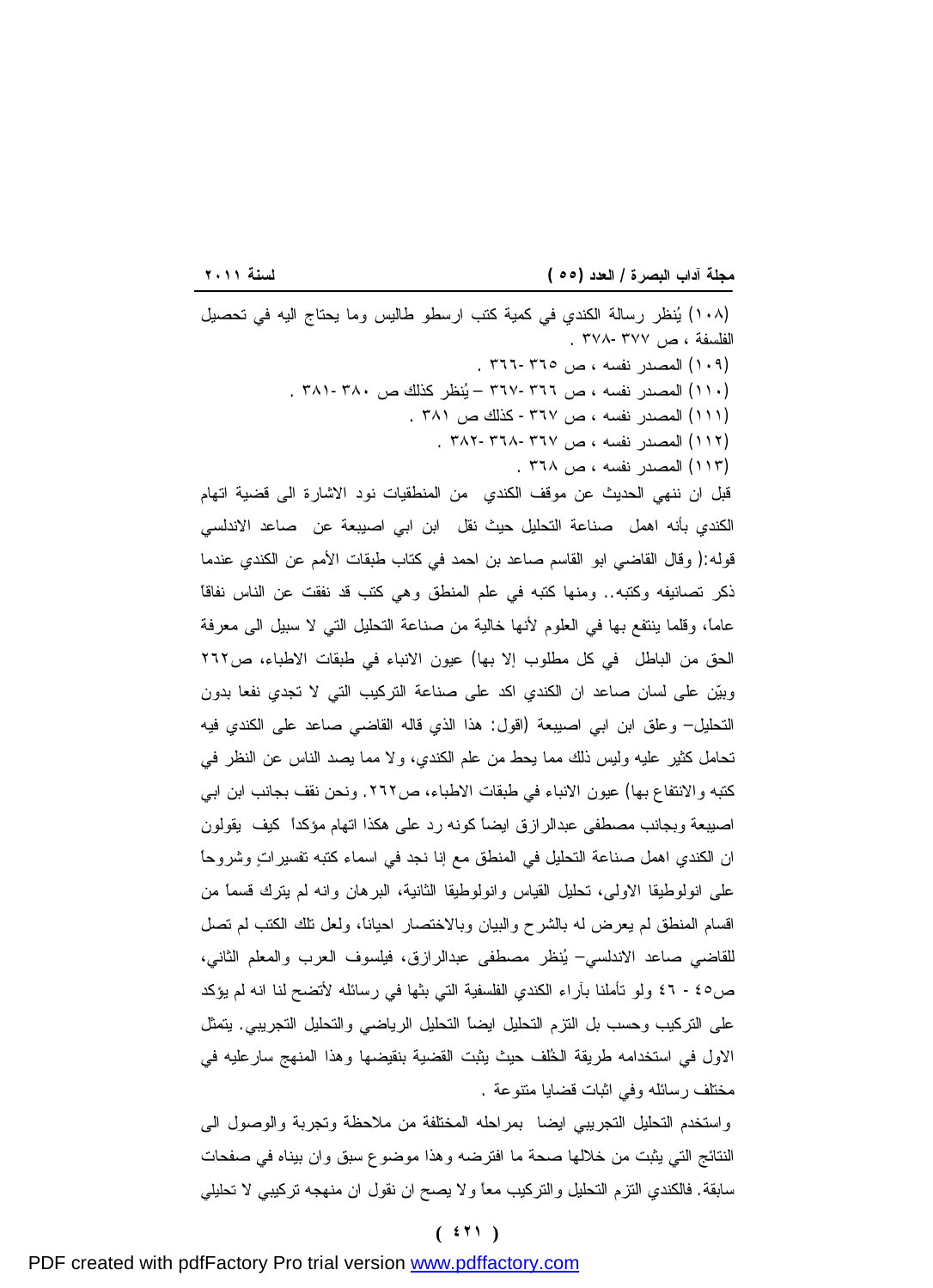(١٠٨) يُنظر رسالة الكندي في كمية كتب ارسطو طاليس وما يحتاج اليه في تحصيل الفلسفة ، ص ٣٧٧ -٣٧٨ .

(١٠٩) المصدر نفسه ، ص ٣٦٥ -٣٦٦ .

(١١٠) المصدر نفسه ، ص ٣٦٦ -٣٦٧ – يُنظر كذلك ص ٣٨٠ -٣٨١ .

(١١١) المصدر نفسه ، ص ٣٦٧ - كذلك ص ٣٨١ .

(١١٢) المصدر نفسه ، ص ٣٦٧ -٣٦٨ -٣٨٢ .

(١١٣) المصدر نفسه ، ص ٣٦٨ .

قبل ان ننهي الحديث عن موقف الكندي من المنطقيات نود الاشارة الى قضية اتهام الكندي بأنه اهمل صناعة التحليل حيث نقل ابن ابي اصيبعة عن صاعد الاندلسي قوله:( وقال القاضي ابو القاسم صاعد بن احمد في كتاب طبقات الأمم عن الكندي عندما ذكر تصانيفه وكتبه.. ومنها كتبه في علم المنطق وهي كتب قد نفقت عن الناس نفاقاً عاماً، وقلما ينتفع بها في العلوم لأنها خالية من صناعة التحليل التي لا سبيل الى معرفة الحق من الباطل في كل مطلوب إلا بها) عيون الانباء في طبقات الاطباء، ص٢٦٢ وبيّن على لسان صاعد ان الكندي اكد على صناعة التركيب التي لا تجدي نفعا بدون التحليل– وعلق ابن ابي اصيبعة (اقول: هذا الذي قاله القاضي صاعد على الكندي فيه تحامل كثير عليه وليس ذلك مما يحط من علم الكندي، ولا مما يصد الناس عن النظر في كتبه والانتفاع بها) عيون الانباء في طبقات الاطباء، ص٢٦٢. ونحن نقف بجانب ابن ابي اصيبعة وبجانب مصطفى عبدالرازق ايضاً كونه رد على هكذا اتهام مؤكداً كيف يقولون ان الكندي اهمل صناعة التحليل في المنطق مع إنا نجد في اسماء كتبه تفسيراتٍ وشروحاً على انولوطيقا الاولى، تحليل القياس وانولوطيقا الثانية، البرهان وانه لم يترك قسماً من اقسام المنطق لم يعرض له بالشرح والبيان وبالاختصار احياناً، ولعل تلك الكتب لم تصل للقاضي صاعد الاندلسي– يُنظر مصطفى عبدالرازق، فيلسوف العرب والمعلم الثاني، ص٤٥ - ٤٦ ولو تأملنا بآراء الكندي الفلسفية التي بثها في رسائله لأتضح لنا انه لم يؤكد على التركيب وحسب بل التزم التحليل ايضاً التحليل الرياضي والتحليل التجريبي. يتمثل الاول في استخدامه طريقة الخُلف حيث يثبت القضية بنقيضها وهذا المنهج سارعليه في مختلف رسائله وفي اثبات قضايا متنوعة .

واستخدم التحليل التجريبي ايضا بمراحله المختلفة من ملاحظة وتجربة والوصول الى النتائج التي يثبت من خلالها صحة ما افترضه وهذا موضوع سبق وان بيناه في صفحات سابقة. فالكندي التزم التحليل والتركيب معاً ولا يصح ان نقول ان منهجه تركيبي لا تحليلي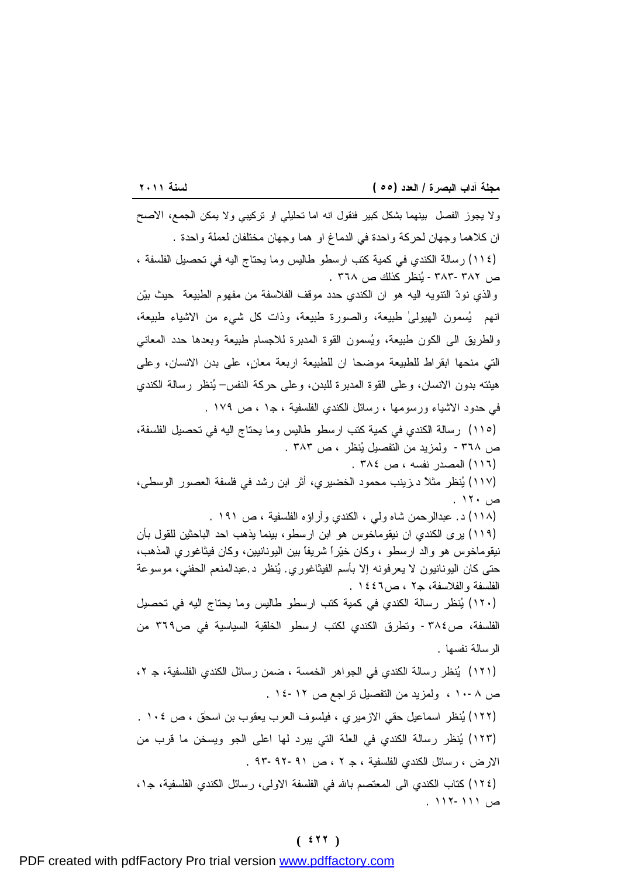ولا يجوز الفصل بينهما بشكل كبير فنقول انه اما تحليلي او تركيبي ولا يمكن الجمع، الاصح ان كلاهما وجهان لحركة واحدة في الدماغ او هما وجهان مختلفان لعملة واحدة .

(١١٤) رسالة الكندي في كمية كتب ارسطو طاليس وما يحتاج اليه في تحصيل الفلسفة ، ص ٣٨٢ -٣٨٣ - يُنظر كذلك ص ٣٦٨ .

والذي نودّ التنويه اليه هو ان الكندي حدد موقف الفلاسفة من مفهوم الطبيعة حيث بيّن انهم يُسمون الهيولىٰ طبيعة، والصورة طبيعة، وذات كل شيء من الاشياء طبيعة، والطريق الى الكون طبيعة، ويُسمون القوة المدبرة للاجسام طبيعة وبعدها حدد المعاني التي منحها ابقراط للطبيعة موضحا ان للطبيعة اربعة معانٍ، على بدن الانسان، وعلى هيئته بدون الانسان، وعلى القوة المدبرة للبدن، وعلى حركة النفس– يُنظر رسالة الكندي في حدود الاشياء ورسومها ، رسائل الكندي الفلسفية ، جا ، ص ١٧٩ .

(١١٥) رسالة الكندي في كمية كتب ارسطو طاليس وما يحتاج اليه في تحصيل الفلسفة، ص ٣٦٨ - ولمزيد من التفصيل يُنظر ، ص ٣٨٣ .

(١١٦) المصدر نفسه ، ص ٣٨٤ .

(١١٧) يُنظر مثلاً د.زينب محمود الخضيري، أثر ابن رشد في فلسفة العصور الوسطى، ص ١٢٠ .

(١١٨) د. عبدالرحمن شاه ولي ، الكندي وآراؤه الفلسفية ، ص ١٩١ .

(١١٩) يرى الكندي ان نيقوماخوس هو ابن ارسطو، بينما يذهب احد الباحثين للقول بأن نيقوماخوس هو والد ارسطو ، وكان خيّراً شريفاً بين اليونانيين، وكان فيثاغوري المذهب، حتى كان اليونانيون لا يعرفونه إلا بأسم الفيثاغوري. يُنظر د.عبدالمنعم الحفني، موسوعة الفلسفة والفلاسفة، جـ٢ ، ص١٤٤٦ .

(١٢٠) يُنظر رسالة الكندي في كمية كتب ارسطو طاليس وما يحتاج اليه في تحصيل الفلسفة، ص٣٨٤ - وتطرق الكندي لكتب ارسطو الخلقية السياسية في ص٣٦٩ من الرسالة نفسها .

(١٢١) يُنظر رسالة الكندي في الجواهر الخمسة ، ضمن رسائل الكندي الفلسفية، جـ ٢، ص ٨ -١٠ ، ولمزيد من التفصيل تراجع ص ١٢ -١٤ .

(١٢٢) يُنظر اسماعيل حقي الازميري ، فيلسوف العرب يعقوب بن اسحٰق ، ص ١٠٤ .

(١٢٣) يُنظر رسالة الكندي في العلة التي يبرد لها اعلى الجو ويسخن ما قرب من الارض ، رسائل الكندي الفلسفية ، جـ ٢ ، ص ٩١ -٩٢ -٩٣ .

(١٢٤) كتاب الكندي الى المعتصم بالله في الفلسفة الاولى، رسائل الكندي الفلسفية، جـ١، ص ١١١ -١١٢ .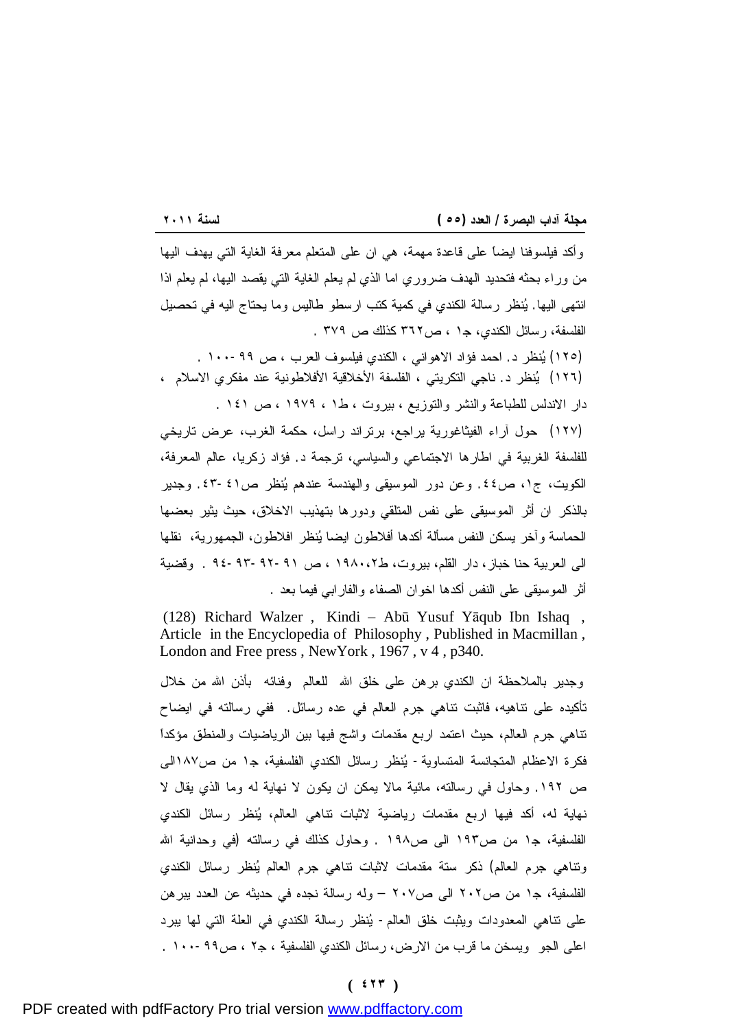وأكد فيلسوفنا ايضاً على قاعدة مهمة، هي ان على المتعلم معرفة الغاية التي يهدف اليها من وراء بحثه فتحديد الهدف ضروري اما الذي لم يعلم الغاية التي يقصد اليها، لم يعلم اذا انتهى اليها. يُنظر رسالة الكندي في كمية كتب ارسطو طاليس وما يحتاج اليه في تحصيل الفلسفة، رسائل الكندي، جـ١ ، ص٣٦٢ كذلك ص ٣٧٩ .

(١٢٥) يُنظر د. احمد فؤاد الاهواني ، الكندي فيلسوف العرب ، ص ٩٩ -١٠٠ .

(١٢٦) يُنظر د. ناجي التكريتي ، الفلسفة الأخلاقية الأفلاطونية عند مفكري الاسلام ، دار الاندلس للطباعة والنشر والتوزيع ، بيروت ، ط١ ، ١٩٧٩ ، ص ١٤١ .

(١٢٧) حول آراء الفيثاغورية يراجع، برتراند راسل، حكمة الغرب، عرض تاريخي للفلسفة الغربية في اطارها الاجتماعي والسياسي، ترجمة د. فؤاد زكريا، عالم المعرفة، الكويت، ج١، ص٤٤. وعن دور الموسيقى والهندسة عندهم يُنظر ص٤١ -٤٣. وجدير بالذكر ان أثر الموسيقى على نفس المتلقي ودورها بتهذيب الاخلاق، حيث يثير بعضها الحماسة وآخر يسكن النفس مسألة أكدها أفلاطون ايضا يُنظر افلاطون، الجمهورية، نقلها الى العربية حنا خباز، دار القلم، بيروت، ط٢، ١٩٨٠ ، ص ٩١ -٩٢ -٩٣ -٩٤ . وقضية أثر الموسيقى على النفس أكدها اخوان الصفاء والفارابي فيما بعد .

(128) Richard Walzer , Kindi – Abū Yusuf Yāqub Ibn Ishaq , Article in the Encyclopedia of Philosophy , Published in Macmillan , London and Free press , NewYork , 1967 , v 4 , p340.

وجدير بالملاحظة ان الكندي برهن على خلق الله للعالم وفنائه بأذن الله من خلال تأكيده على تناهيه، فاثبت تناهي جرم العالم في عده رسائل. ففي رسالته في ايضاح تناهي جرم العالم، حيث اعتمد اربع مقدمات واشج فيها بين الرياضيات والمنطق مؤكداً فكرة الاعظام المتجانسة المتساوية - يُنظر رسائل الكندي الفلسفية، جـ١ من ص١٨٧الى ص ١٩٢. وحاول في رسالته، مائية مالا يمكن ان يكون لا نهاية له وما الذي يقال لا نهاية له، أكد فيها اربع مقدمات رياضية لاثبات تناهي العالم، يُنظر رسائل الكندي الفلسفية، جـ١ من ص١٩٣ الى ص١٩٨ . وحاول كذلك في رسالته (في وحدانية الله وتناهي جرم العالم) ذكر ستة مقدمات لاثبات تناهي جرم العالم يُنظر رسائل الكندي الفلسفية، جـ١ من ص٢٠٢ الى ص٢٠٧ – وله رسالة نجده في حديثه عن العدد يبرهن على تناهي المعدودات ويثبت خلق العالم - يُنظر رسالة الكندي في العلة التي لها يبرد اعلى الجو ويسخن ما قرب من الارض، رسائل الكندي الفلسفية ، جـ٢ ، ص٩٩ -١٠٠ .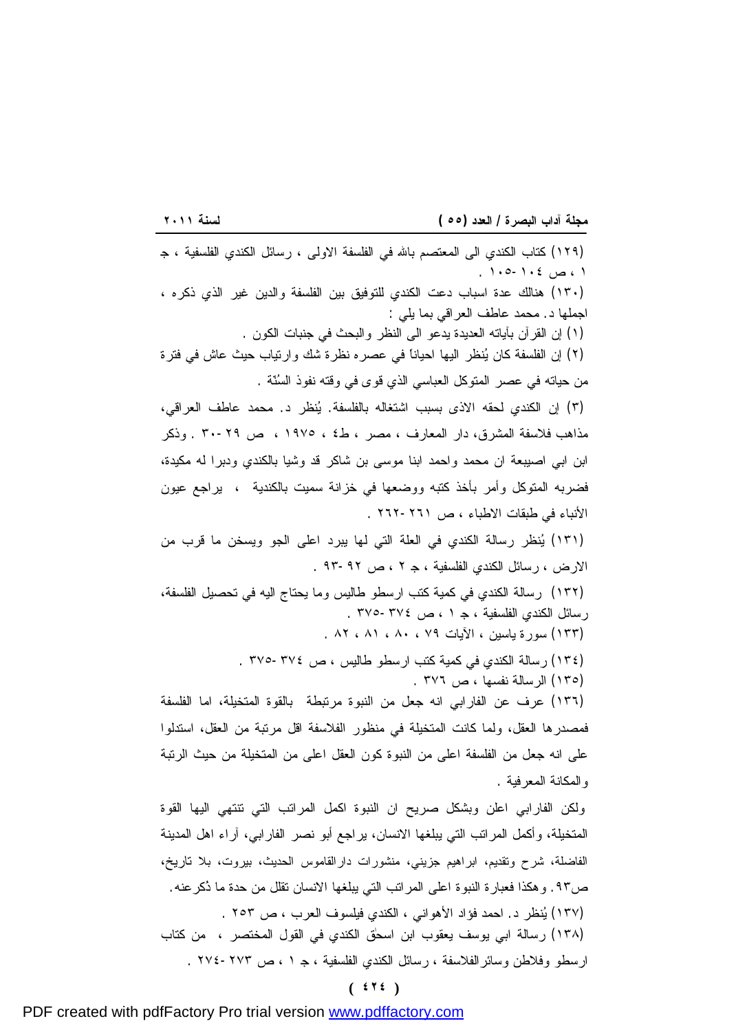(١٢٩) كتاب الكندي الى المعتصم بالله في الفلسفة الاولى ، رسائل الكندي الفلسفية ، جـ ١ ، ص ١٠٤ -١٠٥ .

(١٣٠) هنالك عدة اسباب دعت الكندي للتوفيق بين الفلسفة والدين غير الذي ذكره ، اجملها د. محمد عاطف العراقي بما يلي :

(١) إن القرآن بآياته العديدة يدعو الى النظر والبحث في جنبات الكون .

(٢) إن الفلسفة كان يُنظر اليها احياناً في عصره نظرة شك وارتياب حيث عاش في فترة من حياته في عصر المتوكل العباسي الذي قوى في وقته نفوذ السُنّة .

(٣) إن الكندي لحقه الاذى بسبب اشتغاله بالفلسفة. يُنظر د. محمد عاطف العراقي، مذاهب فلاسفة المشرق، دار المعارف ، مصر ، ط٤ ، ١٩٧٥ ، ص ٢٩ -٣٠ . وذكر ابن ابي اصيبعة ان محمد واحمد ابنا موسى بن شاكر قد وشيا بالكندي ودبرا له مكيدة، فضربه المتوكل وأمر بأخذ كتبه ووضعها في خزانة سميت بالكندية ، يراجع عيون الأنباء في طبقات الاطباء ، ص ٢٦١ -٢٦٢ .

(١٣١) يُنظر رسالة الكندي في العلة التي لها يبرد اعلى الجو ويسخن ما قرب من الارض ، رسائل الكندي الفلسفية ، جـ ٢ ، ص ٩٢ -٩٣ .

(١٣٢) رسالة الكندي في كمية كتب ارسطو طاليس وما يحتاج اليه في تحصيل الفلسفة، رسائل الكندي الفلسفية ، جـ ١ ، ص ٣٧٤ -٣٧٥ .

(١٣٣) سورة ياسين ، الآيات ٧٩ ، ٨٠ ، ٨١ ، ٨٢ .

(١٣٤) رسالة الكندي في كمية كتب ارسطو طاليس ، ص ٣٧٤ -٣٧٥ .

(١٣٥) الرسالة نفسها ، ص ٣٧٦ .

(١٣٦) عرف عن الفارابي انه جعل من النبوة مرتبطة بالقوة المتخيلة، اما الفلسفة فمصدرها العقل، ولما كانت المتخيلة في منظور الفلاسفة اقل مرتبة من العقل، استدلوا على انه جعل من الفلسفة اعلى من النبوة كون العقل اعلى من المتخيلة من حيث الرتبة والمكانة المعرفية .

ولكن الفارابي اعلن وبشكل صريح ان النبوة اكمل المراتب التي تنتهي اليها القوة المتخيلة، وأكمل المراتب التي يبلغها الانسان، يراجع أبو نصر الفارابي، آراء اهل المدينة الفاضلة، شرح وتقديم، ابراهيم جزيني، منشورات دارالقاموس الحديث، بيروت، بلا تاريخ، ص٩٣. وهكذا فعبارة النبوة اعلى المراتب التي يبلغها الانسان تقلل من حدة ما ذُكرعنه.

(١٣٧) يُنظر د. احمد فؤاد الأهواني ، الكندي فيلسوف العرب ، ص ٢٥٣ .

(١٣٨) رسالة ابي يوسف يعقوب ابن اسحٰق الكندي في القول المختصر ، من كتاب ارسطو وفلاطن وسائرالفلاسفة ، رسائل الكندي الفلسفية ، جـ ١ ، ص ٢٧٣ -٢٧٤ .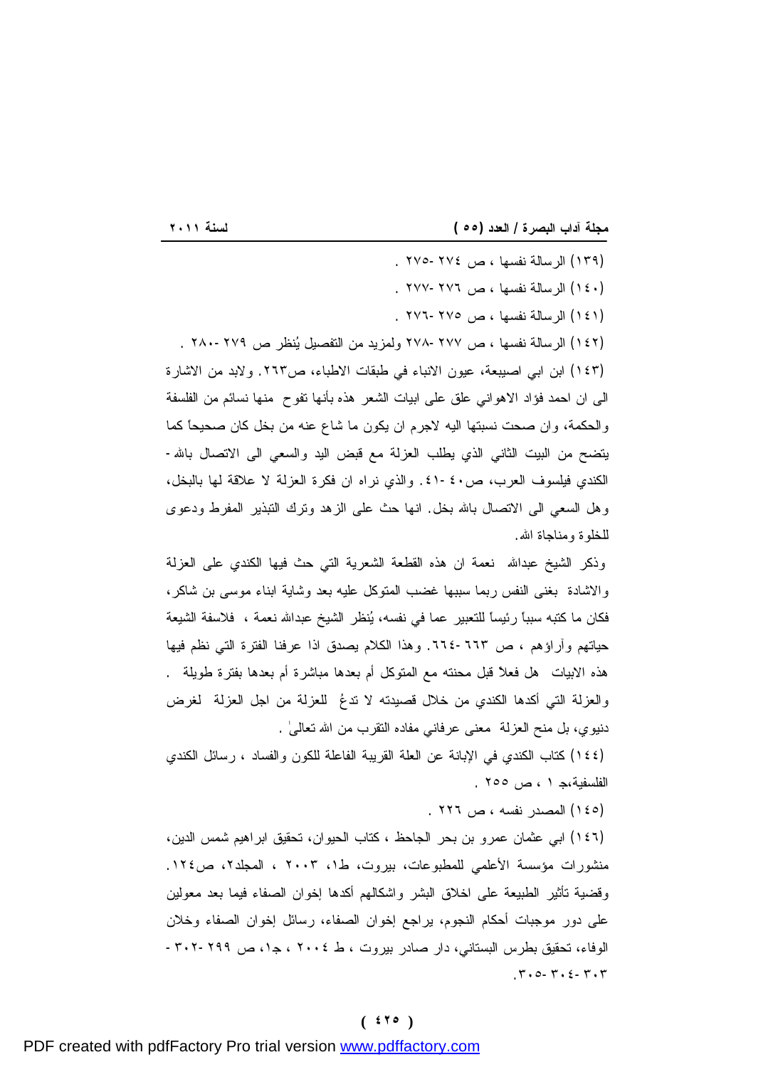(١٣٩) الرسالة نفسها ، ص ٢٧٤ -٢٧٥ .

(١٤٠) الرسالة نفسها ، ص ٢٧٦ -٢٧٧ .

(١٤١) الرسالة نفسها ، ص ٢٧٥ -٢٧٦ .

(١٤٢) الرسالة نفسها ، ص ٢٧٧ -٢٧٨ ولمزيد من التفصيل يُنظر ص ٢٧٩ -٢٨٠ .

(١٤٣) ابن ابي اصيبعة، عيون الانباء في طبقات الاطباء، ص٢٦٣. ولابد من الاشارة الى ان احمد فؤاد الاهواني علق على ابيات الشعر هذه بأنها تفوح منها نسائم من الفلسفة والحكمة، وان صحت نسبتها اليه لاجرم ان يكون ما شاع عنه من بخل كان صحيحاً كما يتضح من البيت الثاني الذي يطلب العزلة مع قبض اليد والسعي الى الاتصال بالله - الكندي فيلسوف العرب، ص٤٠ -٤١. والذي نراه ان فكرة العزلة لا علاقة لها بالبخل، وهل السعي الى الاتصال بالله بخل. انها حث على الزهد وترك التبذير المفرط ودعوى للخلوة ومناجاة الله.

وذكر الشيخ عبدالله نعمة ان هذه القطعة الشعرية التي حث فيها الكندي على العزلة والاشادة بغنى النفس ربما سببها غضب المتوكل عليه بعد وشاية ابناء موسى بن شاكر، فكان ما كتبه سبباً رئيساً للتعبير عما في نفسه، يُنظر الشيخ عبدالله نعمة ، فلاسفة الشيعة حياتهم وآراؤهم ، ص ٦٦٣ -٦٦٤. وهذا الكلام يصدق اذا عرفنا الفترة التي نظم فيها هذه الابيات هل فعلاً قبل محنته مع المتوكل أم بعدها مباشرة أم بعدها بفترة طويلة . والعزلة التي أكدها الكندي من خلال قصيدته لا تدعُ للعزلة من اجل العزلة لغرض دنيوي، بل منح العزلة معنى عرفاني مفاده التقرب من الله تعالىٰ .

(١٤٤) كتاب الكندي في الإبانة عن العلة القريبة الفاعلة للكون والفساد ، رسائل الكندي الفلسفية،ج ١ ، ص ٢٥٥ .

(١٤٥) المصدر نفسه ، ص ٢٢٦ .

(١٤٦) ابي عثمان عمرو بن بحر الجاحظ ، كتاب الحيوان، تحقيق ابراهيم شمس الدين، منشورات مؤسسة الأعلمي للمطبوعات، بيروت، ط١، ٢٠٠٣ ، المجلد٢، ص١٢٤. وقضية تأثير الطبيعة على اخلاق البشر واشكالهم أكدها إخوان الصفاء فيما بعد معولين على دور موجبات أحكام النجوم، يراجع إخوان الصفاء، رسائل إخوان الصفاء وخلان الوفاء، تحقيق بطرس البستاني، دار صادر بيروت ، ط ٢٠٠٤ ، جـ١، ص ٢٩٩ -٣٠٢ - ٣٠٣ -٣٠٤ -٣٠٥.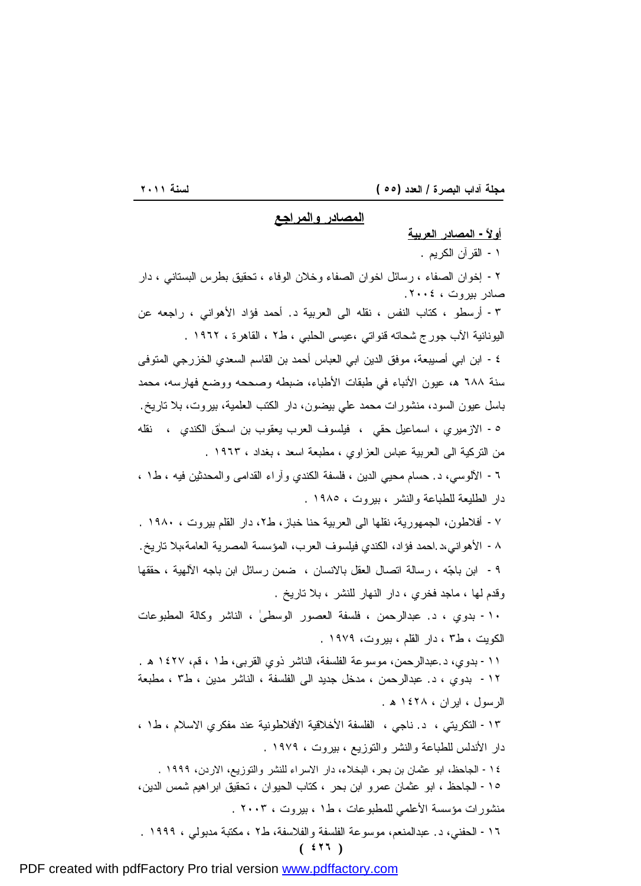## المصادر والمراجع

### أولاً - المصادر العربية

١ - القرآن الكريم .

٢ - إخوان الصفاء ، رسائل اخوان الصفاء وخلان الوفاء ، تحقيق بطرس البستاني ، دار صادر بيروت ، ٢٠٠٤.

٣ - أرسطو ، كتاب النفس ، نقله الى العربية د. أحمد فؤاد الأهواني ، راجعه عن اليونانية الآب جورج شحاته قنواتي ،عيسى الحلبي ، ط٢ ، القاهرة ، ١٩٦٢ .

٤ - ابن ابي أصيبعة، موفق الدين ابي العباس أحمد بن القاسم السعدي الخزرجي المتوفى سنة ٦٨٨ هـ، عيون الأنباء في طبقات الأطباء، ضبطه وصححه ووضع فهارسه، محمد باسل عيون السود، منشورات محمد علي بيضون، دار الكتب العلمية، بيروت، بلا تاريخ.

٥ - الازميري ، اسماعيل حقي ، فيلسوف العرب يعقوب بن اسحق الكندي ، نقله من التركية الى العربية عباس العزاوي ، مطبعة اسعد ، بغداد ، ١٩٦٣ .

٦ - الآلوسي، د. حسام محيي الدين ، فلسفة الكندي وآراء القدامى والمحدثين فيه ، ط١ ، دار الطليعة للطباعة والنشر ، بيروت ، ١٩٨٥ .

٧ - أفلاطون، الجمهورية، نقلها الى العربية حنا خباز، ط٢، دار القلم بيروت ، ١٩٨٠ .

٨ - الأهواني،د.احمد فؤاد، الكندي فيلسوف العرب، المؤسسة المصرية العامة،بلا تاريخ.

٩ - ابن باجّه ، رسالة اتصال العقل بالانسان ، ضمن رسائل ابن باجه الآلهية ، حققها وقدم لها ، ماجد فخري ، دار النهار للنشر ، بلا تاريخ .

١٠ - بدوي ، د. عبدالرحمن ، فلسفة العصور الوسطىٰ ، الناشر وكالة المطبوعات الكويت ، ط٣ ، دار القلم ، بيروت، ١٩٧٩ .

١١ - بدوي، د.عبدالرحمن، موسوعة الفلسفة، الناشر ذوي القربى، ط١ ، قم، ١٤٢٧ هـ .

١٢ - بدوي ، د. عبدالرحمن ، مدخل جديد الى الفلسفة ، الناشر مدين ، ط٣ ، مطبعة الرسول ، ايران ، ١٤٢٨ هـ .

١٣ - التكريتي ، د. ناجي ، الفلسفة الأخلاقية الأفلاطونية عند مفكري الاسلام ، ط١ ، دار الأندلس للطباعة والنشر والتوزيع ، بيروت ، ١٩٧٩ .

١٤ - الجاحظ، ابو عثمان بن بحر، البخلاء، دار الاسراء للنشر والتوزيع، الاردن، ١٩٩٩ .

١٥ - الجاحظ ، ابو عثمان عمرو ابن بحر ، كتاب الحيوان ، تحقيق ابراهيم شمس الدين، منشورات مؤسسة الأعلمي للمطبوعات ، ط١ ، بيروت ، ٢٠٠٣ .

١٦ - الحفني، د. عبدالمنعم، موسوعة الفلسفة والفلاسفة، ط٢ ، مكتبة مدبولي ، ١٩٩٩ .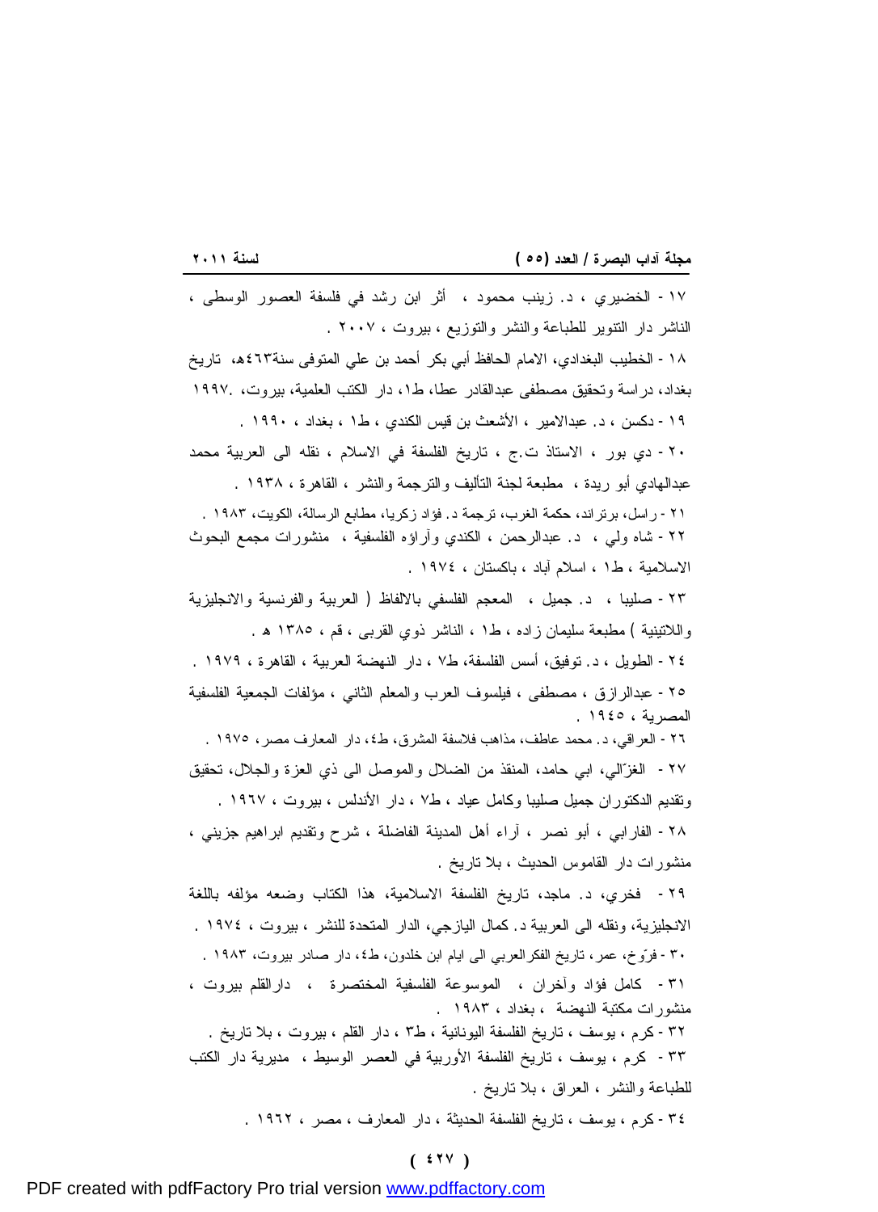١٧ - الخضيري ، د. زينب محمود ، أثر ابن رشد في فلسفة العصور الوسطى ، الناشر دار التنوير للطباعة والنشر والتوزيع ، بيروت ، ٢٠٠٧ .

١٨ - الخطيب البغدادي، الامام الحافظ أبي بكر أحمد بن علي المتوفى سنة٤٦٣هـ، تاريخ بغداد، دراسة وتحقيق مصطفى عبدالقادر عطا، ط١، دار الكتب العلمية، بيروت، ١٩٩٧.

١٩ - دكسن ، د. عبدالامير ، الأشعث بن قيس الكندي ، ط١ ، بغداد ، ١٩٩٠ .

٢٠ - دي بور ، الاستاذ ت.ج ، تاريخ الفلسفة في الاسلام ، نقله الى العربية محمد عبدالهادي أبو ريدة ، مطبعة لجنة التأليف والترجمة والنشر ، القاهرة ، ١٩٣٨ .

٢١ - راسل، برتراند، حكمة الغرب، ترجمة د. فؤاد زكريا، مطابع الرسالة، الكويت، ١٩٨٣ .

٢٢ - شاه ولي ، د. عبدالرحمن ، الكندي وآراؤه الفلسفية ، منشورات مجمع البحوث الاسلامية ، ط١ ، اسلام آباد ، باكستان ، ١٩٧٤ .

٢٣ - صليبا ، د. جميل ، المعجم الفلسفي بالالفاظ ( العربية والفرنسية والانجليزية واللاتينية ) مطبعة سليمان زاده ، ط١ ، الناشر ذوي القربى ، قم ، ١٣٨٥ هـ .

٢٤ - الطويل ، د. توفيق، أسس الفلسفة، ط٧ ، دار النهضة العربية ، القاهرة ، ١٩٧٩ .

٢٥ - عبدالرازق ، مصطفى ، فيلسوف العرب والمعلم الثاني ، مؤلفات الجمعية الفلسفية المصرية ، ١٩٤٥ .

٢٦ - العراقي، د. محمد عاطف، مذاهب فلاسفة المشرق، ط٤، دار المعارف مصر، ١٩٧٥ .

٢٧ - الغزّالي، ابي حامد، المنقذ من الضلال والموصل الى ذي العزة والجلال، تحقيق وتقديم الدكتوران جميل صليبا وكامل عياد ، ط٧ ، دار الأندلس ، بيروت ، ١٩٦٧ .

٢٨ - الفارابي ، أبو نصر ، آراء أهل المدينة الفاضلة ، شرح وتقديم ابراهيم جزيني ، منشورات دار القاموس الحديث ، بلا تاريخ .

٢٩ - فخري، د. ماجد، تاريخ الفلسفة الاسلامية، هذا الكتاب وضعه مؤلفه باللغة الانجليزية، ونقله الى العربية د. كمال اليازجي، الدار المتحدة للنشر ، بيروت ، ١٩٧٤ .

٣٠ - فرّوخ، عمر، تاريخ الفكرالعربي الى ايام ابن خلدون، ط٤، دار صادر بيروت، ١٩٨٣ .

٣١ - كامل فؤاد وآخران ، الموسوعة الفلسفية المختصرة ، دارالقلم بيروت ، منشورات مكتبة النهضة ، بغداد ، ١٩٨٣ .

٣٢ - كرم ، يوسف ، تاريخ الفلسفة اليونانية ، ط٣ ، دار القلم ، بيروت ، بلا تاريخ .

٣٣ - كرم ، يوسف ، تاريخ الفلسفة الأوربية في العصر الوسيط ، مديرية دار الكتب للطباعة والنشر ، العراق ، بلا تاريخ .

٣٤ - كرم ، يوسف ، تاريخ الفلسفة الحديثة ، دار المعارف ، مصر ، ١٩٦٢ .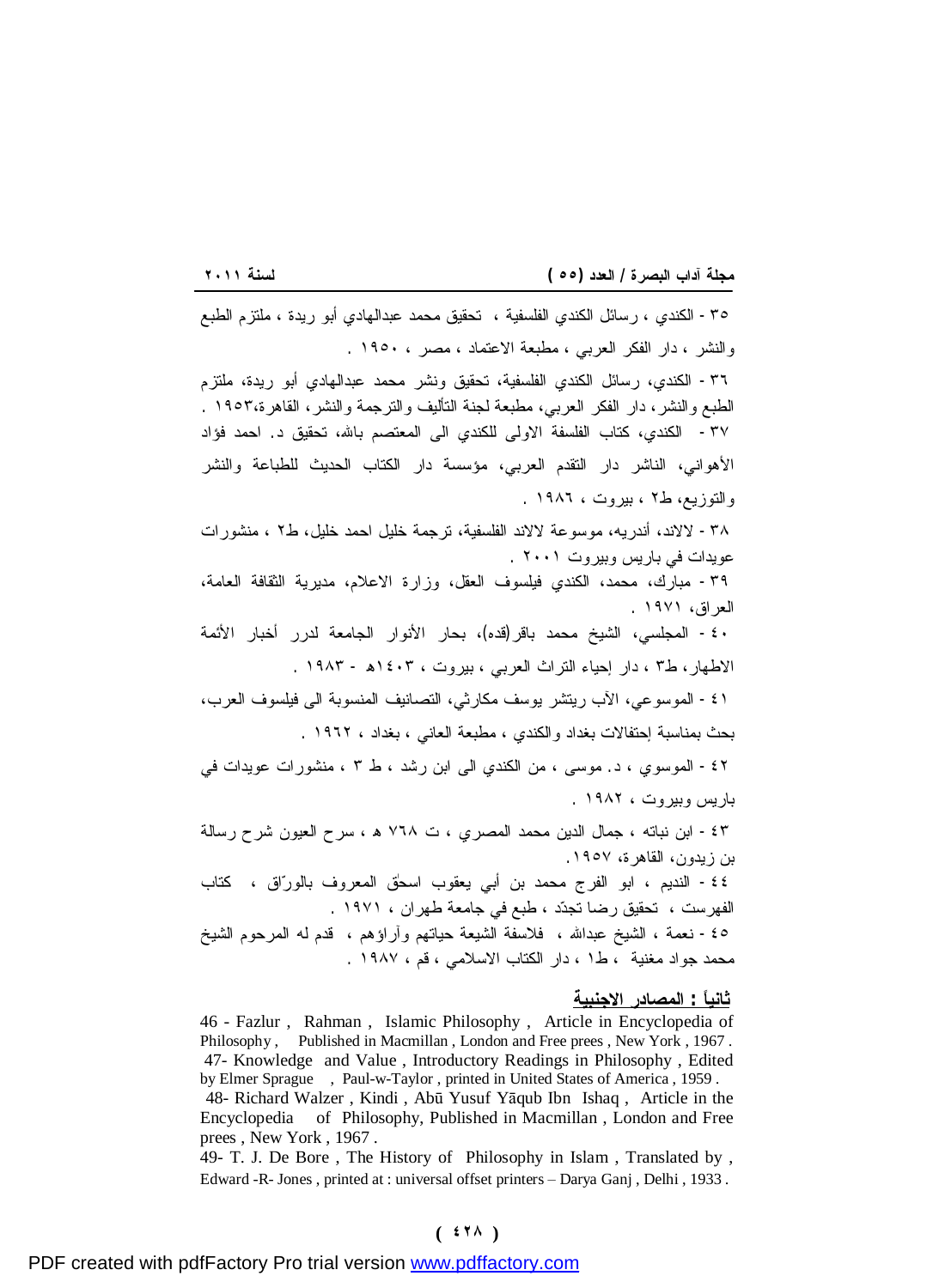٣٥ - الكندي ، رسائل الكندي الفلسفية ، تحقيق محمد عبدالهادي أبو ريدة ، ملتزم الطبع والنشر ، دار الفكر العربي ، مطبعة الاعتماد ، مصر ، ١٩٥٠ .

٣٦ - الكندي، رسائل الكندي الفلسفية، تحقيق ونشر محمد عبدالهادي أبو ريدة، ملتزم الطبع والنشر، دار الفكر العربي، مطبعة لجنة التأليف والترجمة والنشر، القاهرة،١٩٥٣ .

٣٧ - الكندي، كتاب الفلسفة الاولى للكندي الى المعتصم بالله، تحقيق د. احمد فؤاد الأهواني، الناشر دار التقدم العربي، مؤسسة دار الكتاب الحديث للطباعة والنشر والتوزيع، ط٢ ، بيروت ، ١٩٨٦ .

٣٨ - لالاند، أندريه، موسوعة لالاند الفلسفية، ترجمة خليل احمد خليل، ط٢ ، منشورات عويدات في باريس وبيروت ٢٠٠١ .

٣٩ - مبارك، محمد، الكندي فيلسوف العقل، وزارة الاعلام، مديرية الثقافة العامة، العراق، ١٩٧١ .

٤٠ - المجلسي، الشيخ محمد باقر(قده)، بحار الأنوار الجامعة لدرر أخبار الأئمة الاطهار، ط٣ ، دار إحياء التراث العربي ، بيروت ، ١٤٠٣هـ - ١٩٨٣ .

٤١ - الموسوعي، الآب ريتشر يوسف مكارثي، التصانيف المنسوبة الى فيلسوف العرب، بحث بمناسبة إحتفالات بغداد والكندي ، مطبعة العاني ، بغداد ، ١٩٦٢ .

٤٢ - الموسوي ، د. موسى ، من الكندي الى ابن رشد ، ط ٣ ، منشورات عويدات في باريس وبيروت ، ١٩٨٢ .

٤٣ - ابن نباته ، جمال الدين محمد المصري ، ت ٧٦٨ هـ ، سرح العيون شرح رسالة بن زيدون، القاهرة، ١٩٥٧.

٤٤ - النديم ، ابو الفرج محمد بن أبي يعقوب اسحٰق المعروف بالورّاق ، كتاب الفهرست ، تحقيق رضا تجدّد ، طبع في جامعة طهران ، ١٩٧١ .

٤٥ - نعمة ، الشيخ عبدالله ، فلاسفة الشيعة حياتهم وآراؤهم ، قدم له المرحوم الشيخ محمد جواد مغنية ، ط١ ، دار الكتاب الاسلامي ، قم ، ١٩٨٧ .

## ثانياً : المصادر الاجنبية

46 - Fazlur , Rahman , Islamic Philosophy , Article in Encyclopedia of Philosophy , Published in Macmillan , London and Free prees , New York , 1967 .

47- Knowledge and Value , Introductory Readings in Philosophy , Edited by Elmer Sprague , Paul-w-Taylor , printed in United States of America , 1959 .

48- Richard Walzer , Kindi , Abū Yusuf Yāqub Ibn Ishaq , Article in the Encyclopedia of Philosophy, Published in Macmillan , London and Free prees , New York , 1967 .

49- T. J. De Bore , The History of Philosophy in Islam , Translated by , Edward -R- Jones , printed at : universal offset printers – Darya Ganj , Delhi , 1933 .